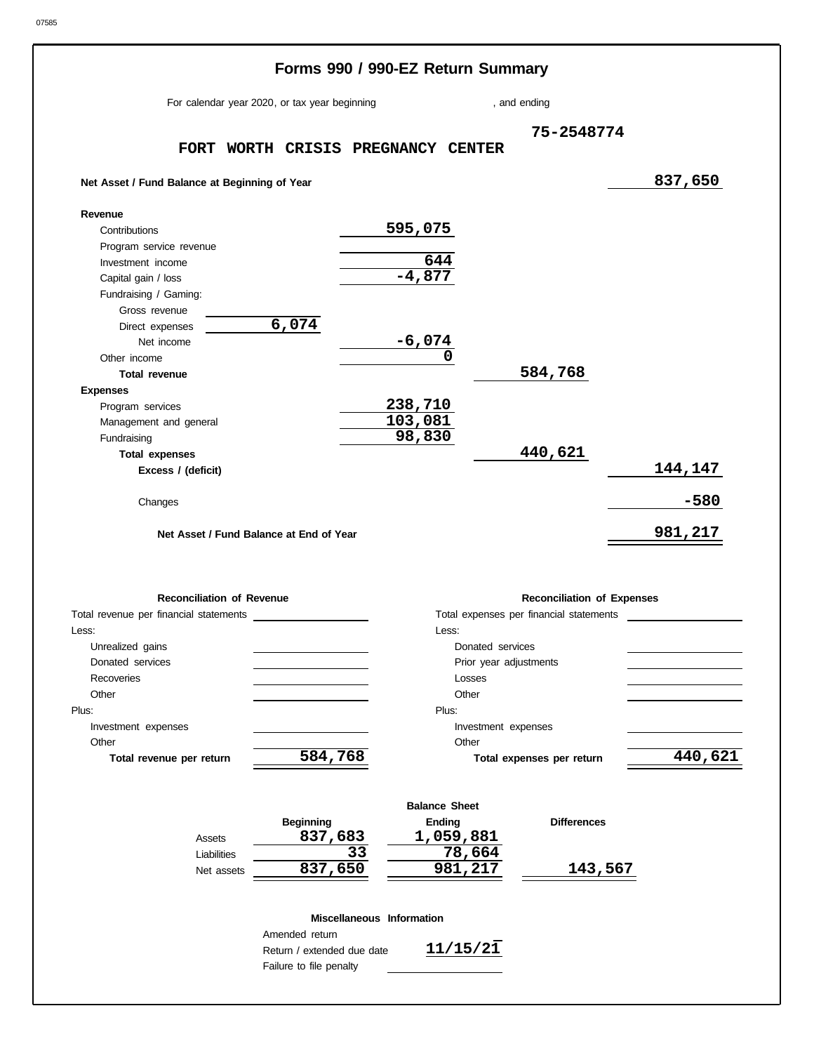# Forms 990 / 990-EZ Return Summary

For calendar year 2020, or tax year beginning , and ending

**FORT WORTH CRISIS PREGNANCY CENTER** 75-2548774

| | | | |
|---|---|---|---|
| **Net Asset / Fund Balance at Beginning of Year** | | | 837,650 |
| **Revenue** | | | |
| Contributions | 595,075 | | |
| Program service revenue | | | |
| Investment income | 644 | | |
| Capital gain / loss | -4,877 | | |
| Fundraising / Gaming: | | | |
| Gross revenue | | | |
| Direct expenses 6,074 | | | |
| Net income | -6,074 | | |
| Other income | 0 | | |
| **Total revenue** | | 584,768 | |
| **Expenses** | | | |
| Program services | 238,710 | | |
| Management and general | 103,081 | | |
| Fundraising | 98,830 | | |
| **Total expenses** | | 440,621 | |
| **Excess / (deficit)** | | | 144,147 |
| Changes | | | -580 |
| **Net Asset / Fund Balance at End of Year** | | | 981,217 |

| **Reconciliation of Revenue** | | **Reconciliation of Expenses** | |
|---|---|---|---|
| Total revenue per financial statements | | Total expenses per financial statements | |
| Less: | | Less: | |
| Unrealized gains | | Donated services | |
| Donated services | | Prior year adjustments | |
| Recoveries | | Losses | |
| Other | | Other | |
| Plus: | | Plus: | |
| Investment expenses | | Investment expenses | |
| Other | | Other | |
| **Total revenue per return** | 584,768 | **Total expenses per return** | 440,621 |

**Balance Sheet**

| | Beginning | Ending | Differences |
|---|---|---|---|
| Assets | 837,683 | 1,059,881 | |
| Liabilities | 33 | 78,664 | |
| Net assets | 837,650 | 981,217 | 143,567 |

**Miscellaneous Information**

| | |
|---|---|
| Amended return | |
| Return / extended due date | 11/15/21 |
| Failure to file penalty | |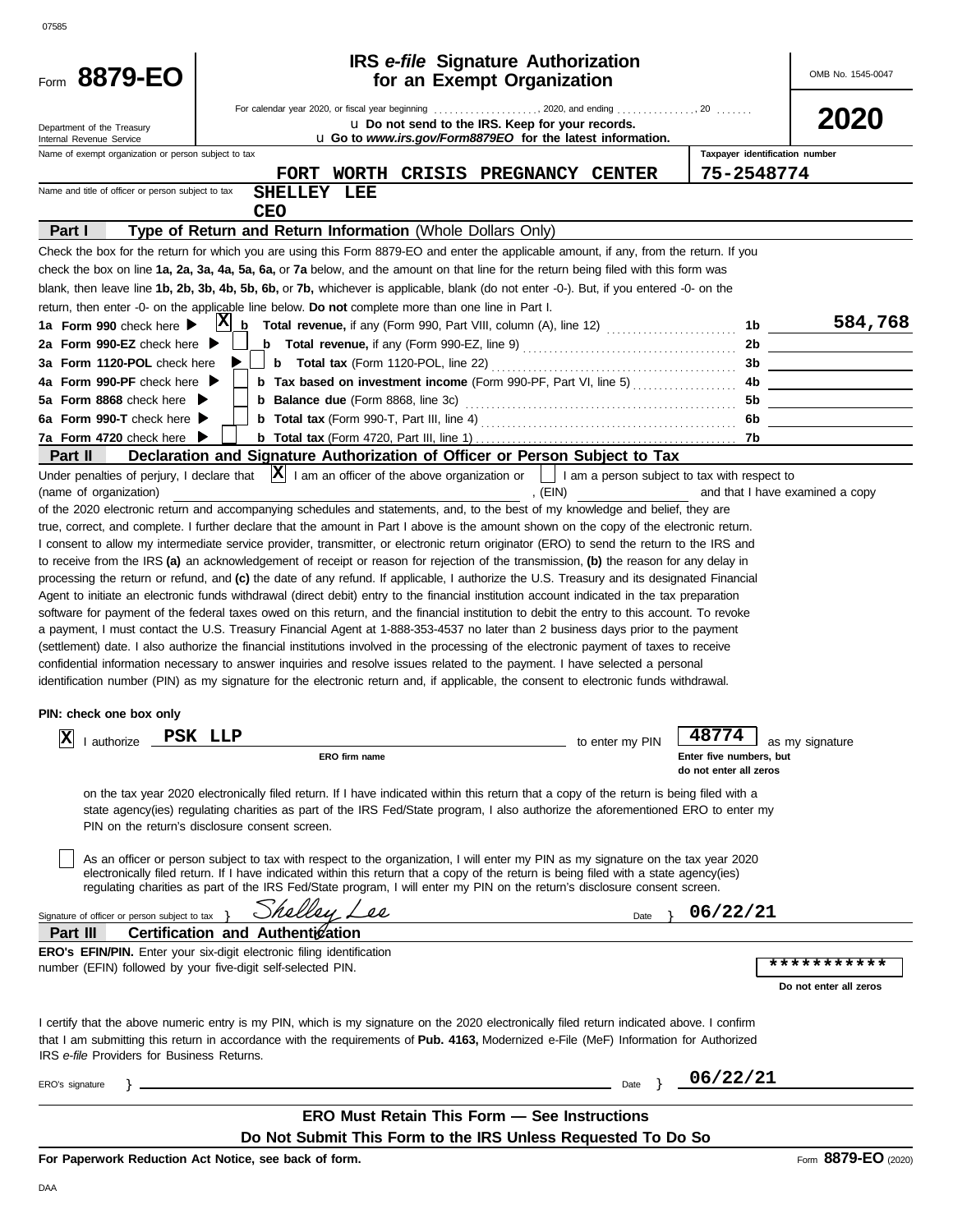07585

# Form 8879-EO

## IRS *e-file* Signature Authorization for an Exempt Organization

OMB No. 1545-0047

**2020**

For calendar year 2020, or fiscal year beginning . . . . . . . . . . . . . . . . . . . . , 2020, and ending . . . . . . . . . . . . . . . , 20 . . . . . . .

u Do not send to the IRS. Keep for your records.

u Go to *www.irs.gov/Form8879EO* for the latest information.

Department of the Treasury
Internal Revenue Service

| Name of exempt organization or person subject to tax | Taxpayer identification number |
|---|---|
| FORT WORTH CRISIS PREGNANCY CENTER | 75-2548774 |

Name and title of officer or person subject to tax: SHELLEY LEE, CEO

### Part I — Type of Return and Return Information (Whole Dollars Only)

Check the box for the return for which you are using this Form 8879-EO and enter the applicable amount, if any, from the return. If you check the box on line **1a, 2a, 3a, 4a, 5a, 6a,** or **7a** below, and the amount on that line for the return being filed with this form was blank, then leave line **1b, 2b, 3b, 4b, 5b, 6b,** or **7b,** whichever is applicable, blank (do not enter -0-). But, if you entered -0- on the return, then enter -0- on the applicable line below. **Do not** complete more than one line in Part I.

| | | | | |
|---|---|---|---|---|
| **1a Form 990** check here ▶ | X | **b Total revenue,** if any (Form 990, Part VIII, column (A), line 12) | 1b | 584,768 |
| **2a Form 990-EZ** check here ▶ | | **b Total revenue,** if any (Form 990-EZ, line 9) | 2b | |
| **3a Form 1120-POL** check here ▶ | | **b Total tax** (Form 1120-POL, line 22) | 3b | |
| **4a Form 990-PF** check here ▶ | | **b Tax based on investment income** (Form 990-PF, Part VI, line 5) | 4b | |
| **5a Form 8868** check here ▶ | | **b Balance due** (Form 8868, line 3c) | 5b | |
| **6a Form 990-T** check here ▶ | | **b Total tax** (Form 990-T, Part III, line 4) | 6b | |
| **7a Form 4720** check here ▶ | | **b Total tax** (Form 4720, Part III, line 1) | 7b | |

### Part II — Declaration and Signature Authorization of Officer or Person Subject to Tax

Under penalties of perjury, I declare that [X] I am an officer of the above organization or [ ] I am a person subject to tax with respect to (name of organization) ____________________, (EIN) __________ and that I have examined a copy of the 2020 electronic return and accompanying schedules and statements, and, to the best of my knowledge and belief, they are true, correct, and complete. I further declare that the amount in Part I above is the amount shown on the copy of the electronic return. I consent to allow my intermediate service provider, transmitter, or electronic return originator (ERO) to send the return to the IRS and to receive from the IRS **(a)** an acknowledgement of receipt or reason for rejection of the transmission, **(b)** the reason for any delay in processing the return or refund, and **(c)** the date of any refund. If applicable, I authorize the U.S. Treasury and its designated Financial Agent to initiate an electronic funds withdrawal (direct debit) entry to the financial institution account indicated in the tax preparation software for payment of the federal taxes owed on this return, and the financial institution to debit the entry to this account. To revoke a payment, I must contact the U.S. Treasury Financial Agent at 1-888-353-4537 no later than 2 business days prior to the payment (settlement) date. I also authorize the financial institutions involved in the processing of the electronic payment of taxes to receive confidential information necessary to answer inquiries and resolve issues related to the payment. I have selected a personal identification number (PIN) as my signature for the electronic return and, if applicable, the consent to electronic funds withdrawal.

**PIN: check one box only**

[X] I authorize **PSK LLP** (ERO firm name) to enter my PIN **48774** (Enter five numbers, but do not enter all zeros) as my signature on the tax year 2020 electronically filed return. If I have indicated within this return that a copy of the return is being filed with a state agency(ies) regulating charities as part of the IRS Fed/State program, I also authorize the aforementioned ERO to enter my PIN on the return's disclosure consent screen.

[ ] As an officer or person subject to tax with respect to the organization, I will enter my PIN as my signature on the tax year 2020 electronically filed return. If I have indicated within this return that a copy of the return is being filed with a state agency(ies) regulating charities as part of the IRS Fed/State program, I will enter my PIN on the return's disclosure consent screen.

Signature of officer or person subject to tax } *Shelley Lee* Date } 06/22/21

### Part III — Certification and Authentication

**ERO's EFIN/PIN.** Enter your six-digit electronic filing identification number (EFIN) followed by your five-digit self-selected PIN. ***********

Do not enter all zeros

I certify that the above numeric entry is my PIN, which is my signature on the 2020 electronically filed return indicated above. I confirm that I am submitting this return in accordance with the requirements of **Pub. 4163,** Modernized e-File (MeF) Information for Authorized IRS *e-file* Providers for Business Returns.

ERO's signature } ____________________ Date } 06/22/21

**ERO Must Retain This Form — See Instructions**

**Do Not Submit This Form to the IRS Unless Requested To Do So**

**For Paperwork Reduction Act Notice, see back of form.** Form **8879-EO** (2020)

DAA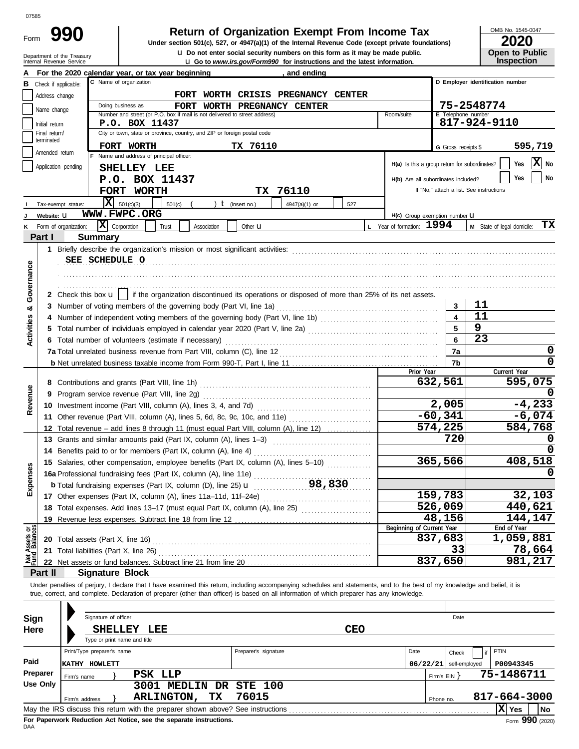07585

Form **990**

# Return of Organization Exempt From Income Tax

**Under section 501(c), 527, or 4947(a)(1) of the Internal Revenue Code (except private foundations)**

u **Do not enter social security numbers on this form as it may be made public.**

u **Go to www.irs.gov/Form990 for instructions and the latest information.**

OMB No. 1545-0047

**2020**

**Open to Public Inspection**

Department of the Treasury
Internal Revenue Service

**A** For the 2020 calendar year, or tax year beginning , and ending

**B** Check if applicable:
- Address change
- Name change
- Initial return
- Final return/terminated
- Amended return
- Application pending

**C** Name of organization: FORT WORTH CRISIS PREGNANCY CENTER

Doing business as: FORT WORTH PREGNANCY CENTER

Number and street (or P.O. box if mail is not delivered to street address): P.O. BOX 11437 | Room/suite:

City or town, state or province, country, and ZIP or foreign postal code: FORT WORTH TX 76110

**D** Employer identification number: 75-2548774

**E** Telephone number: 817-924-9110

**G** Gross receipts $ 595,719

**F** Name and address of principal officer:
SHELLEY LEE
P.O. BOX 11437
FORT WORTH TX 76110

H(a) Is this a group return for subordinates? Yes [ ] No [X]

H(b) Are all subordinates included? Yes [ ] No [ ]
If "No," attach a list. See instructions

**I** Tax-exempt status: [X] 501(c)(3) [ ] 501(c) ( ) t (insert no.) [ ] 4947(a)(1) or [ ] 527

**J** Website: u WWW.FWPC.ORG

H(c) Group exemption number u

**K** Form of organization: [X] Corporation [ ] Trust [ ] Association [ ] Other u

**L** Year of formation: 1994

**M** State of legal domicile: TX

## Part I Summary

**Activities & Governance**

1 Briefly describe the organization's mission or most significant activities:
SEE SCHEDULE O

2 Check this box u [ ] if the organization discontinued its operations or disposed of more than 25% of its net assets.

| | | | |
|---|---|---|---|
| 3 | Number of voting members of the governing body (Part VI, line 1a) | 3 | 11 |
| 4 | Number of independent voting members of the governing body (Part VI, line 1b) | 4 | 11 |
| 5 | Total number of individuals employed in calendar year 2020 (Part V, line 2a) | 5 | 9 |
| 6 | Total number of volunteers (estimate if necessary) | 6 | 23 |
| 7a | Total unrelated business revenue from Part VIII, column (C), line 12 | 7a | 0 |
| b | Net unrelated business taxable income from Form 990-T, Part I, line 11 | 7b | 0 |

| | | Prior Year | Current Year |
|---|---|---|---|
| **Revenue** | | | |
| 8 | Contributions and grants (Part VIII, line 1h) | 632,561 | 595,075 |
| 9 | Program service revenue (Part VIII, line 2g) | | 0 |
| 10 | Investment income (Part VIII, column (A), lines 3, 4, and 7d) | 2,005 | -4,233 |
| 11 | Other revenue (Part VIII, column (A), lines 5, 6d, 8c, 9c, 10c, and 11e) | -60,341 | -6,074 |
| 12 | Total revenue – add lines 8 through 11 (must equal Part VIII, column (A), line 12) | 574,225 | 584,768 |
| **Expenses** | | | |
| 13 | Grants and similar amounts paid (Part IX, column (A), lines 1–3) | 720 | 0 |
| 14 | Benefits paid to or for members (Part IX, column (A), line 4) | | 0 |
| 15 | Salaries, other compensation, employee benefits (Part IX, column (A), lines 5–10) | 365,566 | 408,518 |
| 16a | Professional fundraising fees (Part IX, column (A), line 11e) | | 0 |
| b | Total fundraising expenses (Part IX, column (D), line 25) u 98,830 | | |
| 17 | Other expenses (Part IX, column (A), lines 11a–11d, 11f–24e) | 159,783 | 32,103 |
| 18 | Total expenses. Add lines 13–17 (must equal Part IX, column (A), line 25) | 526,069 | 440,621 |
| 19 | Revenue less expenses. Subtract line 18 from line 12 | 48,156 | 144,147 |
| **Net Assets or Fund Balances** | | **Beginning of Current Year** | **End of Year** |
| 20 | Total assets (Part X, line 16) | 837,683 | 1,059,881 |
| 21 | Total liabilities (Part X, line 26) | 33 | 78,664 |
| 22 | Net assets or fund balances. Subtract line 21 from line 20 | 837,650 | 981,217 |

## Part II Signature Block

Under penalties of perjury, I declare that I have examined this return, including accompanying schedules and statements, and to the best of my knowledge and belief, it is true, correct, and complete. Declaration of preparer (other than officer) is based on all information of which preparer has any knowledge.

**Sign Here**

Signature of officer | Date

SHELLEY LEE CEO
Type or print name and title

**Paid Preparer Use Only**

| Print/Type preparer's name | Preparer's signature | Date | Check [ ] if self-employed | PTIN |
|---|---|---|---|---|
| KATHY HOWLETT | | 06/22/21 | | P00943345 |

Firm's name } PSK LLP | Firm's EIN } 75-1486711

Firm's address } 3001 MEDLIN DR STE 100, ARLINGTON, TX 76015 | Phone no. 817-664-3000

May the IRS discuss this return with the preparer shown above? See instructions [X] Yes [ ] No

**For Paperwork Reduction Act Notice, see the separate instructions.**

DAA

Form **990** (2020)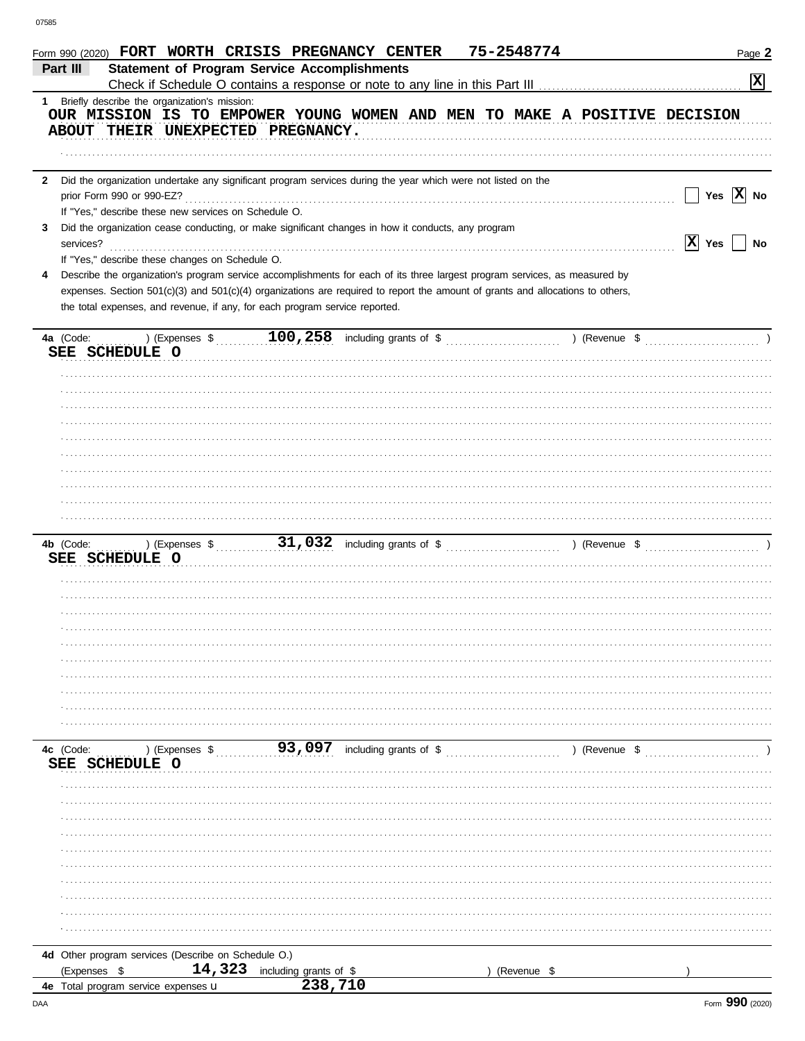Form 990 (2020) FORT WORTH CRISIS PREGNANCY CENTER 75-2548774 Page **2**

## Part III Statement of Program Service Accomplishments

Check if Schedule O contains a response or note to any line in this Part III .......... [X]

**1** Briefly describe the organization's mission:

OUR MISSION IS TO EMPOWER YOUNG WOMEN AND MEN TO MAKE A POSITIVE DECISION ABOUT THEIR UNEXPECTED PREGNANCY.

**2** Did the organization undertake any significant program services during the year which were not listed on the prior Form 990 or 990-EZ? .......... [ ] Yes [X] No

If "Yes," describe these new services on Schedule O.

**3** Did the organization cease conducting, or make significant changes in how it conducts, any program services? .......... [X] Yes [ ] No

If "Yes," describe these changes on Schedule O.

**4** Describe the organization's program service accomplishments for each of its three largest program services, as measured by expenses. Section 501(c)(3) and 501(c)(4) organizations are required to report the amount of grants and allocations to others, the total expenses, and revenue, if any, for each program service reported.

**4a** (Code: ) (Expenses $ 100,258 including grants of $ ) (Revenue $ )

SEE SCHEDULE O

**4b** (Code: ) (Expenses $ 31,032 including grants of $ ) (Revenue $ )

SEE SCHEDULE O

**4c** (Code: ) (Expenses $ 93,097 including grants of $ ) (Revenue $ )

SEE SCHEDULE O

**4d** Other program services (Describe on Schedule O.)

(Expenses $ 14,323 including grants of $ ) (Revenue $ )

**4e** Total program service expenses ▶ 238,710

Form **990** (2020)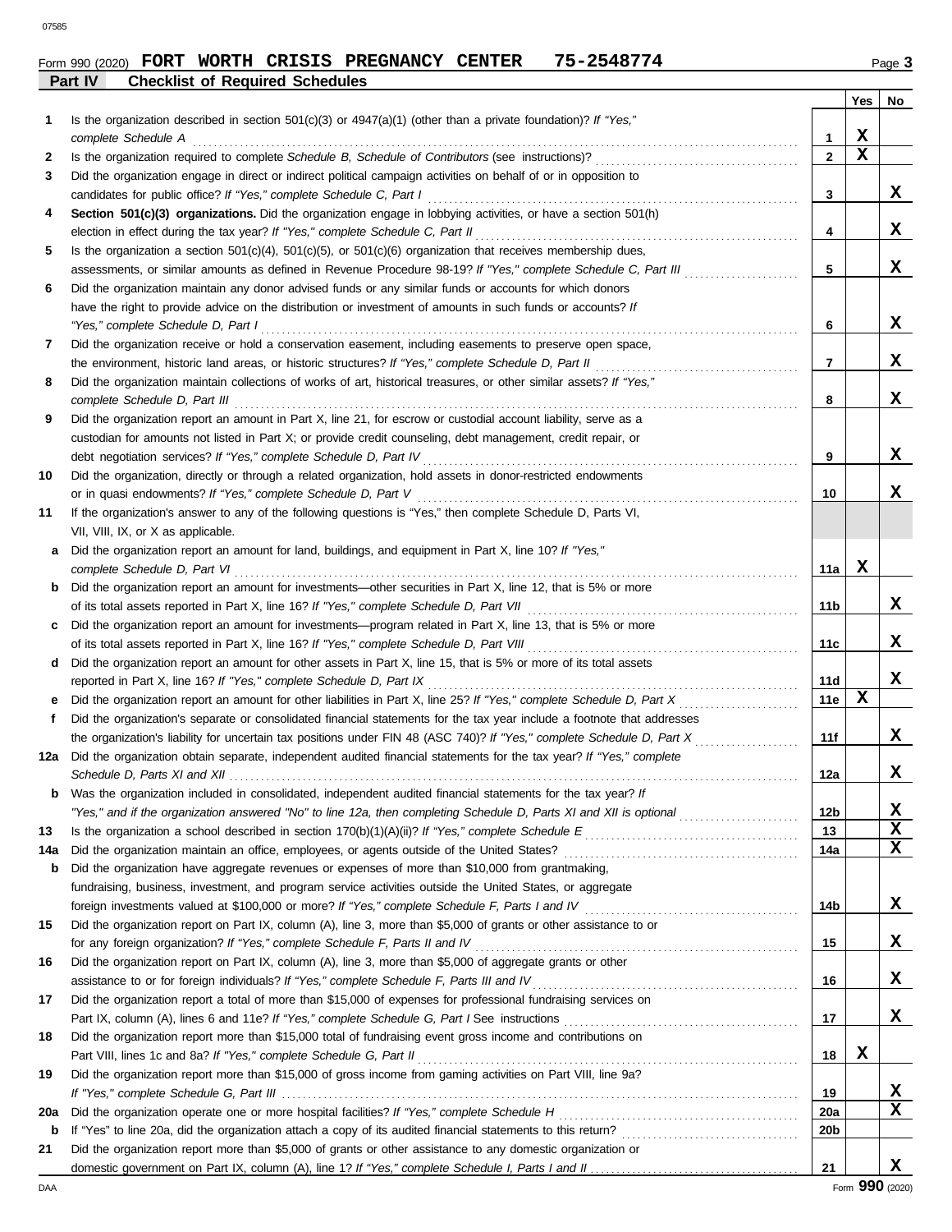Form 990 (2020) **FORT WORTH CRISIS PREGNANCY CENTER 75-2548774** Page **3**

## Part IV Checklist of Required Schedules

| | | | Yes | No |
|---|---|---|---|---|
| **1** | Is the organization described in section 501(c)(3) or 4947(a)(1) (other than a private foundation)? *If "Yes," complete Schedule A* | **1** | X | |
| **2** | Is the organization required to complete *Schedule B, Schedule of Contributors* (see instructions)? | **2** | X | |
| **3** | Did the organization engage in direct or indirect political campaign activities on behalf of or in opposition to candidates for public office? *If "Yes," complete Schedule C, Part I* | **3** | | X |
| **4** | **Section 501(c)(3) organizations.** Did the organization engage in lobbying activities, or have a section 501(h) election in effect during the tax year? *If "Yes," complete Schedule C, Part II* | **4** | | X |
| **5** | Is the organization a section 501(c)(4), 501(c)(5), or 501(c)(6) organization that receives membership dues, assessments, or similar amounts as defined in Revenue Procedure 98-19? *If "Yes," complete Schedule C, Part III* | **5** | | X |
| **6** | Did the organization maintain any donor advised funds or any similar funds or accounts for which donors have the right to provide advice on the distribution or investment of amounts in such funds or accounts? *If "Yes," complete Schedule D, Part I* | **6** | | X |
| **7** | Did the organization receive or hold a conservation easement, including easements to preserve open space, the environment, historic land areas, or historic structures? *If "Yes," complete Schedule D, Part II* | **7** | | X |
| **8** | Did the organization maintain collections of works of art, historical treasures, or other similar assets? *If "Yes," complete Schedule D, Part III* | **8** | | X |
| **9** | Did the organization report an amount in Part X, line 21, for escrow or custodial account liability, serve as a custodian for amounts not listed in Part X; or provide credit counseling, debt management, credit repair, or debt negotiation services? *If "Yes," complete Schedule D, Part IV* | **9** | | X |
| **10** | Did the organization, directly or through a related organization, hold assets in donor-restricted endowments or in quasi endowments? *If "Yes," complete Schedule D, Part V* | **10** | | X |
| **11** | If the organization's answer to any of the following questions is "Yes," then complete Schedule D, Parts VI, VII, VIII, IX, or X as applicable. | | | |
| **a** | Did the organization report an amount for land, buildings, and equipment in Part X, line 10? *If "Yes," complete Schedule D, Part VI* | **11a** | X | |
| **b** | Did the organization report an amount for investments—other securities in Part X, line 12, that is 5% or more of its total assets reported in Part X, line 16? *If "Yes," complete Schedule D, Part VII* | **11b** | | X |
| **c** | Did the organization report an amount for investments—program related in Part X, line 13, that is 5% or more of its total assets reported in Part X, line 16? *If "Yes," complete Schedule D, Part VIII* | **11c** | | X |
| **d** | Did the organization report an amount for other assets in Part X, line 15, that is 5% or more of its total assets reported in Part X, line 16? *If "Yes," complete Schedule D, Part IX* | **11d** | | X |
| **e** | Did the organization report an amount for other liabilities in Part X, line 25? *If "Yes," complete Schedule D, Part X* | **11e** | X | |
| **f** | Did the organization's separate or consolidated financial statements for the tax year include a footnote that addresses the organization's liability for uncertain tax positions under FIN 48 (ASC 740)? *If "Yes," complete Schedule D, Part X* | **11f** | | X |
| **12a** | Did the organization obtain separate, independent audited financial statements for the tax year? *If "Yes," complete Schedule D, Parts XI and XII* | **12a** | | X |
| **b** | Was the organization included in consolidated, independent audited financial statements for the tax year? *If "Yes," and if the organization answered "No" to line 12a, then completing Schedule D, Parts XI and XII is optional* | **12b** | | X |
| **13** | Is the organization a school described in section 170(b)(1)(A)(ii)? *If "Yes," complete Schedule E* | **13** | | X |
| **14a** | Did the organization maintain an office, employees, or agents outside of the United States? | **14a** | | X |
| **b** | Did the organization have aggregate revenues or expenses of more than $10,000 from grantmaking, fundraising, business, investment, and program service activities outside the United States, or aggregate foreign investments valued at $100,000 or more? *If "Yes," complete Schedule F, Parts I and IV* | **14b** | | X |
| **15** | Did the organization report on Part IX, column (A), line 3, more than $5,000 of grants or other assistance to or for any foreign organization? *If "Yes," complete Schedule F, Parts II and IV* | **15** | | X |
| **16** | Did the organization report on Part IX, column (A), line 3, more than $5,000 of aggregate grants or other assistance to or for foreign individuals? *If "Yes," complete Schedule F, Parts III and IV* | **16** | | X |
| **17** | Did the organization report a total of more than $15,000 of expenses for professional fundraising services on Part IX, column (A), lines 6 and 11e? *If "Yes," complete Schedule G, Part I* See instructions | **17** | | X |
| **18** | Did the organization report more than $15,000 total of fundraising event gross income and contributions on Part VIII, lines 1c and 8a? *If "Yes," complete Schedule G, Part II* | **18** | X | |
| **19** | Did the organization report more than $15,000 of gross income from gaming activities on Part VIII, line 9a? *If "Yes," complete Schedule G, Part III* | **19** | | X |
| **20a** | Did the organization operate one or more hospital facilities? *If "Yes," complete Schedule H* | **20a** | | X |
| **b** | If "Yes" to line 20a, did the organization attach a copy of its audited financial statements to this return? | **20b** | | |
| **21** | Did the organization report more than $5,000 of grants or other assistance to any domestic organization or domestic government on Part IX, column (A), line 1? *If "Yes," complete Schedule I, Parts I and II* | **21** | | X |

Form **990** (2020)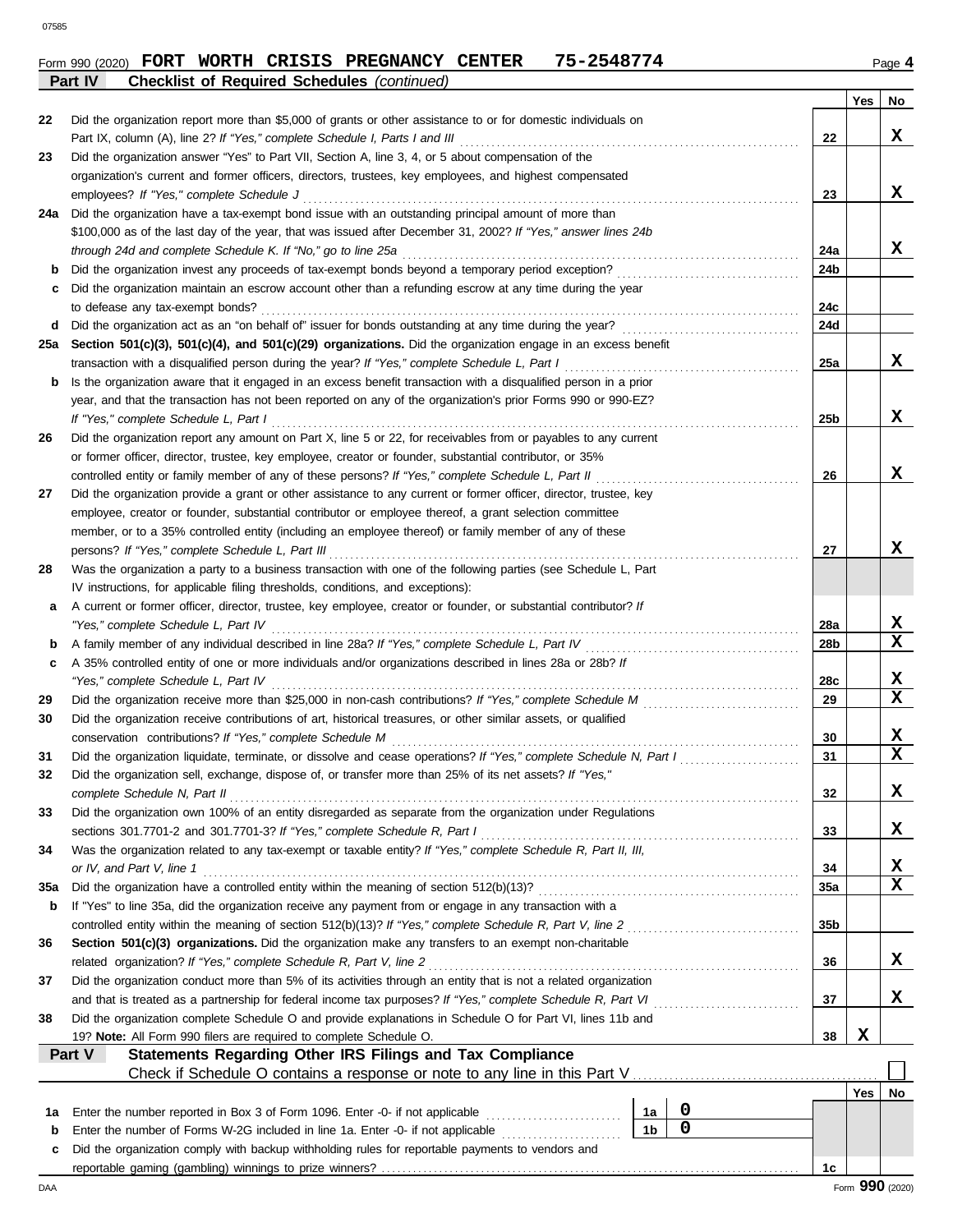Form 990 (2020) **FORT WORTH CRISIS PREGNANCY CENTER 75-2548774** Page **4**

**Part IV Checklist of Required Schedules** *(continued)*

| | | | Yes | No |
|---|---|---|---|---|
| 22 | Did the organization report more than $5,000 of grants or other assistance to or for domestic individuals on Part IX, column (A), line 2? *If "Yes," complete Schedule I, Parts I and III* | 22 | | X |
| 23 | Did the organization answer "Yes" to Part VII, Section A, line 3, 4, or 5 about compensation of the organization's current and former officers, directors, trustees, key employees, and highest compensated employees? *If "Yes," complete Schedule J* | 23 | | X |
| 24a | Did the organization have a tax-exempt bond issue with an outstanding principal amount of more than $100,000 as of the last day of the year, that was issued after December 31, 2002? *If "Yes," answer lines 24b through 24d and complete Schedule K. If "No," go to line 25a* | 24a | | X |
| b | Did the organization invest any proceeds of tax-exempt bonds beyond a temporary period exception? | 24b | | |
| c | Did the organization maintain an escrow account other than a refunding escrow at any time during the year to defease any tax-exempt bonds? | 24c | | |
| d | Did the organization act as an "on behalf of" issuer for bonds outstanding at any time during the year? | 24d | | |
| 25a | **Section 501(c)(3), 501(c)(4), and 501(c)(29) organizations.** Did the organization engage in an excess benefit transaction with a disqualified person during the year? *If "Yes," complete Schedule L, Part I* | 25a | | X |
| b | Is the organization aware that it engaged in an excess benefit transaction with a disqualified person in a prior year, and that the transaction has not been reported on any of the organization's prior Forms 990 or 990-EZ? *If "Yes," complete Schedule L, Part I* | 25b | | X |
| 26 | Did the organization report any amount on Part X, line 5 or 22, for receivables from or payables to any current or former officer, director, trustee, key employee, creator or founder, substantial contributor, or 35% controlled entity or family member of any of these persons? *If "Yes," complete Schedule L, Part II* | 26 | | X |
| 27 | Did the organization provide a grant or other assistance to any current or former officer, director, trustee, key employee, creator or founder, substantial contributor or employee thereof, a grant selection committee member, or to a 35% controlled entity (including an employee thereof) or family member of any of these persons? *If "Yes," complete Schedule L, Part III* | 27 | | X |
| 28 | Was the organization a party to a business transaction with one of the following parties (see Schedule L, Part IV instructions, for applicable filing thresholds, conditions, and exceptions): | | | |
| a | A current or former officer, director, trustee, key employee, creator or founder, or substantial contributor? *If "Yes," complete Schedule L, Part IV* | 28a | | X |
| b | A family member of any individual described in line 28a? *If "Yes," complete Schedule L, Part IV* | 28b | | X |
| c | A 35% controlled entity of one or more individuals and/or organizations described in lines 28a or 28b? *If "Yes," complete Schedule L, Part IV* | 28c | | X |
| 29 | Did the organization receive more than $25,000 in non-cash contributions? *If "Yes," complete Schedule M* | 29 | | X |
| 30 | Did the organization receive contributions of art, historical treasures, or other similar assets, or qualified conservation contributions? *If "Yes," complete Schedule M* | 30 | | X |
| 31 | Did the organization liquidate, terminate, or dissolve and cease operations? *If "Yes," complete Schedule N, Part I* | 31 | | X |
| 32 | Did the organization sell, exchange, dispose of, or transfer more than 25% of its net assets? *If "Yes," complete Schedule N, Part II* | 32 | | X |
| 33 | Did the organization own 100% of an entity disregarded as separate from the organization under Regulations sections 301.7701-2 and 301.7701-3? *If "Yes," complete Schedule R, Part I* | 33 | | X |
| 34 | Was the organization related to any tax-exempt or taxable entity? *If "Yes," complete Schedule R, Part II, III, or IV, and Part V, line 1* | 34 | | X |
| 35a | Did the organization have a controlled entity within the meaning of section 512(b)(13)? | 35a | | X |
| b | If "Yes" to line 35a, did the organization receive any payment from or engage in any transaction with a controlled entity within the meaning of section 512(b)(13)? *If "Yes," complete Schedule R, Part V, line 2* | 35b | | |
| 36 | **Section 501(c)(3) organizations.** Did the organization make any transfers to an exempt non-charitable related organization? *If "Yes," complete Schedule R, Part V, line 2* | 36 | | X |
| 37 | Did the organization conduct more than 5% of its activities through an entity that is not a related organization and that is treated as a partnership for federal income tax purposes? *If "Yes," complete Schedule R, Part VI* | 37 | | X |
| 38 | Did the organization complete Schedule O and provide explanations in Schedule O for Part VI, lines 11b and 19? **Note:** All Form 990 filers are required to complete Schedule O. | 38 | X | |

**Part V Statements Regarding Other IRS Filings and Tax Compliance**

Check if Schedule O contains a response or note to any line in this Part V ☐

| | | | | | Yes | No |
|---|---|---|---|---|---|---|
| 1a | Enter the number reported in Box 3 of Form 1096. Enter -0- if not applicable | 1a | 0 | | | |
| b | Enter the number of Forms W-2G included in line 1a. Enter -0- if not applicable | 1b | 0 | | | |
| c | Did the organization comply with backup withholding rules for reportable payments to vendors and reportable gaming (gambling) winnings to prize winners? | | | 1c | | |

Form **990** (2020)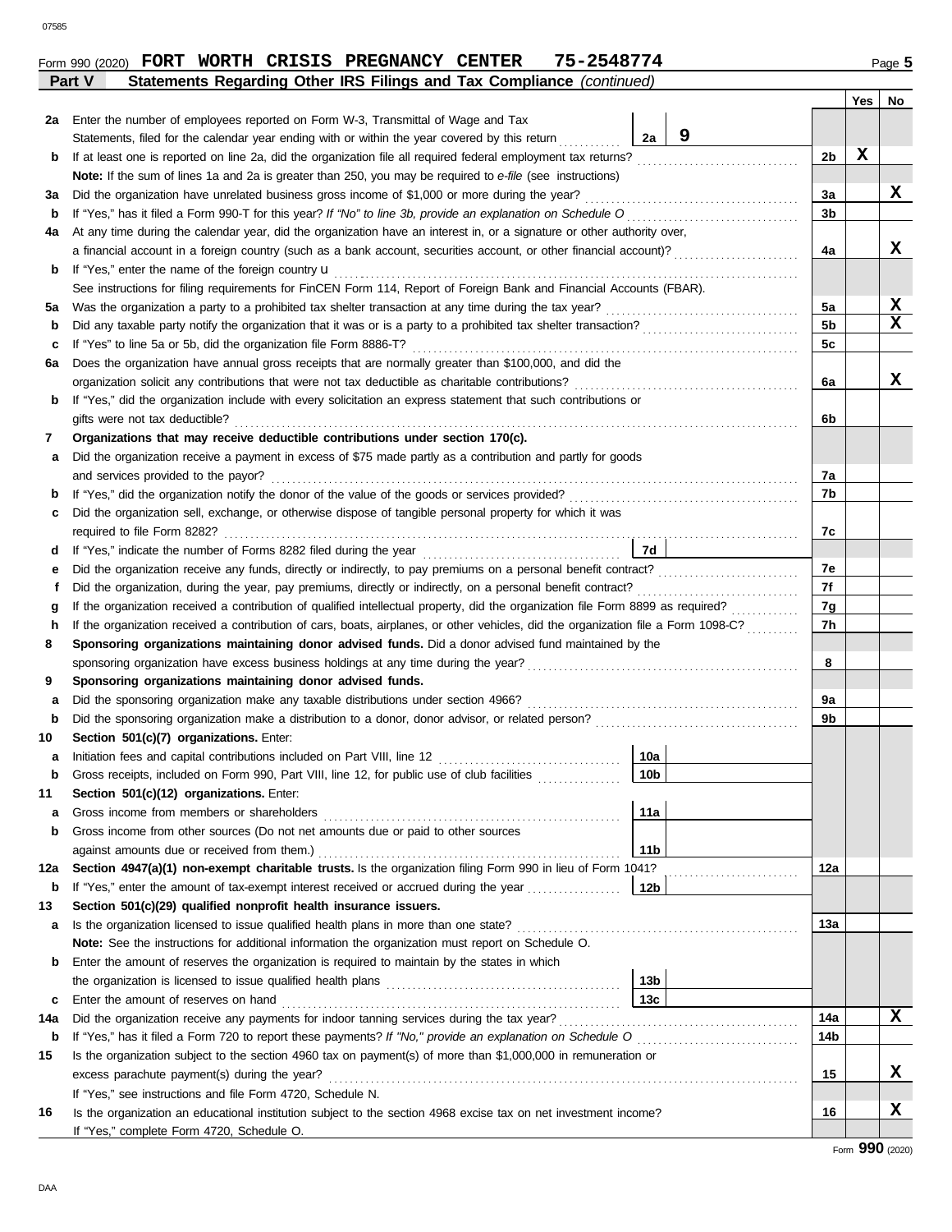Form 990 (2020) **FORT WORTH CRISIS PREGNANCY CENTER 75-2548774** Page **5**

**Part V Statements Regarding Other IRS Filings and Tax Compliance** *(continued)*

| | | | | | Yes | No |
|---|---|---|---|---|---|---|
| **2a** | Enter the number of employees reported on Form W-3, Transmittal of Wage and Tax Statements, filed for the calendar year ending with or within the year covered by this return | 2a | 9 | | | |
| **b** | If at least one is reported on line 2a, did the organization file all required federal employment tax returns? | | | 2b | X | |
| | **Note:** If the sum of lines 1a and 2a is greater than 250, you may be required to *e-file* (see instructions) | | | | | |
| **3a** | Did the organization have unrelated business gross income of $1,000 or more during the year? | | | 3a | | X |
| **b** | If "Yes," has it filed a Form 990-T for this year? *If "No" to line 3b, provide an explanation on Schedule O* | | | 3b | | |
| **4a** | At any time during the calendar year, did the organization have an interest in, or a signature or other authority over, a financial account in a foreign country (such as a bank account, securities account, or other financial account)? | | | 4a | | X |
| **b** | If "Yes," enter the name of the foreign country u | | | | | |
| | See instructions for filing requirements for FinCEN Form 114, Report of Foreign Bank and Financial Accounts (FBAR). | | | | | |
| **5a** | Was the organization a party to a prohibited tax shelter transaction at any time during the tax year? | | | 5a | | X |
| **b** | Did any taxable party notify the organization that it was or is a party to a prohibited tax shelter transaction? | | | 5b | | X |
| **c** | If "Yes" to line 5a or 5b, did the organization file Form 8886-T? | | | 5c | | |
| **6a** | Does the organization have annual gross receipts that are normally greater than $100,000, and did the organization solicit any contributions that were not tax deductible as charitable contributions? | | | 6a | | X |
| **b** | If "Yes," did the organization include with every solicitation an express statement that such contributions or gifts were not tax deductible? | | | 6b | | |
| **7** | **Organizations that may receive deductible contributions under section 170(c).** | | | | | |
| **a** | Did the organization receive a payment in excess of $75 made partly as a contribution and partly for goods and services provided to the payor? | | | 7a | | |
| **b** | If "Yes," did the organization notify the donor of the value of the goods or services provided? | | | 7b | | |
| **c** | Did the organization sell, exchange, or otherwise dispose of tangible personal property for which it was required to file Form 8282? | | | 7c | | |
| **d** | If "Yes," indicate the number of Forms 8282 filed during the year | 7d | | | | |
| **e** | Did the organization receive any funds, directly or indirectly, to pay premiums on a personal benefit contract? | | | 7e | | |
| **f** | Did the organization, during the year, pay premiums, directly or indirectly, on a personal benefit contract? | | | 7f | | |
| **g** | If the organization received a contribution of qualified intellectual property, did the organization file Form 8899 as required? | | | 7g | | |
| **h** | If the organization received a contribution of cars, boats, airplanes, or other vehicles, did the organization file a Form 1098-C? | | | 7h | | |
| **8** | **Sponsoring organizations maintaining donor advised funds.** Did a donor advised fund maintained by the sponsoring organization have excess business holdings at any time during the year? | | | 8 | | |
| **9** | **Sponsoring organizations maintaining donor advised funds.** | | | | | |
| **a** | Did the sponsoring organization make any taxable distributions under section 4966? | | | 9a | | |
| **b** | Did the sponsoring organization make a distribution to a donor, donor advisor, or related person? | | | 9b | | |
| **10** | **Section 501(c)(7) organizations.** Enter: | | | | | |
| **a** | Initiation fees and capital contributions included on Part VIII, line 12 | 10a | | | | |
| **b** | Gross receipts, included on Form 990, Part VIII, line 12, for public use of club facilities | 10b | | | | |
| **11** | **Section 501(c)(12) organizations.** Enter: | | | | | |
| **a** | Gross income from members or shareholders | 11a | | | | |
| **b** | Gross income from other sources (Do not net amounts due or paid to other sources against amounts due or received from them.) | 11b | | | | |
| **12a** | **Section 4947(a)(1) non-exempt charitable trusts.** Is the organization filing Form 990 in lieu of Form 1041? | | | 12a | | |
| **b** | If "Yes," enter the amount of tax-exempt interest received or accrued during the year | 12b | | | | |
| **13** | **Section 501(c)(29) qualified nonprofit health insurance issuers.** | | | | | |
| **a** | Is the organization licensed to issue qualified health plans in more than one state? | | | 13a | | |
| | **Note:** See the instructions for additional information the organization must report on Schedule O. | | | | | |
| **b** | Enter the amount of reserves the organization is required to maintain by the states in which the organization is licensed to issue qualified health plans | 13b | | | | |
| **c** | Enter the amount of reserves on hand | 13c | | | | |
| **14a** | Did the organization receive any payments for indoor tanning services during the tax year? | | | 14a | | X |
| **b** | If "Yes," has it filed a Form 720 to report these payments? *If "No," provide an explanation on Schedule O* | | | 14b | | |
| **15** | Is the organization subject to the section 4960 tax on payment(s) of more than $1,000,000 in remuneration or excess parachute payment(s) during the year? | | | 15 | | X |
| | If "Yes," see instructions and file Form 4720, Schedule N. | | | | | |
| **16** | Is the organization an educational institution subject to the section 4968 excise tax on net investment income? | | | 16 | | X |
| | If "Yes," complete Form 4720, Schedule O. | | | | | |

Form **990** (2020)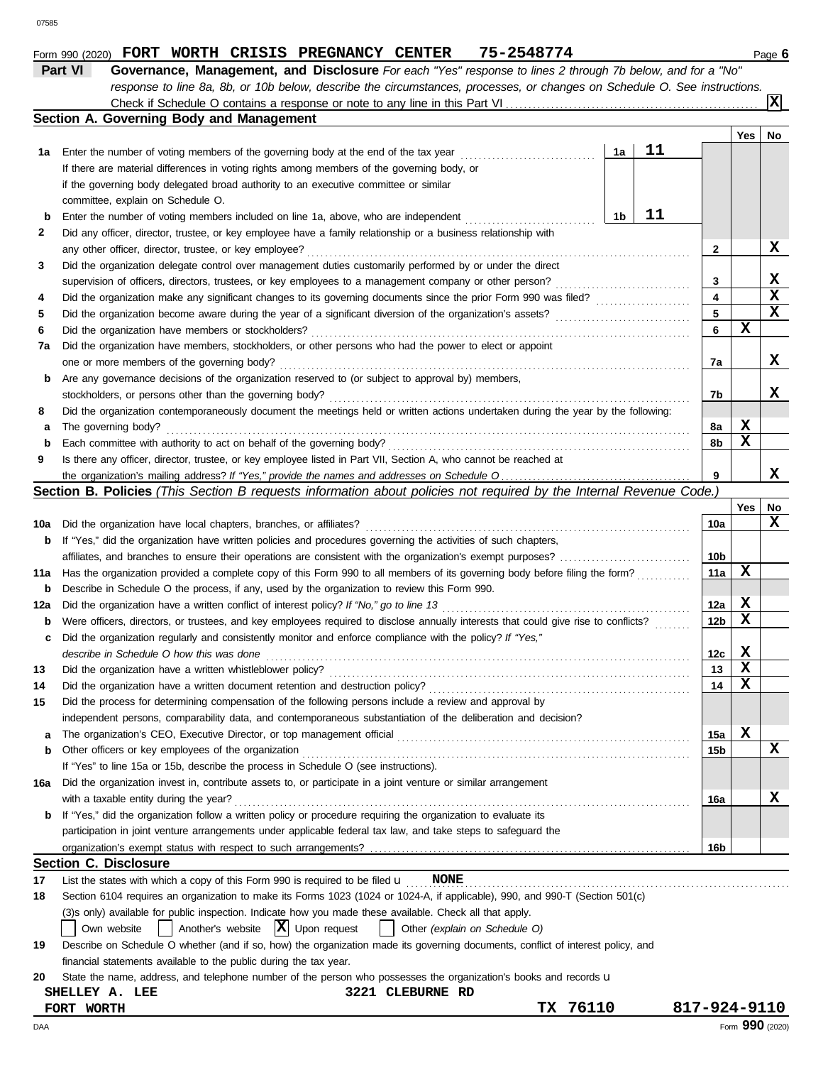Form 990 (2020) FORT WORTH CRISIS PREGNANCY CENTER 75-2548774 Page **6**

## Part VI Governance, Management, and Disclosure

*For each "Yes" response to lines 2 through 7b below, and for a "No" response to line 8a, 8b, or 10b below, describe the circumstances, processes, or changes on Schedule O. See instructions.*

Check if Schedule O contains a response or note to any line in this Part VI ... [X]

### Section A. Governing Body and Management

| | | | | Yes | No |
|---|---|---|---|---|---|
| **1a** | Enter the number of voting members of the governing body at the end of the tax year | 1a | 11 | | |
| | If there are material differences in voting rights among members of the governing body, or if the governing body delegated broad authority to an executive committee or similar committee, explain on Schedule O. | | | | |
| **b** | Enter the number of voting members included on line 1a, above, who are independent | 1b | 11 | | |
| **2** | Did any officer, director, trustee, or key employee have a family relationship or a business relationship with any other officer, director, trustee, or key employee? | 2 | | | X |
| **3** | Did the organization delegate control over management duties customarily performed by or under the direct supervision of officers, directors, trustees, or key employees to a management company or other person? | 3 | | | X |
| **4** | Did the organization make any significant changes to its governing documents since the prior Form 990 was filed? | 4 | | | X |
| **5** | Did the organization become aware during the year of a significant diversion of the organization's assets? | 5 | | | X |
| **6** | Did the organization have members or stockholders? | 6 | | X | |
| **7a** | Did the organization have members, stockholders, or other persons who had the power to elect or appoint one or more members of the governing body? | 7a | | | X |
| **b** | Are any governance decisions of the organization reserved to (or subject to approval by) members, stockholders, or persons other than the governing body? | 7b | | | X |
| **8** | Did the organization contemporaneously document the meetings held or written actions undertaken during the year by the following: | | | | |
| **a** | The governing body? | 8a | | X | |
| **b** | Each committee with authority to act on behalf of the governing body? | 8b | | X | |
| **9** | Is there any officer, director, trustee, or key employee listed in Part VII, Section A, who cannot be reached at the organization's mailing address? *If "Yes," provide the names and addresses on Schedule O* | 9 | | | X |

### Section B. Policies *(This Section B requests information about policies not required by the Internal Revenue Code.)*

| | | | Yes | No |
|---|---|---|---|---|
| **10a** | Did the organization have local chapters, branches, or affiliates? | 10a | | X |
| **b** | If "Yes," did the organization have written policies and procedures governing the activities of such chapters, affiliates, and branches to ensure their operations are consistent with the organization's exempt purposes? | 10b | | |
| **11a** | Has the organization provided a complete copy of this Form 990 to all members of its governing body before filing the form? | 11a | X | |
| **b** | Describe in Schedule O the process, if any, used by the organization to review this Form 990. | | | |
| **12a** | Did the organization have a written conflict of interest policy? *If "No," go to line 13* | 12a | X | |
| **b** | Were officers, directors, or trustees, and key employees required to disclose annually interests that could give rise to conflicts? | 12b | X | |
| **c** | Did the organization regularly and consistently monitor and enforce compliance with the policy? *If "Yes," describe in Schedule O how this was done* | 12c | X | |
| **13** | Did the organization have a written whistleblower policy? | 13 | X | |
| **14** | Did the organization have a written document retention and destruction policy? | 14 | X | |
| **15** | Did the process for determining compensation of the following persons include a review and approval by independent persons, comparability data, and contemporaneous substantiation of the deliberation and decision? | | | |
| **a** | The organization's CEO, Executive Director, or top management official | 15a | X | |
| **b** | Other officers or key employees of the organization | 15b | | X |
| | If "Yes" to line 15a or 15b, describe the process in Schedule O (see instructions). | | | |
| **16a** | Did the organization invest in, contribute assets to, or participate in a joint venture or similar arrangement with a taxable entity during the year? | 16a | | X |
| **b** | If "Yes," did the organization follow a written policy or procedure requiring the organization to evaluate its participation in joint venture arrangements under applicable federal tax law, and take steps to safeguard the organization's exempt status with respect to such arrangements? | 16b | | |

### Section C. Disclosure

**17** List the states with which a copy of this Form 990 is required to be filed u NONE

**18** Section 6104 requires an organization to make its Forms 1023 (1024 or 1024-A, if applicable), 990, and 990-T (Section 501(c)(3)s only) available for public inspection. Indicate how you made these available. Check all that apply.

[ ] Own website [ ] Another's website [X] Upon request [ ] Other *(explain on Schedule O)*

**19** Describe on Schedule O whether (and if so, how) the organization made its governing documents, conflict of interest policy, and financial statements available to the public during the tax year.

**20** State the name, address, and telephone number of the person who possesses the organization's books and records u

SHELLEY A. LEE 3221 CLEBURNE RD
FORT WORTH TX 76110 817-924-9110

DAA Form **990** (2020)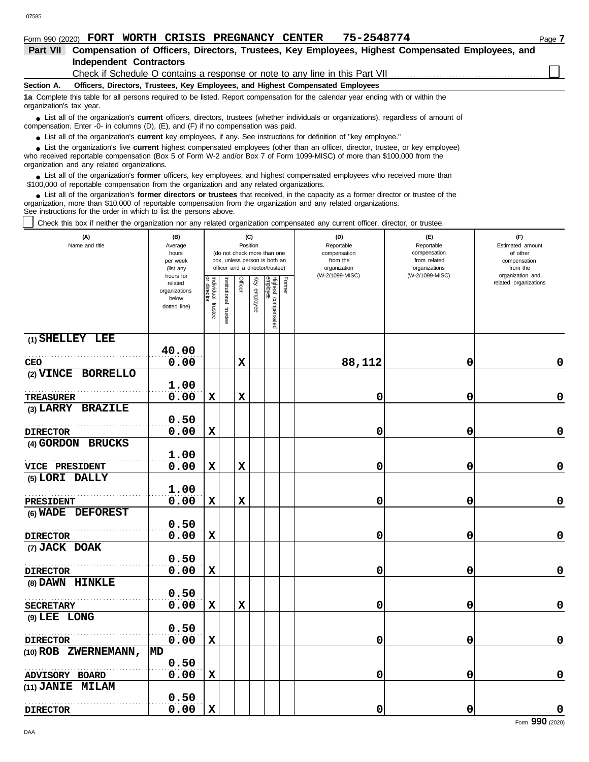Form 990 (2020) **FORT WORTH CRISIS PREGNANCY CENTER 75-2548774** Page **7**

## Part VII Compensation of Officers, Directors, Trustees, Key Employees, Highest Compensated Employees, and Independent Contractors

Check if Schedule O contains a response or note to any line in this Part VII ☐

### Section A. Officers, Directors, Trustees, Key Employees, and Highest Compensated Employees

**1a** Complete this table for all persons required to be listed. Report compensation for the calendar year ending with or within the organization's tax year.

- List all of the organization's **current** officers, directors, trustees (whether individuals or organizations), regardless of amount of compensation. Enter -0- in columns (D), (E), and (F) if no compensation was paid.
- List all of the organization's **current** key employees, if any. See instructions for definition of "key employee."
- List the organization's five **current** highest compensated employees (other than an officer, director, trustee, or key employee) who received reportable compensation (Box 5 of Form W-2 and/or Box 7 of Form 1099-MISC) of more than $100,000 from the organization and any related organizations.
- List all of the organization's **former** officers, key employees, and highest compensated employees who received more than $100,000 of reportable compensation from the organization and any related organizations.
- List all of the organization's **former directors or trustees** that received, in the capacity as a former director or trustee of the organization, more than $10,000 of reportable compensation from the organization and any related organizations.

See instructions for the order in which to list the persons above.

☐ Check this box if neither the organization nor any related organization compensated any current officer, director, or trustee.

| (A) Name and title | (B) Average hours per week (list any hours for related organizations below dotted line) | (C) Position (do not check more than one box, unless person is both an officer and a director/trustee): Individual trustee or director | Institutional trustee | Officer | Key employee | Highest compensated employee | Former | (D) Reportable compensation from the organization (W-2/1099-MISC) | (E) Reportable compensation from related organizations (W-2/1099-MISC) | (F) Estimated amount of other compensation from the organization and related organizations |
|---|---|---|---|---|---|---|---|---|---|---|
| (1) SHELLEY LEE<br>CEO | 40.00<br>0.00 | | | X | | | | 88,112 | 0 | 0 |
| (2) VINCE BORRELLO<br>TREASURER | 1.00<br>0.00 | X | | X | | | | 0 | 0 | 0 |
| (3) LARRY BRAZILE<br>DIRECTOR | 0.50<br>0.00 | X | | | | | | 0 | 0 | 0 |
| (4) GORDON BRUCKS<br>VICE PRESIDENT | 1.00<br>0.00 | X | | X | | | | 0 | 0 | 0 |
| (5) LORI DALLY<br>PRESIDENT | 1.00<br>0.00 | X | | X | | | | 0 | 0 | 0 |
| (6) WADE DEFOREST<br>DIRECTOR | 0.50<br>0.00 | X | | | | | | 0 | 0 | 0 |
| (7) JACK DOAK<br>DIRECTOR | 0.50<br>0.00 | X | | | | | | 0 | 0 | 0 |
| (8) DAWN HINKLE<br>SECRETARY | 0.50<br>0.00 | X | | X | | | | 0 | 0 | 0 |
| (9) LEE LONG<br>DIRECTOR | 0.50<br>0.00 | X | | | | | | 0 | 0 | 0 |
| (10) ROB ZWERNEMANN, MD<br>ADVISORY BOARD | 0.50<br>0.00 | X | | | | | | 0 | 0 | 0 |
| (11) JANIE MILAM<br>DIRECTOR | 0.50<br>0.00 | X | | | | | | 0 | 0 | 0 |

Form **990** (2020)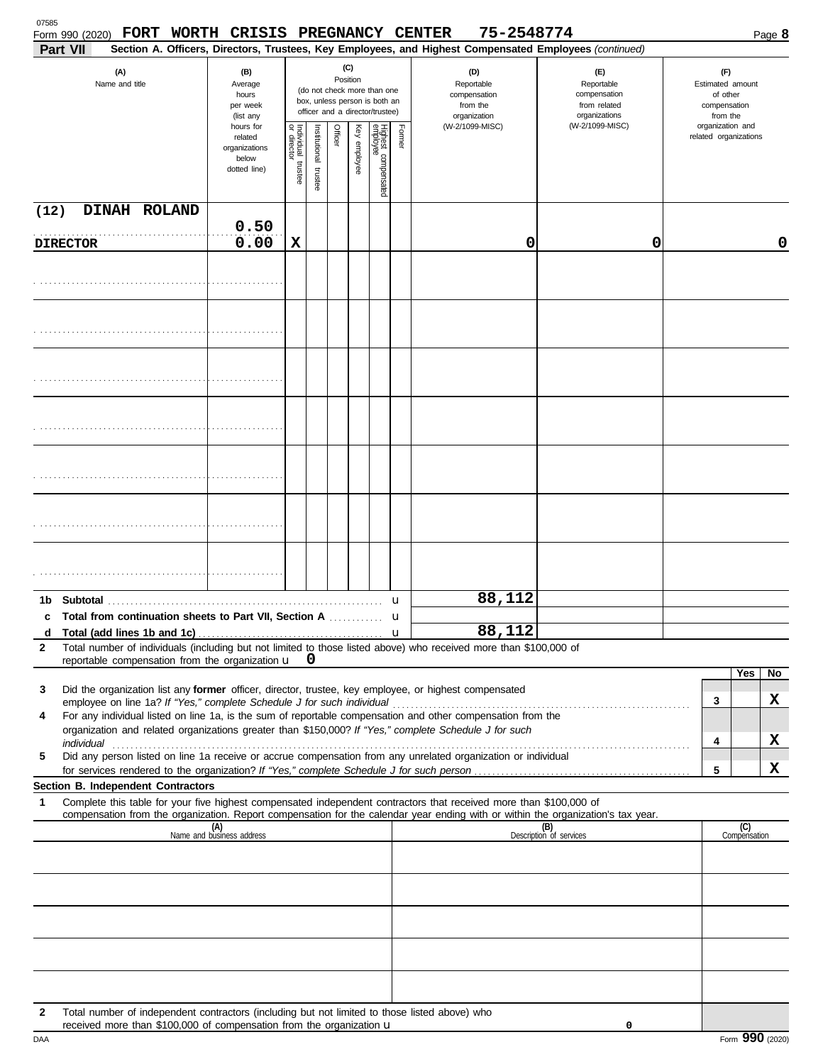Form 990 (2020) **FORT WORTH CRISIS PREGNANCY CENTER 75-2548774** Page **8**

**Part VII** **Section A. Officers, Directors, Trustees, Key Employees, and Highest Compensated Employees** *(continued)*

| (A) Name and title | (B) Average hours per week (list any hours for related organizations below dotted line) | (C) Position: Individual trustee or director | Institutional trustee | Officer | Key employee | Highest compensated employee | Former | (D) Reportable compensation from the organization (W-2/1099-MISC) | (E) Reportable compensation from related organizations (W-2/1099-MISC) | (F) Estimated amount of other compensation from the organization and related organizations |
|---|---|---|---|---|---|---|---|---|---|---|
| (12) DINAH ROLAND<br>DIRECTOR | 0.50<br>0.00 | X | | | | | | 0 | 0 | 0 |
| | | | | | | | | | | |
| | | | | | | | | | | |
| | | | | | | | | | | |
| | | | | | | | | | | |
| | | | | | | | | | | |
| | | | | | | | | | | |
| | | | | | | | | | | |

| | | (D) | (E) | (F) |
|---|---|---|---|---|
| **1b** | **Subtotal** | 88,112 | | |
| **c** | **Total from continuation sheets to Part VII, Section A** | | | |
| **d** | **Total (add lines 1b and 1c)** | 88,112 | | |

**2** Total number of individuals (including but not limited to those listed above) who received more than $100,000 of reportable compensation from the organization u 0

| | | | Yes | No |
|---|---|---|---|---|
| **3** | Did the organization list any **former** officer, director, trustee, key employee, or highest compensated employee on line 1a? *If "Yes," complete Schedule J for such individual* | 3 | | X |
| **4** | For any individual listed on line 1a, is the sum of reportable compensation and other compensation from the organization and related organizations greater than $150,000? *If "Yes," complete Schedule J for such individual* | 4 | | X |
| **5** | Did any person listed on line 1a receive or accrue compensation from any unrelated organization or individual for services rendered to the organization? *If "Yes," complete Schedule J for such person* | 5 | | X |

**Section B. Independent Contractors**

**1** Complete this table for your five highest compensated independent contractors that received more than $100,000 of compensation from the organization. Report compensation for the calendar year ending with or within the organization's tax year.

| (A) Name and business address | (B) Description of services | (C) Compensation |
|---|---|---|
| | | |
| | | |
| | | |
| | | |
| | | |

**2** Total number of independent contractors (including but not limited to those listed above) who received more than $100,000 of compensation from the organization u 0

Form **990** (2020)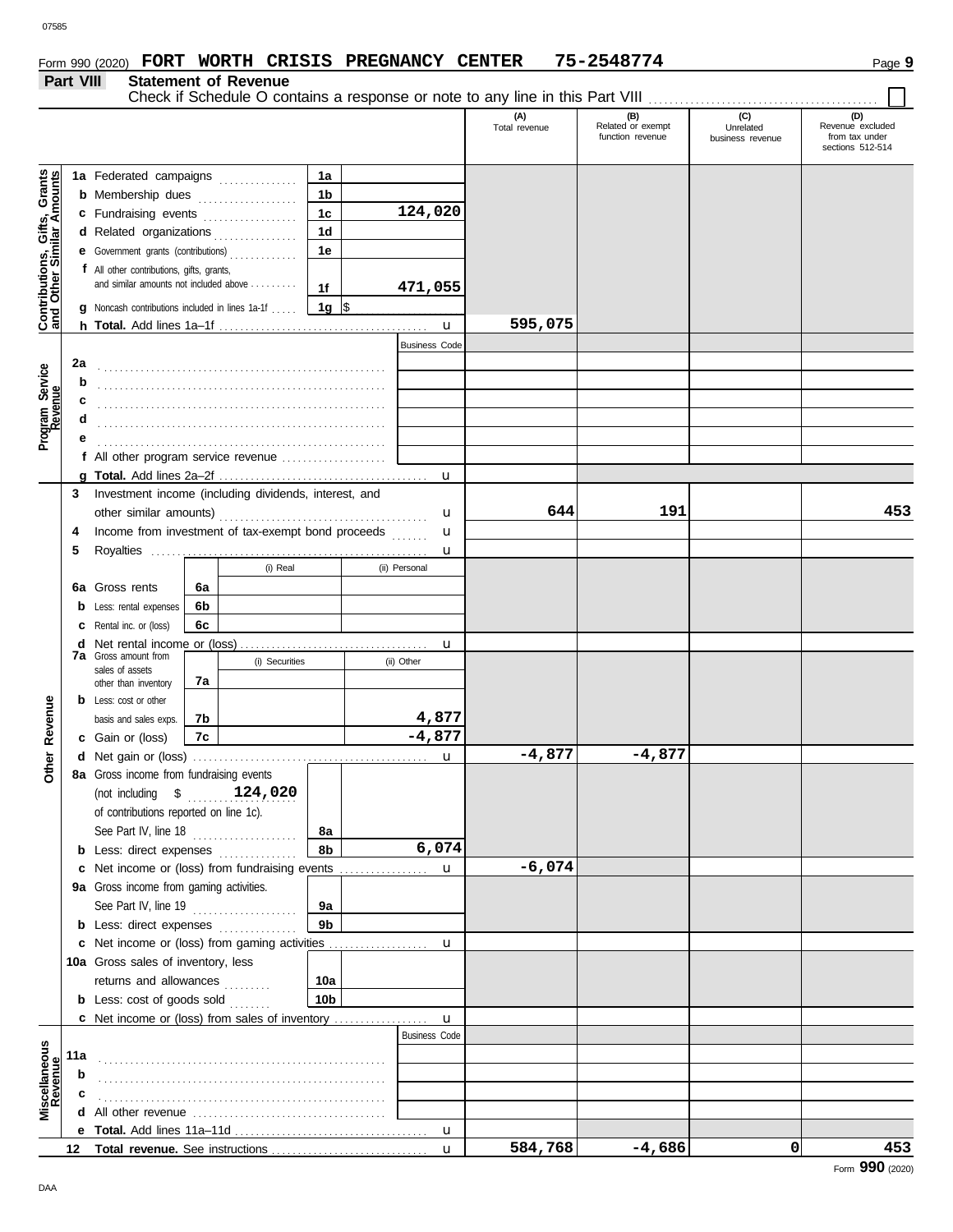Form 990 (2020) **FORT WORTH CRISIS PREGNANCY CENTER 75-2548774** Page **9**

## Part VIII Statement of Revenue

Check if Schedule O contains a response or note to any line in this Part VIII ☐

| | | | (A) Total revenue | (B) Related or exempt function revenue | (C) Unrelated business revenue | (D) Revenue excluded from tax under sections 512-514 |
|---|---|---|---|---|---|---|
| **Contributions, Gifts, Grants and Other Similar Amounts** | 1a Federated campaigns | 1a | | | | |
| | b Membership dues | 1b | | | | |
| | c Fundraising events | 1c 124,020 | | | | |
| | d Related organizations | 1d | | | | |
| | e Government grants (contributions) | 1e | | | | |
| | f All other contributions, gifts, grants, and similar amounts not included above | 1f 471,055 | | | | |
| | g Noncash contributions included in lines 1a-1f | 1g $ | | | | |
| | h **Total.** Add lines 1a–1f | | 595,075 | | | |
| **Program Service Revenue** | | Business Code | | | | |
| | 2a | | | | | |
| | b | | | | | |
| | c | | | | | |
| | d | | | | | |
| | e | | | | | |
| | f All other program service revenue | | | | | |
| | g **Total.** Add lines 2a–2f | | | | | |
| **Other Revenue** | 3 Investment income (including dividends, interest, and other similar amounts) | | 644 | 191 | | 453 |
| | 4 Income from investment of tax-exempt bond proceeds | | | | | |
| | 5 Royalties | | | | | |
| | 6a Gross rents — 6a (i) Real: ; (ii) Personal: | | | | | |
| | b Less: rental expenses — 6b (i) Real: ; (ii) Personal: | | | | | |
| | c Rental inc. or (loss) — 6c (i) Real: ; (ii) Personal: | | | | | |
| | d Net rental income or (loss) | | | | | |
| | 7a Gross amount from sales of assets other than inventory — 7a (i) Securities: ; (ii) Other: | | | | | |
| | b Less: cost or other basis and sales exps. — 7b (i) Securities: ; (ii) Other: 4,877 | | | | | |
| | c Gain or (loss) — 7c (i) Securities: ; (ii) Other: -4,877 | | | | | |
| | d Net gain or (loss) | | -4,877 | -4,877 | | |
| | 8a Gross income from fundraising events (not including $ 124,020 of contributions reported on line 1c). See Part IV, line 18 | 8a | | | | |
| | b Less: direct expenses | 8b 6,074 | | | | |
| | c Net income or (loss) from fundraising events | | -6,074 | | | |
| | 9a Gross income from gaming activities. See Part IV, line 19 | 9a | | | | |
| | b Less: direct expenses | 9b | | | | |
| | c Net income or (loss) from gaming activities | | | | | |
| | 10a Gross sales of inventory, less returns and allowances | 10a | | | | |
| | b Less: cost of goods sold | 10b | | | | |
| | c Net income or (loss) from sales of inventory | | | | | |
| **Miscellaneous Revenue** | | Business Code | | | | |
| | 11a | | | | | |
| | b | | | | | |
| | c | | | | | |
| | d All other revenue | | | | | |
| | e **Total.** Add lines 11a–11d | | | | | |
| | 12 **Total revenue.** See instructions | | 584,768 | -4,686 | 0 | 453 |

Form **990** (2020)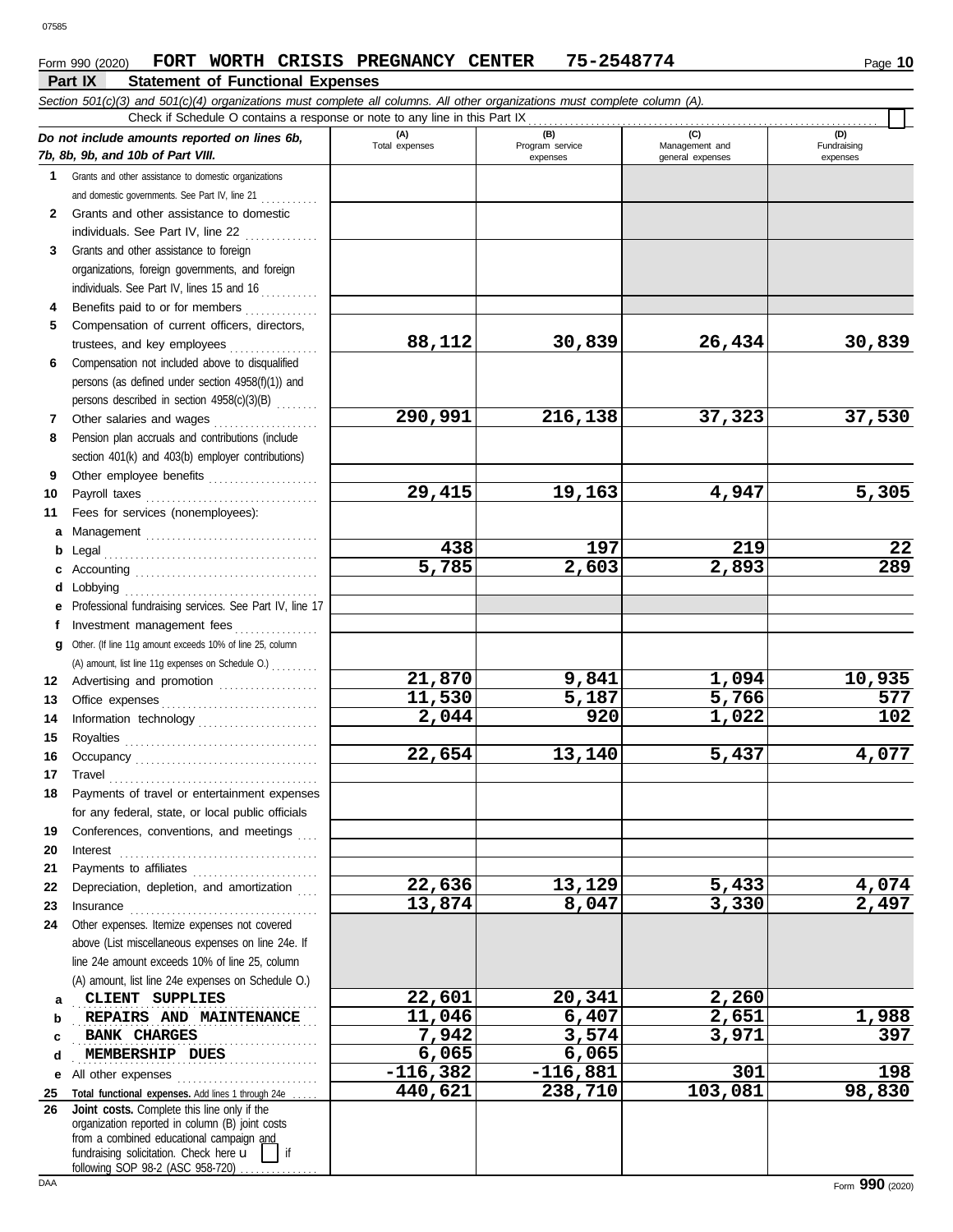Form 990 (2020) **FORT WORTH CRISIS PREGNANCY CENTER 75-2548774** Page **10**

## Part IX Statement of Functional Expenses

*Section 501(c)(3) and 501(c)(4) organizations must complete all columns. All other organizations must complete column (A).*

Check if Schedule O contains a response or note to any line in this Part IX ☐

| *Do not include amounts reported on lines 6b, 7b, 8b, 9b, and 10b of Part VIII.* | (A) Total expenses | (B) Program service expenses | (C) Management and general expenses | (D) Fundraising expenses |
|---|---|---|---|---|
| **1** Grants and other assistance to domestic organizations and domestic governments. See Part IV, line 21 | | | | |
| **2** Grants and other assistance to domestic individuals. See Part IV, line 22 | | | | |
| **3** Grants and other assistance to foreign organizations, foreign governments, and foreign individuals. See Part IV, lines 15 and 16 | | | | |
| **4** Benefits paid to or for members | | | | |
| **5** Compensation of current officers, directors, trustees, and key employees | 88,112 | 30,839 | 26,434 | 30,839 |
| **6** Compensation not included above to disqualified persons (as defined under section 4958(f)(1)) and persons described in section 4958(c)(3)(B) | | | | |
| **7** Other salaries and wages | 290,991 | 216,138 | 37,323 | 37,530 |
| **8** Pension plan accruals and contributions (include section 401(k) and 403(b) employer contributions) | | | | |
| **9** Other employee benefits | | | | |
| **10** Payroll taxes | 29,415 | 19,163 | 4,947 | 5,305 |
| **11** Fees for services (nonemployees): | | | | |
| **a** Management | | | | |
| **b** Legal | 438 | 197 | 219 | 22 |
| **c** Accounting | 5,785 | 2,603 | 2,893 | 289 |
| **d** Lobbying | | | | |
| **e** Professional fundraising services. See Part IV, line 17 | | | | |
| **f** Investment management fees | | | | |
| **g** Other. (If line 11g amount exceeds 10% of line 25, column (A) amount, list line 11g expenses on Schedule O.) | | | | |
| **12** Advertising and promotion | 21,870 | 9,841 | 1,094 | 10,935 |
| **13** Office expenses | 11,530 | 5,187 | 5,766 | 577 |
| **14** Information technology | 2,044 | 920 | 1,022 | 102 |
| **15** Royalties | | | | |
| **16** Occupancy | 22,654 | 13,140 | 5,437 | 4,077 |
| **17** Travel | | | | |
| **18** Payments of travel or entertainment expenses for any federal, state, or local public officials | | | | |
| **19** Conferences, conventions, and meetings | | | | |
| **20** Interest | | | | |
| **21** Payments to affiliates | | | | |
| **22** Depreciation, depletion, and amortization | 22,636 | 13,129 | 5,433 | 4,074 |
| **23** Insurance | 13,874 | 8,047 | 3,330 | 2,497 |
| **24** Other expenses. Itemize expenses not covered above (List miscellaneous expenses on line 24e. If line 24e amount exceeds 10% of line 25, column (A) amount, list line 24e expenses on Schedule O.) | | | | |
| **a** CLIENT SUPPLIES | 22,601 | 20,341 | 2,260 | |
| **b** REPAIRS AND MAINTENANCE | 11,046 | 6,407 | 2,651 | 1,988 |
| **c** BANK CHARGES | 7,942 | 3,574 | 3,971 | 397 |
| **d** MEMBERSHIP DUES | 6,065 | 6,065 | | |
| **e** All other expenses | -116,382 | -116,881 | 301 | 198 |
| **25** **Total functional expenses.** Add lines 1 through 24e | 440,621 | 238,710 | 103,081 | 98,830 |
| **26** **Joint costs.** Complete this line only if the organization reported in column (B) joint costs from a combined educational campaign and fundraising solicitation. Check here ☐ if following SOP 98-2 (ASC 958-720) | | | | |

Form **990** (2020)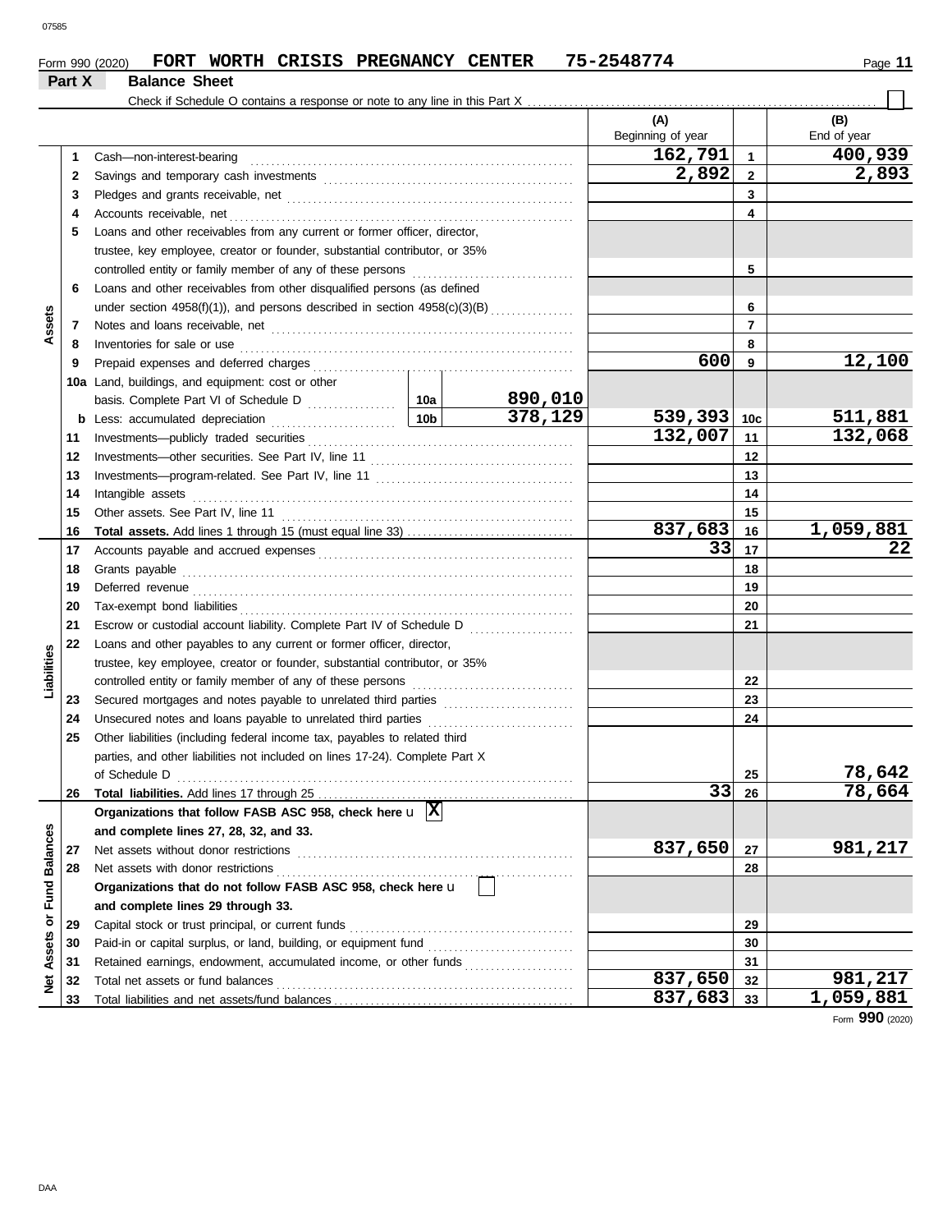Form 990 (2020) **FORT WORTH CRISIS PREGNANCY CENTER 75-2548774** Page **11**

## Part X Balance Sheet

Check if Schedule O contains a response or note to any line in this Part X ☐

| | | Description | | | (A) Beginning of year | | (B) End of year |
|---|---|---|---|---|---|---|---|
| Assets | 1 | Cash—non-interest-bearing | | | 162,791 | 1 | 400,939 |
| | 2 | Savings and temporary cash investments | | | 2,892 | 2 | 2,893 |
| | 3 | Pledges and grants receivable, net | | | | 3 | |
| | 4 | Accounts receivable, net | | | | 4 | |
| | 5 | Loans and other receivables from any current or former officer, director, trustee, key employee, creator or founder, substantial contributor, or 35% controlled entity or family member of any of these persons | | | | 5 | |
| | 6 | Loans and other receivables from other disqualified persons (as defined under section 4958(f)(1)), and persons described in section 4958(c)(3)(B) | | | | 6 | |
| | 7 | Notes and loans receivable, net | | | | 7 | |
| | 8 | Inventories for sale or use | | | | 8 | |
| | 9 | Prepaid expenses and deferred charges | | | 600 | 9 | 12,100 |
| | 10a | Land, buildings, and equipment: cost or other basis. Complete Part VI of Schedule D | 10a | 890,010 | | | |
| | b | Less: accumulated depreciation | 10b | 378,129 | 539,393 | 10c | 511,881 |
| | 11 | Investments—publicly traded securities | | | 132,007 | 11 | 132,068 |
| | 12 | Investments—other securities. See Part IV, line 11 | | | | 12 | |
| | 13 | Investments—program-related. See Part IV, line 11 | | | | 13 | |
| | 14 | Intangible assets | | | | 14 | |
| | 15 | Other assets. See Part IV, line 11 | | | | 15 | |
| | 16 | **Total assets.** Add lines 1 through 15 (must equal line 33) | | | 837,683 | 16 | 1,059,881 |
| Liabilities | 17 | Accounts payable and accrued expenses | | | 33 | 17 | 22 |
| | 18 | Grants payable | | | | 18 | |
| | 19 | Deferred revenue | | | | 19 | |
| | 20 | Tax-exempt bond liabilities | | | | 20 | |
| | 21 | Escrow or custodial account liability. Complete Part IV of Schedule D | | | | 21 | |
| | 22 | Loans and other payables to any current or former officer, director, trustee, key employee, creator or founder, substantial contributor, or 35% controlled entity or family member of any of these persons | | | | 22 | |
| | 23 | Secured mortgages and notes payable to unrelated third parties | | | | 23 | |
| | 24 | Unsecured notes and loans payable to unrelated third parties | | | | 24 | |
| | 25 | Other liabilities (including federal income tax, payables to related third parties, and other liabilities not included on lines 17-24). Complete Part X of Schedule D | | | | 25 | 78,642 |
| | 26 | **Total liabilities.** Add lines 17 through 25 | | | 33 | 26 | 78,664 |
| Net Assets or Fund Balances | | **Organizations that follow FASB ASC 958, check here** ☒ **and complete lines 27, 28, 32, and 33.** | | | | | |
| | 27 | Net assets without donor restrictions | | | 837,650 | 27 | 981,217 |
| | 28 | Net assets with donor restrictions | | | | 28 | |
| | | **Organizations that do not follow FASB ASC 958, check here** ☐ **and complete lines 29 through 33.** | | | | | |
| | 29 | Capital stock or trust principal, or current funds | | | | 29 | |
| | 30 | Paid-in or capital surplus, or land, building, or equipment fund | | | | 30 | |
| | 31 | Retained earnings, endowment, accumulated income, or other funds | | | | 31 | |
| | 32 | Total net assets or fund balances | | | 837,650 | 32 | 981,217 |
| | 33 | Total liabilities and net assets/fund balances | | | 837,683 | 33 | 1,059,881 |

Form **990** (2020)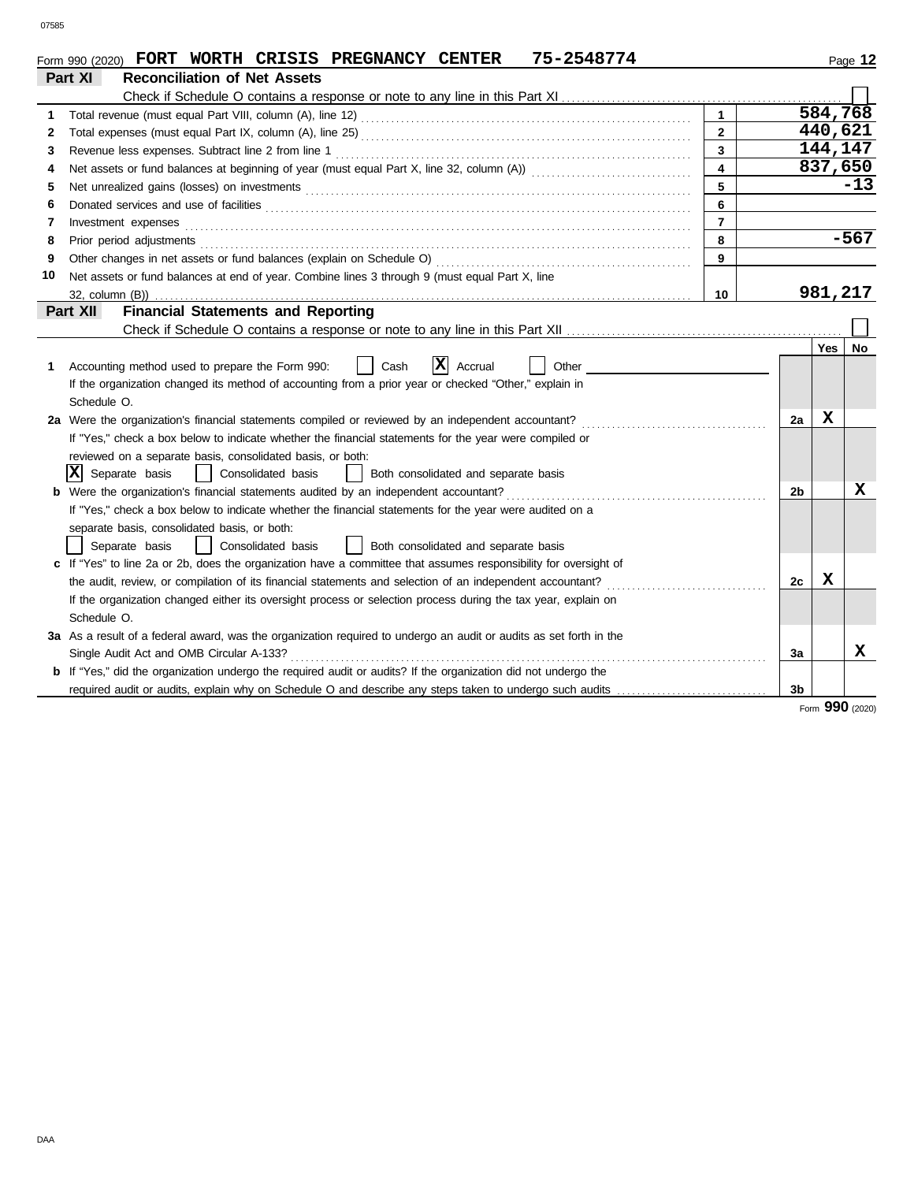Form 990 (2020) **FORT WORTH CRISIS PREGNANCY CENTER 75-2548774**

## Part XI Reconciliation of Net Assets

Check if Schedule O contains a response or note to any line in this Part XI ☐

| | | | |
|---|---|---|---|
| 1 | Total revenue (must equal Part VIII, column (A), line 12) | 1 | 584,768 |
| 2 | Total expenses (must equal Part IX, column (A), line 25) | 2 | 440,621 |
| 3 | Revenue less expenses. Subtract line 2 from line 1 | 3 | 144,147 |
| 4 | Net assets or fund balances at beginning of year (must equal Part X, line 32, column (A)) | 4 | 837,650 |
| 5 | Net unrealized gains (losses) on investments | 5 | -13 |
| 6 | Donated services and use of facilities | 6 | |
| 7 | Investment expenses | 7 | |
| 8 | Prior period adjustments | 8 | -567 |
| 9 | Other changes in net assets or fund balances (explain on Schedule O) | 9 | |
| 10 | Net assets or fund balances at end of year. Combine lines 3 through 9 (must equal Part X, line 32, column (B)) | 10 | 981,217 |

## Part XII Financial Statements and Reporting

Check if Schedule O contains a response or note to any line in this Part XII ☐

| | | | Yes | No |
|---|---|---|---|---|
| 1 | Accounting method used to prepare the Form 990: ☐ Cash ☒ Accrual ☐ Other<br>If the organization changed its method of accounting from a prior year or checked "Other," explain in Schedule O. | | | |
| 2a | Were the organization's financial statements compiled or reviewed by an independent accountant? | 2a | X | |
| | If "Yes," check a box below to indicate whether the financial statements for the year were compiled or reviewed on a separate basis, consolidated basis, or both:<br>☒ Separate basis ☐ Consolidated basis ☐ Both consolidated and separate basis | | | |
| b | Were the organization's financial statements audited by an independent accountant? | 2b | | X |
| | If "Yes," check a box below to indicate whether the financial statements for the year were audited on a separate basis, consolidated basis, or both:<br>☐ Separate basis ☐ Consolidated basis ☐ Both consolidated and separate basis | | | |
| c | If "Yes" to line 2a or 2b, does the organization have a committee that assumes responsibility for oversight of the audit, review, or compilation of its financial statements and selection of an independent accountant? | 2c | X | |
| | If the organization changed either its oversight process or selection process during the tax year, explain on Schedule O. | | | |
| 3a | As a result of a federal award, was the organization required to undergo an audit or audits as set forth in the Single Audit Act and OMB Circular A-133? | 3a | | X |
| b | If "Yes," did the organization undergo the required audit or audits? If the organization did not undergo the required audit or audits, explain why on Schedule O and describe any steps taken to undergo such audits | 3b | | |

Form **990** (2020)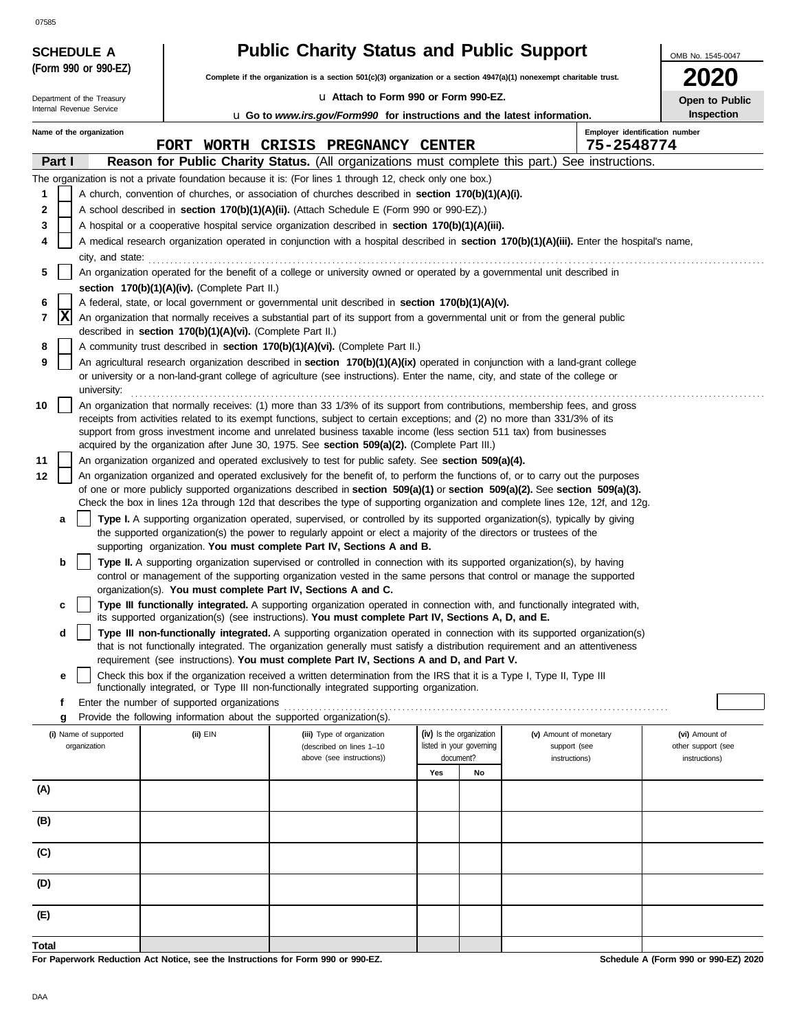07585

**SCHEDULE A**
**(Form 990 or 990-EZ)**

Department of the Treasury
Internal Revenue Service

# Public Charity Status and Public Support

**Complete if the organization is a section 501(c)(3) organization or a section 4947(a)(1) nonexempt charitable trust.**

u **Attach to Form 990 or Form 990-EZ.**

u **Go to *www.irs.gov/Form990* for instructions and the latest information.**

OMB No. 1545-0047

**2020**

**Open to Public Inspection**

**Name of the organization:** FORT WORTH CRISIS PREGNANCY CENTER

**Employer identification number:** 75-2548774

## Part I — Reason for Public Charity Status. (All organizations must complete this part.) See instructions.

The organization is not a private foundation because it is: (For lines 1 through 12, check only one box.)

1. [ ] A church, convention of churches, or association of churches described in **section 170(b)(1)(A)(i).**
2. [ ] A school described in **section 170(b)(1)(A)(ii).** (Attach Schedule E (Form 990 or 990-EZ).)
3. [ ] A hospital or a cooperative hospital service organization described in **section 170(b)(1)(A)(iii).**
4. [ ] A medical research organization operated in conjunction with a hospital described in **section 170(b)(1)(A)(iii).** Enter the hospital's name, city, and state:
5. [ ] An organization operated for the benefit of a college or university owned or operated by a governmental unit described in **section 170(b)(1)(A)(iv).** (Complete Part II.)
6. [ ] A federal, state, or local government or governmental unit described in **section 170(b)(1)(A)(v).**
7. [X] An organization that normally receives a substantial part of its support from a governmental unit or from the general public described in **section 170(b)(1)(A)(vi).** (Complete Part II.)
8. [ ] A community trust described in **section 170(b)(1)(A)(vi).** (Complete Part II.)
9. [ ] An agricultural research organization described in **section 170(b)(1)(A)(ix)** operated in conjunction with a land-grant college or university or a non-land-grant college of agriculture (see instructions). Enter the name, city, and state of the college or university:
10. [ ] An organization that normally receives: (1) more than 33 1/3% of its support from contributions, membership fees, and gross receipts from activities related to its exempt functions, subject to certain exceptions; and (2) no more than 331/3% of its support from gross investment income and unrelated business taxable income (less section 511 tax) from businesses acquired by the organization after June 30, 1975. See **section 509(a)(2).** (Complete Part III.)
11. [ ] An organization organized and operated exclusively to test for public safety. See **section 509(a)(4).**
12. [ ] An organization organized and operated exclusively for the benefit of, to perform the functions of, or to carry out the purposes of one or more publicly supported organizations described in **section 509(a)(1)** or **section 509(a)(2).** See **section 509(a)(3).** Check the box in lines 12a through 12d that describes the type of supporting organization and complete lines 12e, 12f, and 12g.
   - **a** [ ] **Type I.** A supporting organization operated, supervised, or controlled by its supported organization(s), typically by giving the supported organization(s) the power to regularly appoint or elect a majority of the directors or trustees of the supporting organization. **You must complete Part IV, Sections A and B.**
   - **b** [ ] **Type II.** A supporting organization supervised or controlled in connection with its supported organization(s), by having control or management of the supporting organization vested in the same persons that control or manage the supported organization(s). **You must complete Part IV, Sections A and C.**
   - **c** [ ] **Type III functionally integrated.** A supporting organization operated in connection with, and functionally integrated with, its supported organization(s) (see instructions). **You must complete Part IV, Sections A, D, and E.**
   - **d** [ ] **Type III non-functionally integrated.** A supporting organization operated in connection with its supported organization(s) that is not functionally integrated. The organization generally must satisfy a distribution requirement and an attentiveness requirement (see instructions). **You must complete Part IV, Sections A and D, and Part V.**
   - **e** [ ] Check this box if the organization received a written determination from the IRS that it is a Type I, Type II, Type III functionally integrated, or Type III non-functionally integrated supporting organization.
   - **f** Enter the number of supported organizations
   - **g** Provide the following information about the supported organization(s).

| (i) Name of supported organization | (ii) EIN | (iii) Type of organization (described on lines 1–10 above (see instructions)) | (iv) Is the organization listed in your governing document? Yes | No | (v) Amount of monetary support (see instructions) | (vi) Amount of other support (see instructions) |
|---|---|---|---|---|---|---|
| (A) | | | | | | |
| (B) | | | | | | |
| (C) | | | | | | |
| (D) | | | | | | |
| (E) | | | | | | |
| Total | | | | | | |

**For Paperwork Reduction Act Notice, see the Instructions for Form 990 or 990-EZ.**

**Schedule A (Form 990 or 990-EZ) 2020**

DAA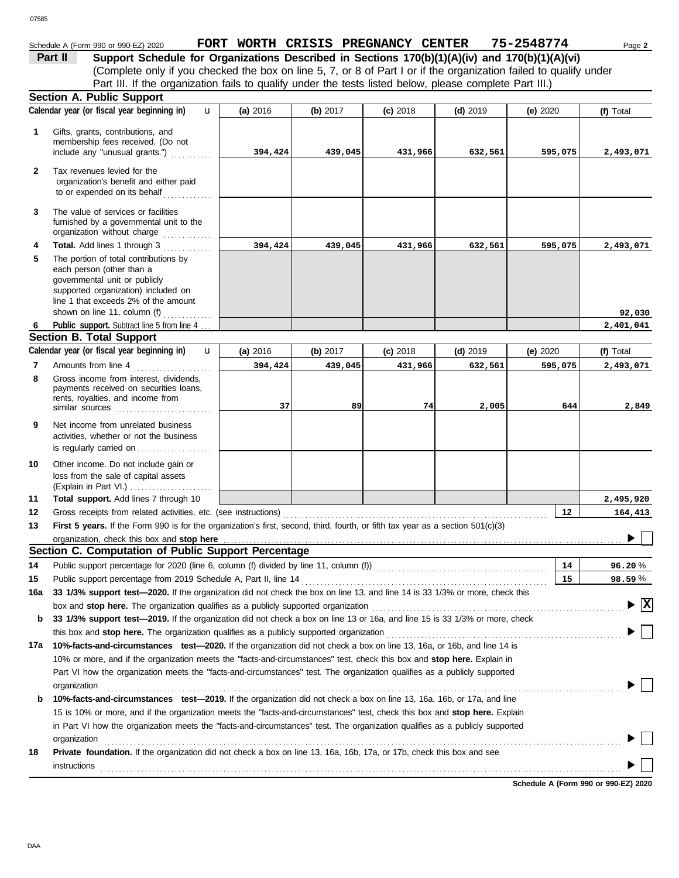Schedule A (Form 990 or 990-EZ) 2020 **FORT WORTH CRISIS PREGNANCY CENTER 75-2548774** Page **2**

## Part II Support Schedule for Organizations Described in Sections 170(b)(1)(A)(iv) and 170(b)(1)(A)(vi)

(Complete only if you checked the box on line 5, 7, or 8 of Part I or if the organization failed to qualify under Part III. If the organization fails to qualify under the tests listed below, please complete Part III.)

### Section A. Public Support

| | Calendar year (or fiscal year beginning in) | (a) 2016 | (b) 2017 | (c) 2018 | (d) 2019 | (e) 2020 | (f) Total |
|---|---|---|---|---|---|---|---|
| 1 | Gifts, grants, contributions, and membership fees received. (Do not include any "unusual grants.") | 394,424 | 439,045 | 431,966 | 632,561 | 595,075 | 2,493,071 |
| 2 | Tax revenues levied for the organization's benefit and either paid to or expended on its behalf | | | | | | |
| 3 | The value of services or facilities furnished by a governmental unit to the organization without charge | | | | | | |
| 4 | **Total.** Add lines 1 through 3 | 394,424 | 439,045 | 431,966 | 632,561 | 595,075 | 2,493,071 |
| 5 | The portion of total contributions by each person (other than a governmental unit or publicly supported organization) included on line 1 that exceeds 2% of the amount shown on line 11, column (f) | | | | | | 92,030 |
| 6 | **Public support.** Subtract line 5 from line 4 | | | | | | 2,401,041 |

### Section B. Total Support

| | Calendar year (or fiscal year beginning in) | (a) 2016 | (b) 2017 | (c) 2018 | (d) 2019 | (e) 2020 | (f) Total |
|---|---|---|---|---|---|---|---|
| 7 | Amounts from line 4 | 394,424 | 439,045 | 431,966 | 632,561 | 595,075 | 2,493,071 |
| 8 | Gross income from interest, dividends, payments received on securities loans, rents, royalties, and income from similar sources | 37 | 89 | 74 | 2,005 | 644 | 2,849 |
| 9 | Net income from unrelated business activities, whether or not the business is regularly carried on | | | | | | |
| 10 | Other income. Do not include gain or loss from the sale of capital assets (Explain in Part VI.) | | | | | | |
| 11 | **Total support.** Add lines 7 through 10 | | | | | | 2,495,920 |
| 12 | Gross receipts from related activities, etc. (see instructions) | | | | | 12 | 164,413 |

**13** **First 5 years.** If the Form 990 is for the organization's first, second, third, fourth, or fifth tax year as a section 501(c)(3) organization, check this box and **stop here** ☐

### Section C. Computation of Public Support Percentage

| | | | |
|---|---|---|---|
| 14 | Public support percentage for 2020 (line 6, column (f) divided by line 11, column (f)) | 14 | 96.20 % |
| 15 | Public support percentage from 2019 Schedule A, Part II, line 14 | 15 | 98.59 % |

**16a** **33 1/3% support test—2020.** If the organization did not check the box on line 13, and line 14 is 33 1/3% or more, check this box and **stop here.** The organization qualifies as a publicly supported organization ☒

**b** **33 1/3% support test—2019.** If the organization did not check a box on line 13 or 16a, and line 15 is 33 1/3% or more, check this box and **stop here.** The organization qualifies as a publicly supported organization ☐

**17a** **10%-facts-and-circumstances test—2020.** If the organization did not check a box on line 13, 16a, or 16b, and line 14 is 10% or more, and if the organization meets the "facts-and-circumstances" test, check this box and **stop here.** Explain in Part VI how the organization meets the "facts-and-circumstances" test. The organization qualifies as a publicly supported organization ☐

**b** **10%-facts-and-circumstances test—2019.** If the organization did not check a box on line 13, 16a, 16b, or 17a, and line 15 is 10% or more, and if the organization meets the "facts-and-circumstances" test, check this box and **stop here.** Explain in Part VI how the organization meets the "facts-and-circumstances" test. The organization qualifies as a publicly supported organization ☐

**18** **Private foundation.** If the organization did not check a box on line 13, 16a, 16b, 17a, or 17b, check this box and see instructions ☐

**Schedule A (Form 990 or 990-EZ) 2020**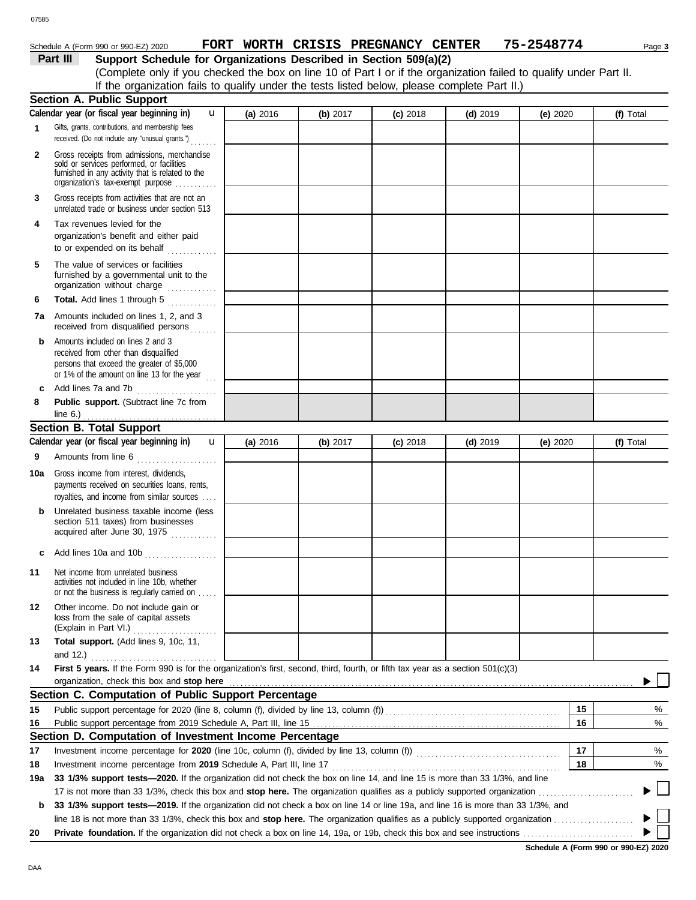Schedule A (Form 990 or 990-EZ) 2020 **FORT WORTH CRISIS PREGNANCY CENTER 75-2548774**

## Part III Support Schedule for Organizations Described in Section 509(a)(2)

(Complete only if you checked the box on line 10 of Part I or if the organization failed to qualify under Part II. If the organization fails to qualify under the tests listed below, please complete Part II.)

### Section A. Public Support

| Calendar year (or fiscal year beginning in) | (a) 2016 | (b) 2017 | (c) 2018 | (d) 2019 | (e) 2020 | (f) Total |
|---|---|---|---|---|---|---|
| **1** Gifts, grants, contributions, and membership fees received. (Do not include any "unusual grants.") | | | | | | |
| **2** Gross receipts from admissions, merchandise sold or services performed, or facilities furnished in any activity that is related to the organization's tax-exempt purpose | | | | | | |
| **3** Gross receipts from activities that are not an unrelated trade or business under section 513 | | | | | | |
| **4** Tax revenues levied for the organization's benefit and either paid to or expended on its behalf | | | | | | |
| **5** The value of services or facilities furnished by a governmental unit to the organization without charge | | | | | | |
| **6** **Total.** Add lines 1 through 5 | | | | | | |
| **7a** Amounts included on lines 1, 2, and 3 received from disqualified persons | | | | | | |
| **b** Amounts included on lines 2 and 3 received from other than disqualified persons that exceed the greater of \$5,000 or 1% of the amount on line 13 for the year | | | | | | |
| **c** Add lines 7a and 7b | | | | | | |
| **8** **Public support.** (Subtract line 7c from line 6.) | | | | | | |

### Section B. Total Support

| Calendar year (or fiscal year beginning in) | (a) 2016 | (b) 2017 | (c) 2018 | (d) 2019 | (e) 2020 | (f) Total |
|---|---|---|---|---|---|---|
| **9** Amounts from line 6 | | | | | | |
| **10a** Gross income from interest, dividends, payments received on securities loans, rents, royalties, and income from similar sources | | | | | | |
| **b** Unrelated business taxable income (less section 511 taxes) from businesses acquired after June 30, 1975 | | | | | | |
| **c** Add lines 10a and 10b | | | | | | |
| **11** Net income from unrelated business activities not included in line 10b, whether or not the business is regularly carried on | | | | | | |
| **12** Other income. Do not include gain or loss from the sale of capital assets (Explain in Part VI.) | | | | | | |
| **13** **Total support.** (Add lines 9, 10c, 11, and 12.) | | | | | | |

**14** **First 5 years.** If the Form 990 is for the organization's first, second, third, fourth, or fifth tax year as a section 501(c)(3) organization, check this box and **stop here** ▶ ☐

### Section C. Computation of Public Support Percentage

| | | | |
|---|---|---|---|
| **15** | Public support percentage for 2020 (line 8, column (f), divided by line 13, column (f)) | 15 | % |
| **16** | Public support percentage from 2019 Schedule A, Part III, line 15 | 16 | % |

### Section D. Computation of Investment Income Percentage

| | | | |
|---|---|---|---|
| **17** | Investment income percentage for **2020** (line 10c, column (f), divided by line 13, column (f)) | 17 | % |
| **18** | Investment income percentage from **2019** Schedule A, Part III, line 17 | 18 | % |

**19a** **33 1/3% support tests—2020.** If the organization did not check the box on line 14, and line 15 is more than 33 1/3%, and line 17 is not more than 33 1/3%, check this box and **stop here.** The organization qualifies as a publicly supported organization ▶ ☐

**b** **33 1/3% support tests—2019.** If the organization did not check a box on line 14 or line 19a, and line 16 is more than 33 1/3%, and line 18 is not more than 33 1/3%, check this box and **stop here.** The organization qualifies as a publicly supported organization ▶ ☐

**20** **Private foundation.** If the organization did not check a box on line 14, 19a, or 19b, check this box and see instructions ▶ ☐

**Schedule A (Form 990 or 990-EZ) 2020**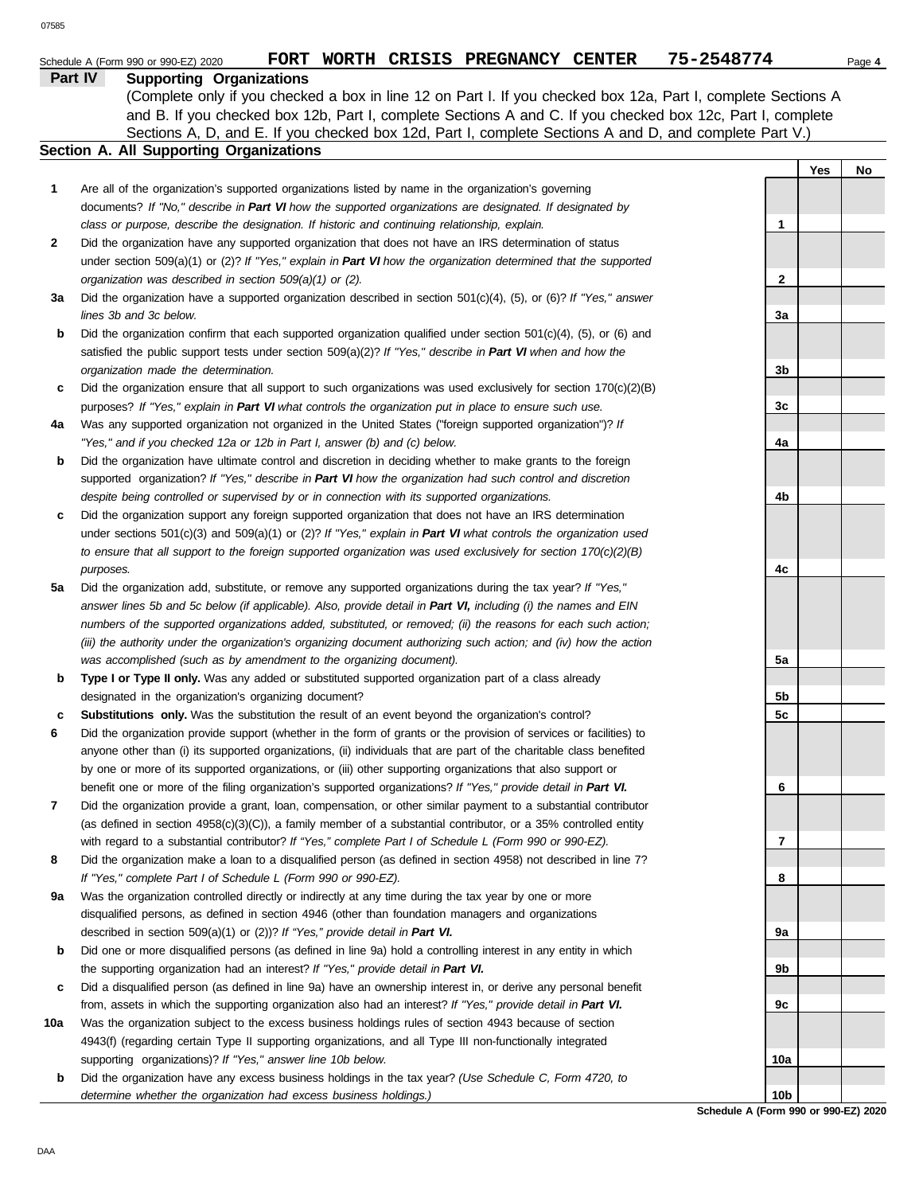Schedule A (Form 990 or 990-EZ) 2020 **FORT WORTH CRISIS PREGNANCY CENTER 75-2548774** Page **4**

## Part IV Supporting Organizations

(Complete only if you checked a box in line 12 on Part I. If you checked box 12a, Part I, complete Sections A and B. If you checked box 12b, Part I, complete Sections A and C. If you checked box 12c, Part I, complete Sections A, D, and E. If you checked box 12d, Part I, complete Sections A and D, and complete Part V.)

### Section A. All Supporting Organizations

| | | | Yes | No |
|---|---|---|---|---|
| **1** | Are all of the organization's supported organizations listed by name in the organization's governing documents? *If "No," describe in **Part VI** how the supported organizations are designated. If designated by class or purpose, describe the designation. If historic and continuing relationship, explain.* | **1** | | |
| **2** | Did the organization have any supported organization that does not have an IRS determination of status under section 509(a)(1) or (2)? *If "Yes," explain in **Part VI** how the organization determined that the supported organization was described in section 509(a)(1) or (2).* | **2** | | |
| **3a** | Did the organization have a supported organization described in section 501(c)(4), (5), or (6)? *If "Yes," answer lines 3b and 3c below.* | **3a** | | |
| **b** | Did the organization confirm that each supported organization qualified under section 501(c)(4), (5), or (6) and satisfied the public support tests under section 509(a)(2)? *If "Yes," describe in **Part VI** when and how the organization made the determination.* | **3b** | | |
| **c** | Did the organization ensure that all support to such organizations was used exclusively for section 170(c)(2)(B) purposes? *If "Yes," explain in **Part VI** what controls the organization put in place to ensure such use.* | **3c** | | |
| **4a** | Was any supported organization not organized in the United States ("foreign supported organization")? *If "Yes," and if you checked 12a or 12b in Part I, answer (b) and (c) below.* | **4a** | | |
| **b** | Did the organization have ultimate control and discretion in deciding whether to make grants to the foreign supported organization? *If "Yes," describe in **Part VI** how the organization had such control and discretion despite being controlled or supervised by or in connection with its supported organizations.* | **4b** | | |
| **c** | Did the organization support any foreign supported organization that does not have an IRS determination under sections 501(c)(3) and 509(a)(1) or (2)? *If "Yes," explain in **Part VI** what controls the organization used to ensure that all support to the foreign supported organization was used exclusively for section 170(c)(2)(B) purposes.* | **4c** | | |
| **5a** | Did the organization add, substitute, or remove any supported organizations during the tax year? *If "Yes," answer lines 5b and 5c below (if applicable). Also, provide detail in **Part VI,** including (i) the names and EIN numbers of the supported organizations added, substituted, or removed; (ii) the reasons for each such action; (iii) the authority under the organization's organizing document authorizing such action; and (iv) how the action was accomplished (such as by amendment to the organizing document).* | **5a** | | |
| **b** | **Type I or Type II only.** Was any added or substituted supported organization part of a class already designated in the organization's organizing document? | **5b** | | |
| **c** | **Substitutions only.** Was the substitution the result of an event beyond the organization's control? | **5c** | | |
| **6** | Did the organization provide support (whether in the form of grants or the provision of services or facilities) to anyone other than (i) its supported organizations, (ii) individuals that are part of the charitable class benefited by one or more of its supported organizations, or (iii) other supporting organizations that also support or benefit one or more of the filing organization's supported organizations? *If "Yes," provide detail in **Part VI.*** | **6** | | |
| **7** | Did the organization provide a grant, loan, compensation, or other similar payment to a substantial contributor (as defined in section 4958(c)(3)(C)), a family member of a substantial contributor, or a 35% controlled entity with regard to a substantial contributor? *If "Yes," complete Part I of Schedule L (Form 990 or 990-EZ).* | **7** | | |
| **8** | Did the organization make a loan to a disqualified person (as defined in section 4958) not described in line 7? *If "Yes," complete Part I of Schedule L (Form 990 or 990-EZ).* | **8** | | |
| **9a** | Was the organization controlled directly or indirectly at any time during the tax year by one or more disqualified persons, as defined in section 4946 (other than foundation managers and organizations described in section 509(a)(1) or (2))? *If "Yes," provide detail in **Part VI.*** | **9a** | | |
| **b** | Did one or more disqualified persons (as defined in line 9a) hold a controlling interest in any entity in which the supporting organization had an interest? *If "Yes," provide detail in **Part VI.*** | **9b** | | |
| **c** | Did a disqualified person (as defined in line 9a) have an ownership interest in, or derive any personal benefit from, assets in which the supporting organization also had an interest? *If "Yes," provide detail in **Part VI.*** | **9c** | | |
| **10a** | Was the organization subject to the excess business holdings rules of section 4943 because of section 4943(f) (regarding certain Type II supporting organizations, and all Type III non-functionally integrated supporting organizations)? *If "Yes," answer line 10b below.* | **10a** | | |
| **b** | Did the organization have any excess business holdings in the tax year? *(Use Schedule C, Form 4720, to determine whether the organization had excess business holdings.)* | **10b** | | |

**Schedule A (Form 990 or 990-EZ) 2020**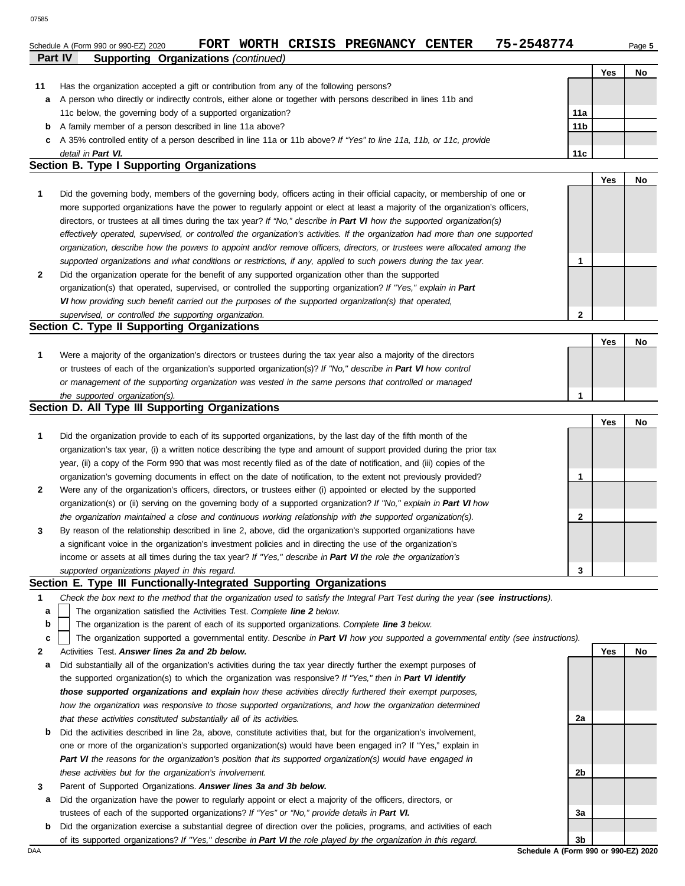Schedule A (Form 990 or 990-EZ) 2020 **FORT WORTH CRISIS PREGNANCY CENTER 75-2548774**

## Part IV Supporting Organizations *(continued)*

| | | | Yes | No |
|---|---|---|---|---|
| **11** | Has the organization accepted a gift or contribution from any of the following persons? | | | |
| **a** | A person who directly or indirectly controls, either alone or together with persons described in lines 11b and 11c below, the governing body of a supported organization? | **11a** | | |
| **b** | A family member of a person described in line 11a above? | **11b** | | |
| **c** | A 35% controlled entity of a person described in line 11a or 11b above? *If "Yes" to line 11a, 11b, or 11c, provide detail in* ***Part VI.*** | **11c** | | |

### Section B. Type I Supporting Organizations

| | | | Yes | No |
|---|---|---|---|---|
| **1** | Did the governing body, members of the governing body, officers acting in their official capacity, or membership of one or more supported organizations have the power to regularly appoint or elect at least a majority of the organization's officers, directors, or trustees at all times during the tax year? *If "No," describe in* ***Part VI*** *how the supported organization(s) effectively operated, supervised, or controlled the organization's activities. If the organization had more than one supported organization, describe how the powers to appoint and/or remove officers, directors, or trustees were allocated among the supported organizations and what conditions or restrictions, if any, applied to such powers during the tax year.* | **1** | | |
| **2** | Did the organization operate for the benefit of any supported organization other than the supported organization(s) that operated, supervised, or controlled the supporting organization? *If "Yes," explain in* ***Part VI*** *how providing such benefit carried out the purposes of the supported organization(s) that operated, supervised, or controlled the supporting organization.* | **2** | | |

### Section C. Type II Supporting Organizations

| | | | Yes | No |
|---|---|---|---|---|
| **1** | Were a majority of the organization's directors or trustees during the tax year also a majority of the directors or trustees of each of the organization's supported organization(s)? *If "No," describe in* ***Part VI*** *how control or management of the supporting organization was vested in the same persons that controlled or managed the supported organization(s).* | **1** | | |

### Section D. All Type III Supporting Organizations

| | | | Yes | No |
|---|---|---|---|---|
| **1** | Did the organization provide to each of its supported organizations, by the last day of the fifth month of the organization's tax year, (i) a written notice describing the type and amount of support provided during the prior tax year, (ii) a copy of the Form 990 that was most recently filed as of the date of notification, and (iii) copies of the organization's governing documents in effect on the date of notification, to the extent not previously provided? | **1** | | |
| **2** | Were any of the organization's officers, directors, or trustees either (i) appointed or elected by the supported organization(s) or (ii) serving on the governing body of a supported organization? *If "No," explain in* ***Part VI*** *how the organization maintained a close and continuous working relationship with the supported organization(s).* | **2** | | |
| **3** | By reason of the relationship described in line 2, above, did the organization's supported organizations have a significant voice in the organization's investment policies and in directing the use of the organization's income or assets at all times during the tax year? *If "Yes," describe in* ***Part VI*** *the role the organization's supported organizations played in this regard.* | **3** | | |

### Section E. Type III Functionally-Integrated Supporting Organizations

**1** *Check the box next to the method that the organization used to satisfy the Integral Part Test during the year (**see instructions**).*

- **a** ☐ The organization satisfied the Activities Test. *Complete* ***line 2*** *below.*
- **b** ☐ The organization is the parent of each of its supported organizations. *Complete* ***line 3*** *below.*
- **c** ☐ The organization supported a governmental entity. *Describe in* ***Part VI*** *how you supported a governmental entity (see instructions).*

| | | | Yes | No |
|---|---|---|---|---|
| **2** | Activities Test. ***Answer lines 2a and 2b below.*** | | | |
| **a** | Did substantially all of the organization's activities during the tax year directly further the exempt purposes of the supported organization(s) to which the organization was responsive? *If "Yes," then in* ***Part VI identify those supported organizations and explain*** *how these activities directly furthered their exempt purposes, how the organization was responsive to those supported organizations, and how the organization determined that these activities constituted substantially all of its activities.* | **2a** | | |
| **b** | Did the activities described in line 2a, above, constitute activities that, but for the organization's involvement, one or more of the organization's supported organization(s) would have been engaged in? If "Yes," explain in ***Part VI*** *the reasons for the organization's position that its supported organization(s) would have engaged in these activities but for the organization's involvement.* | **2b** | | |
| **3** | Parent of Supported Organizations. ***Answer lines 3a and 3b below.*** | | | |
| **a** | Did the organization have the power to regularly appoint or elect a majority of the officers, directors, or trustees of each of the supported organizations? *If "Yes" or "No," provide details in* ***Part VI.*** | **3a** | | |
| **b** | Did the organization exercise a substantial degree of direction over the policies, programs, and activities of each of its supported organizations? *If "Yes," describe in* ***Part VI*** *the role played by the organization in this regard.* | **3b** | | |

Schedule A (Form 990 or 990-EZ) 2020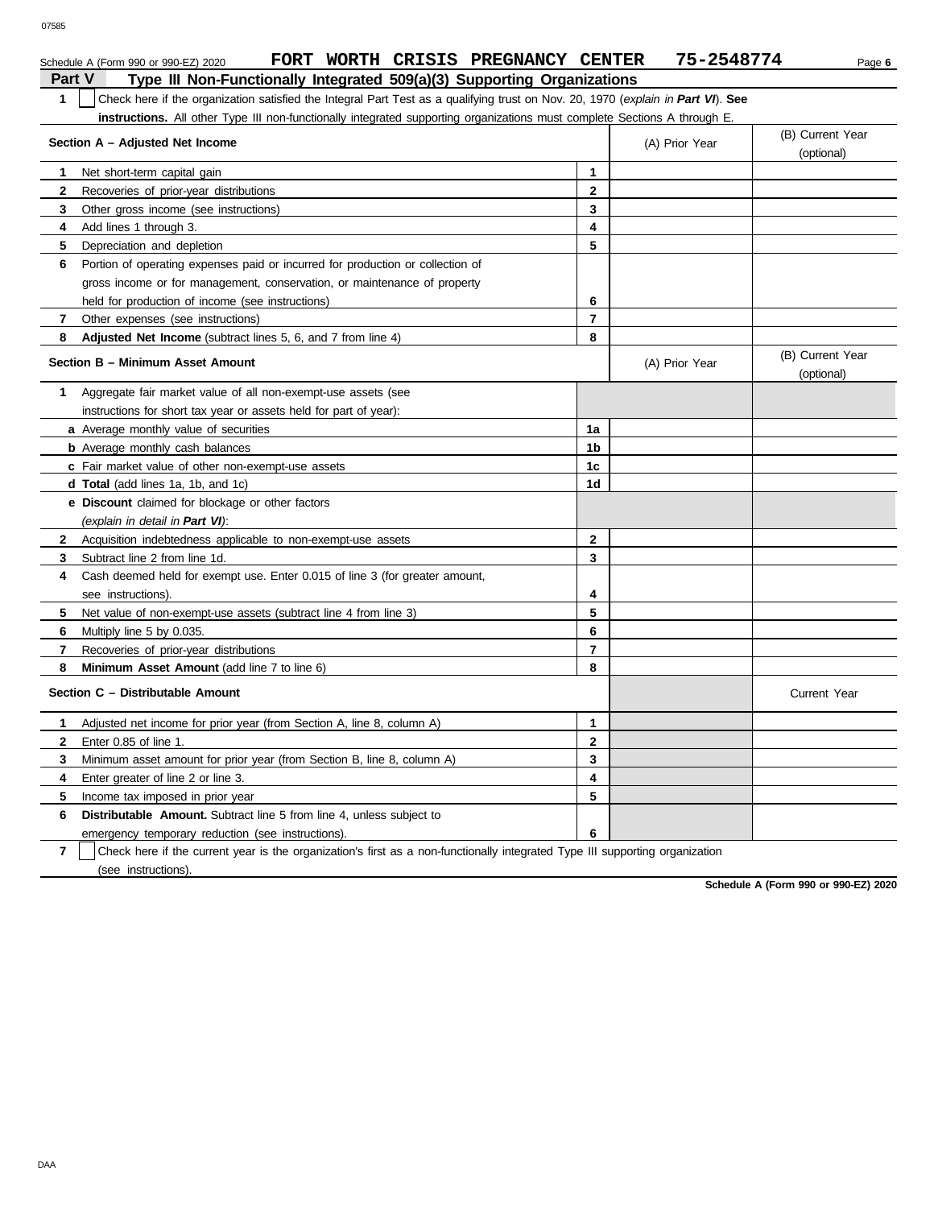Schedule A (Form 990 or 990-EZ) 2020 **FORT WORTH CRISIS PREGNANCY CENTER 75-2548774**

## Part V Type III Non-Functionally Integrated 509(a)(3) Supporting Organizations

**1** ☐ Check here if the organization satisfied the Integral Part Test as a qualifying trust on Nov. 20, 1970 (*explain in **Part VI***). **See instructions.** All other Type III non-functionally integrated supporting organizations must complete Sections A through E.

| **Section A – Adjusted Net Income** | | (A) Prior Year | (B) Current Year (optional) |
|---|---|---|---|
| **1** Net short-term capital gain | **1** | | |
| **2** Recoveries of prior-year distributions | **2** | | |
| **3** Other gross income (see instructions) | **3** | | |
| **4** Add lines 1 through 3. | **4** | | |
| **5** Depreciation and depletion | **5** | | |
| **6** Portion of operating expenses paid or incurred for production or collection of gross income or for management, conservation, or maintenance of property held for production of income (see instructions) | **6** | | |
| **7** Other expenses (see instructions) | **7** | | |
| **8** **Adjusted Net Income** (subtract lines 5, 6, and 7 from line 4) | **8** | | |

| **Section B – Minimum Asset Amount** | | (A) Prior Year | (B) Current Year (optional) |
|---|---|---|---|
| **1** Aggregate fair market value of all non-exempt-use assets (see instructions for short tax year or assets held for part of year): | | | |
| ***a*** Average monthly value of securities | **1a** | | |
| ***b*** Average monthly cash balances | **1b** | | |
| ***c*** Fair market value of other non-exempt-use assets | **1c** | | |
| ***d*** **Total** (add lines 1a, 1b, and 1c) | **1d** | | |
| ***e*** **Discount** claimed for blockage or other factors (*explain in detail in **Part VI***): | | | |
| **2** Acquisition indebtedness applicable to non-exempt-use assets | **2** | | |
| **3** Subtract line 2 from line 1d. | **3** | | |
| **4** Cash deemed held for exempt use. Enter 0.015 of line 3 (for greater amount, see instructions). | **4** | | |
| **5** Net value of non-exempt-use assets (subtract line 4 from line 3) | **5** | | |
| **6** Multiply line 5 by 0.035. | **6** | | |
| **7** Recoveries of prior-year distributions | **7** | | |
| **8** **Minimum Asset Amount** (add line 7 to line 6) | **8** | | |

| **Section C – Distributable Amount** | | | Current Year |
|---|---|---|---|
| **1** Adjusted net income for prior year (from Section A, line 8, column A) | **1** | | |
| **2** Enter 0.85 of line 1. | **2** | | |
| **3** Minimum asset amount for prior year (from Section B, line 8, column A) | **3** | | |
| **4** Enter greater of line 2 or line 3. | **4** | | |
| **5** Income tax imposed in prior year | **5** | | |
| **6** **Distributable Amount.** Subtract line 5 from line 4, unless subject to emergency temporary reduction (see instructions). | **6** | | |

**7** ☐ Check here if the current year is the organization's first as a non-functionally integrated Type III supporting organization (see instructions).

**Schedule A (Form 990 or 990-EZ) 2020**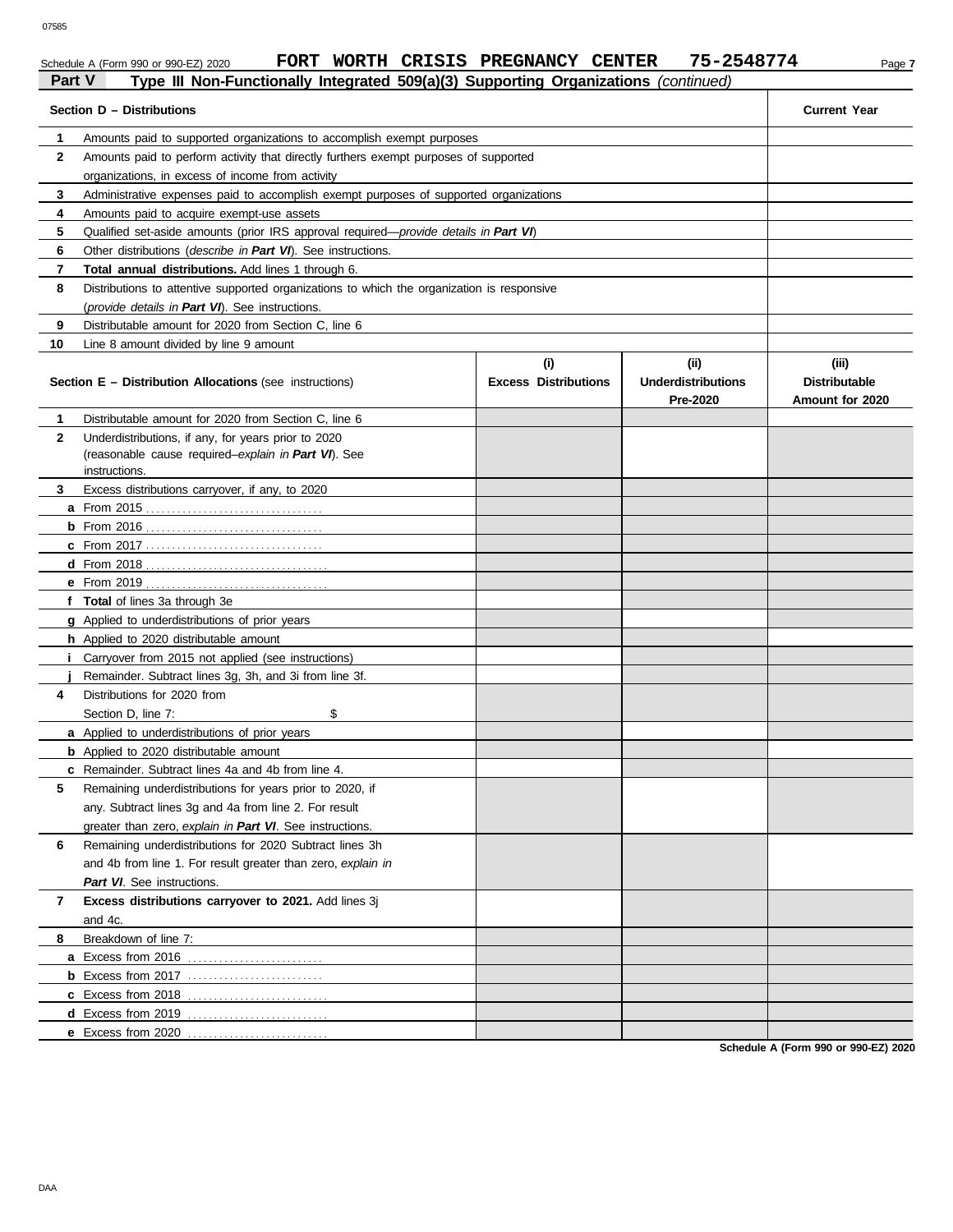Schedule A (Form 990 or 990-EZ) 2020 **FORT WORTH CRISIS PREGNANCY CENTER 75-2548774**

## Part V Type III Non-Functionally Integrated 509(a)(3) Supporting Organizations *(continued)*

| Section D – Distributions | Current Year |
|---|---|
| **1** Amounts paid to supported organizations to accomplish exempt purposes | |
| **2** Amounts paid to perform activity that directly furthers exempt purposes of supported organizations, in excess of income from activity | |
| **3** Administrative expenses paid to accomplish exempt purposes of supported organizations | |
| **4** Amounts paid to acquire exempt-use assets | |
| **5** Qualified set-aside amounts (prior IRS approval required—*provide details in* ***Part VI***) | |
| **6** Other distributions (*describe in* ***Part VI***). See instructions. | |
| **7** **Total annual distributions.** Add lines 1 through 6. | |
| **8** Distributions to attentive supported organizations to which the organization is responsive (*provide details in* ***Part VI***). See instructions. | |
| **9** Distributable amount for 2020 from Section C, line 6 | |
| **10** Line 8 amount divided by line 9 amount | |

| Section E – Distribution Allocations (see instructions) | (i) Excess Distributions | (ii) Underdistributions Pre-2020 | (iii) Distributable Amount for 2020 |
|---|---|---|---|
| **1** Distributable amount for 2020 from Section C, line 6 | | | |
| **2** Underdistributions, if any, for years prior to 2020 (reasonable cause required–*explain in* ***Part VI***). See instructions. | | | |
| **3** Excess distributions carryover, if any, to 2020 | | | |
| **a** From 2015 | | | |
| **b** From 2016 | | | |
| **c** From 2017 | | | |
| **d** From 2018 | | | |
| **e** From 2019 | | | |
| **f** **Total** of lines 3a through 3e | | | |
| **g** Applied to underdistributions of prior years | | | |
| **h** Applied to 2020 distributable amount | | | |
| **i** Carryover from 2015 not applied (see instructions) | | | |
| **j** Remainder. Subtract lines 3g, 3h, and 3i from line 3f. | | | |
| **4** Distributions for 2020 from Section D, line 7: $ | | | |
| **a** Applied to underdistributions of prior years | | | |
| **b** Applied to 2020 distributable amount | | | |
| **c** Remainder. Subtract lines 4a and 4b from line 4. | | | |
| **5** Remaining underdistributions for years prior to 2020, if any. Subtract lines 3g and 4a from line 2. For result greater than zero, *explain in* ***Part VI***. See instructions. | | | |
| **6** Remaining underdistributions for 2020 Subtract lines 3h and 4b from line 1. For result greater than zero, *explain in* ***Part VI***. See instructions. | | | |
| **7** **Excess distributions carryover to 2021.** Add lines 3j and 4c. | | | |
| **8** Breakdown of line 7: | | | |
| **a** Excess from 2016 | | | |
| **b** Excess from 2017 | | | |
| **c** Excess from 2018 | | | |
| **d** Excess from 2019 | | | |
| **e** Excess from 2020 | | | |

**Schedule A (Form 990 or 990-EZ) 2020**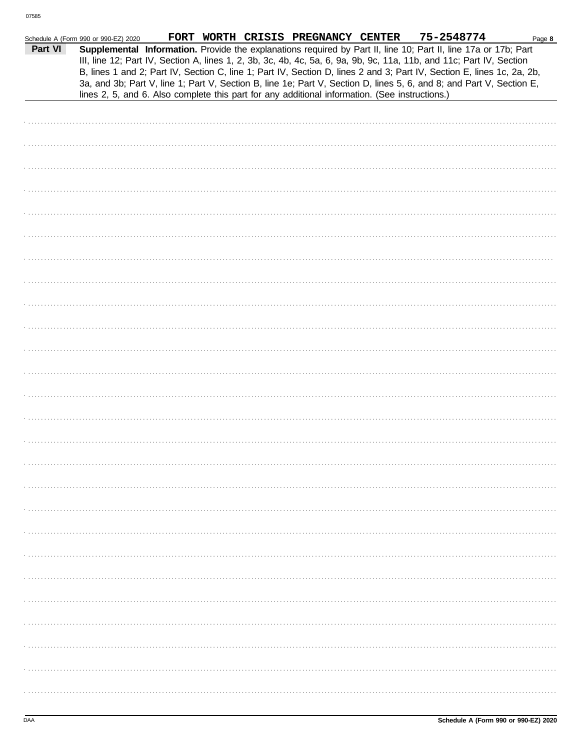Schedule A (Form 990 or 990-EZ) 2020 FORT WORTH CRISIS PREGNANCY CENTER 75-2548774

**Part VI** **Supplemental Information.** Provide the explanations required by Part II, line 10; Part II, line 17a or 17b; Part III, line 12; Part IV, Section A, lines 1, 2, 3b, 3c, 4b, 4c, 5a, 6, 9a, 9b, 9c, 11a, 11b, and 11c; Part IV, Section B, lines 1 and 2; Part IV, Section C, line 1; Part IV, Section D, lines 2 and 3; Part IV, Section E, lines 1c, 2a, 2b, 3a, and 3b; Part V, line 1; Part V, Section B, line 1e; Part V, Section D, lines 5, 6, and 8; and Part V, Section E, lines 2, 5, and 6. Also complete this part for any additional information. (See instructions.)

Schedule A (Form 990 or 990-EZ) 2020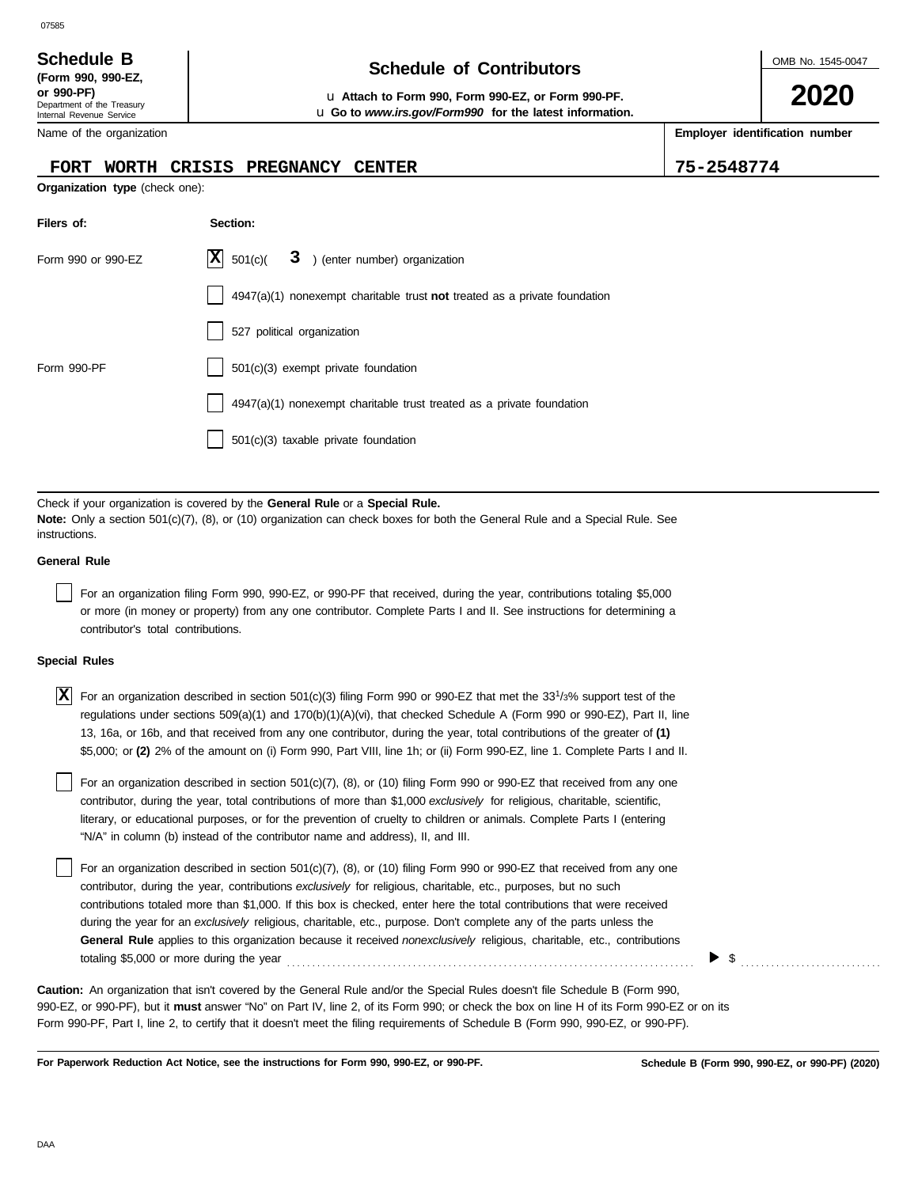07585

**Schedule B**
**(Form 990, 990-EZ, or 990-PF)**
Department of the Treasury
Internal Revenue Service

# Schedule of Contributors

u **Attach to Form 990, Form 990-EZ, or Form 990-PF.**
u **Go to *www.irs.gov/Form990* for the latest information.**

OMB No. 1545-0047

**2020**

| Name of the organization | Employer identification number |
|---|---|
| FORT WORTH CRISIS PREGNANCY CENTER | 75-2548774 |

**Organization type** (check one):

| Filers of: | Section: |
|---|---|
| Form 990 or 990-EZ | [X] 501(c)( 3 ) (enter number) organization |
| | [ ] 4947(a)(1) nonexempt charitable trust **not** treated as a private foundation |
| | [ ] 527 political organization |
| Form 990-PF | [ ] 501(c)(3) exempt private foundation |
| | [ ] 4947(a)(1) nonexempt charitable trust treated as a private foundation |
| | [ ] 501(c)(3) taxable private foundation |

Check if your organization is covered by the **General Rule** or a **Special Rule.**
**Note:** Only a section 501(c)(7), (8), or (10) organization can check boxes for both the General Rule and a Special Rule. See instructions.

**General Rule**

[ ] For an organization filing Form 990, 990-EZ, or 990-PF that received, during the year, contributions totaling $5,000 or more (in money or property) from any one contributor. Complete Parts I and II. See instructions for determining a contributor's total contributions.

**Special Rules**

[X] For an organization described in section 501(c)(3) filing Form 990 or 990-EZ that met the 33 1/3% support test of the regulations under sections 509(a)(1) and 170(b)(1)(A)(vi), that checked Schedule A (Form 990 or 990-EZ), Part II, line 13, 16a, or 16b, and that received from any one contributor, during the year, total contributions of the greater of **(1)** $5,000; or **(2)** 2% of the amount on (i) Form 990, Part VIII, line 1h; or (ii) Form 990-EZ, line 1. Complete Parts I and II.

[ ] For an organization described in section 501(c)(7), (8), or (10) filing Form 990 or 990-EZ that received from any one contributor, during the year, total contributions of more than $1,000 *exclusively* for religious, charitable, scientific, literary, or educational purposes, or for the prevention of cruelty to children or animals. Complete Parts I (entering "N/A" in column (b) instead of the contributor name and address), II, and III.

[ ] For an organization described in section 501(c)(7), (8), or (10) filing Form 990 or 990-EZ that received from any one contributor, during the year, contributions *exclusively* for religious, charitable, etc., purposes, but no such contributions totaled more than $1,000. If this box is checked, enter here the total contributions that were received during the year for an *exclusively* religious, charitable, etc., purpose. Don't complete any of the parts unless the **General Rule** applies to this organization because it received *nonexclusively* religious, charitable, etc., contributions totaling $5,000 or more during the year . . . . . . . . . . . . . . . . . . . . . . . . . . . . ▶ $ . . . . . . . . . . . .

**Caution:** An organization that isn't covered by the General Rule and/or the Special Rules doesn't file Schedule B (Form 990, 990-EZ, or 990-PF), but it **must** answer "No" on Part IV, line 2, of its Form 990; or check the box on line H of its Form 990-EZ or on its Form 990-PF, Part I, line 2, to certify that it doesn't meet the filing requirements of Schedule B (Form 990, 990-EZ, or 990-PF).

**For Paperwork Reduction Act Notice, see the instructions for Form 990, 990-EZ, or 990-PF.** **Schedule B (Form 990, 990-EZ, or 990-PF) (2020)**

DAA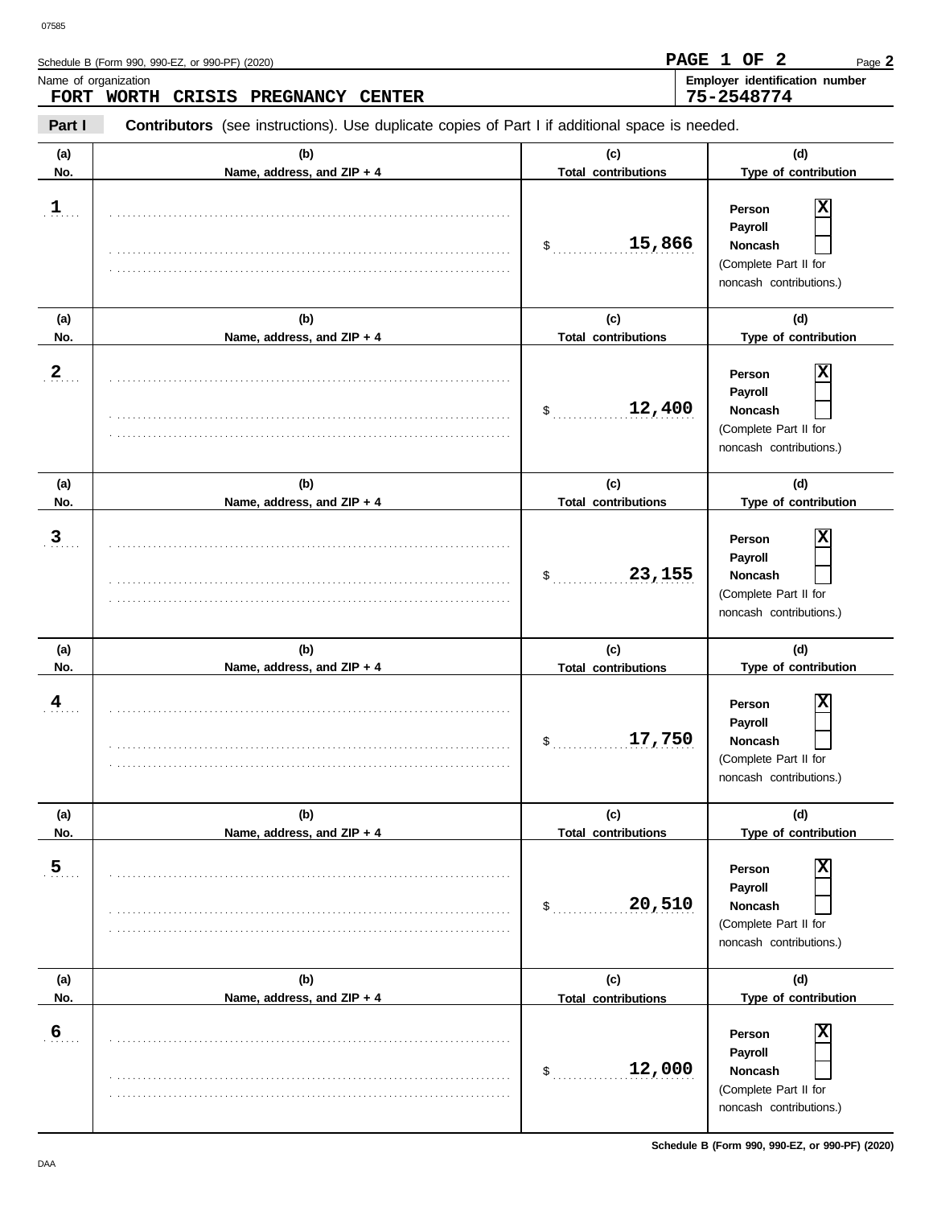Schedule B (Form 990, 990-EZ, or 990-PF) (2020)

PAGE 1 OF 2

Name of organization
**FORT WORTH CRISIS PREGNANCY CENTER**

Employer identification number
**75-2548774**

**Part I** **Contributors** (see instructions). Use duplicate copies of Part I if additional space is needed.

| (a) No. | (b) Name, address, and ZIP + 4 | (c) Total contributions | (d) Type of contribution |
|---|---|---|---|
| 1 | | $ 15,866 | Person [X] Payroll [ ] Noncash [ ] (Complete Part II for noncash contributions.) |
| 2 | | $ 12,400 | Person [X] Payroll [ ] Noncash [ ] (Complete Part II for noncash contributions.) |
| 3 | | $ 23,155 | Person [X] Payroll [ ] Noncash [ ] (Complete Part II for noncash contributions.) |
| 4 | | $ 17,750 | Person [X] Payroll [ ] Noncash [ ] (Complete Part II for noncash contributions.) |
| 5 | | $ 20,510 | Person [X] Payroll [ ] Noncash [ ] (Complete Part II for noncash contributions.) |
| 6 | | $ 12,000 | Person [X] Payroll [ ] Noncash [ ] (Complete Part II for noncash contributions.) |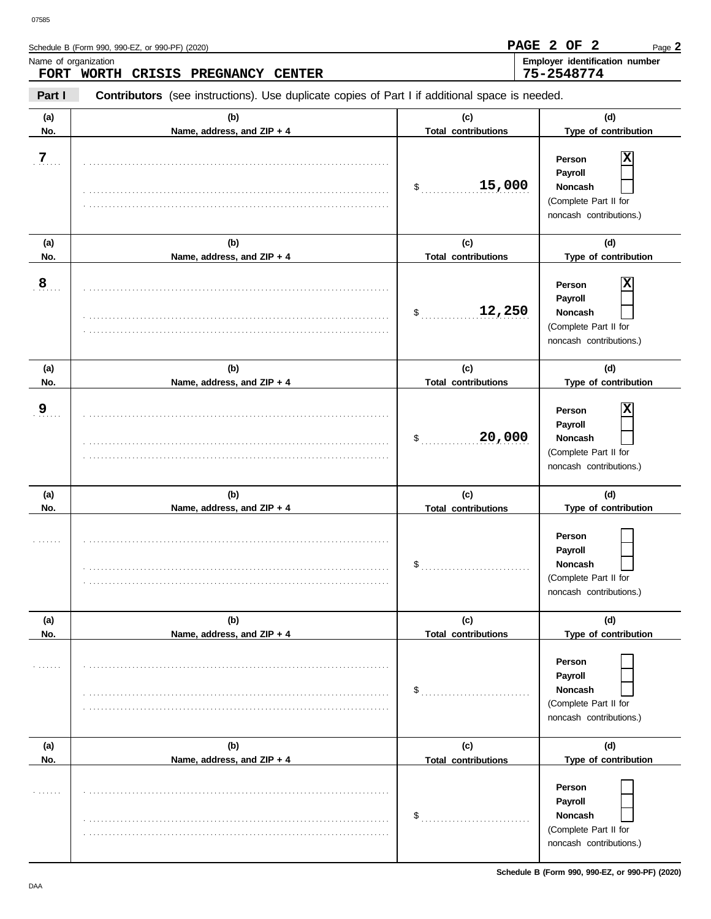Schedule B (Form 990, 990-EZ, or 990-PF) (2020)

Name of organization: **FORT WORTH CRISIS PREGNANCY CENTER**

Employer identification number: **75-2548774**

**Part I** **Contributors** (see instructions). Use duplicate copies of Part I if additional space is needed.

| (a) No. | (b) Name, address, and ZIP + 4 | (c) Total contributions | (d) Type of contribution |
|---|---|---|---|
| 7 | | $ 15,000 | Person [X] Payroll [ ] Noncash [ ] (Complete Part II for noncash contributions.) |
| 8 | | $ 12,250 | Person [X] Payroll [ ] Noncash [ ] (Complete Part II for noncash contributions.) |
| 9 | | $ 20,000 | Person [X] Payroll [ ] Noncash [ ] (Complete Part II for noncash contributions.) |
| | | $ | Person [ ] Payroll [ ] Noncash [ ] (Complete Part II for noncash contributions.) |
| | | $ | Person [ ] Payroll [ ] Noncash [ ] (Complete Part II for noncash contributions.) |
| | | $ | Person [ ] Payroll [ ] Noncash [ ] (Complete Part II for noncash contributions.) |

Schedule B (Form 990, 990-EZ, or 990-PF) (2020)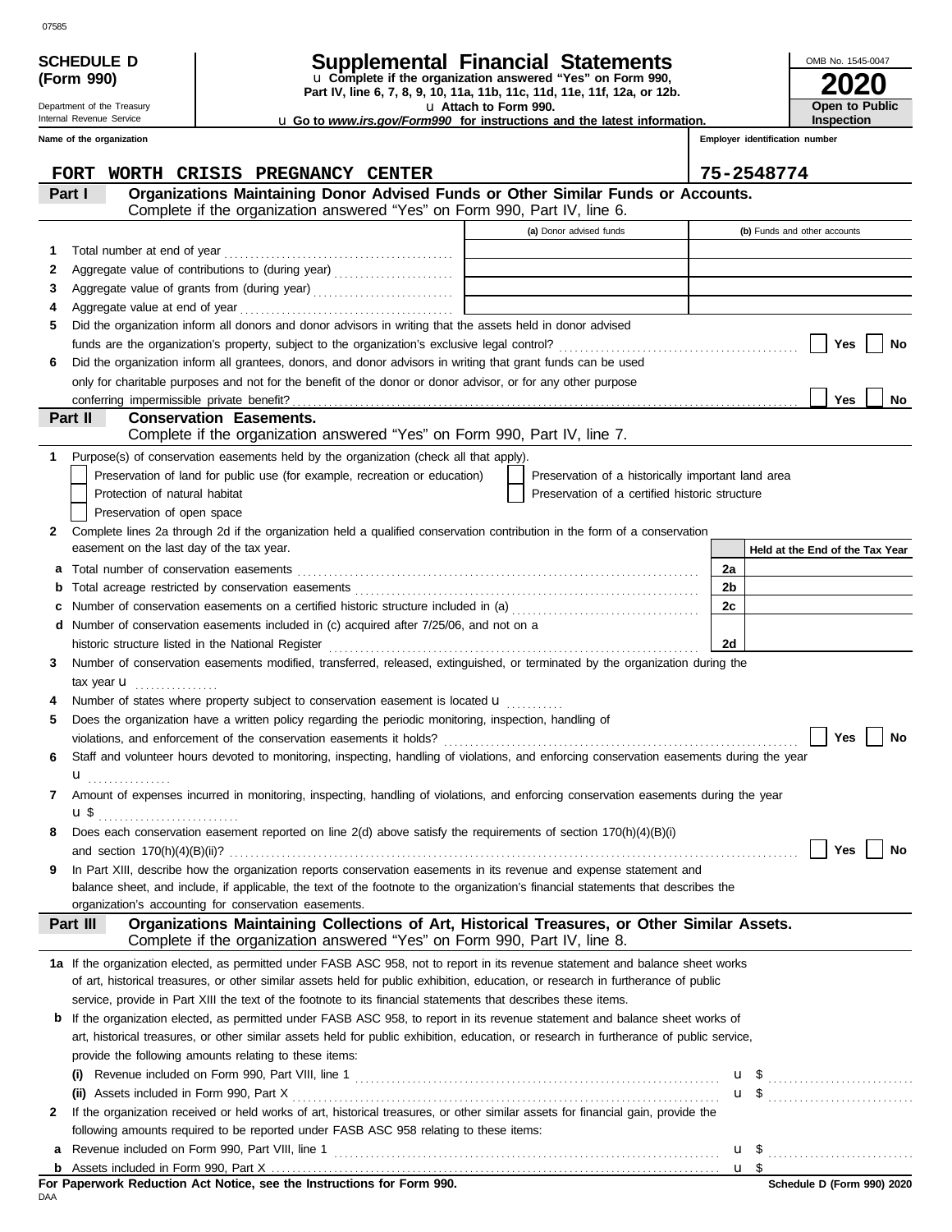07585

**SCHEDULE D (Form 990)**

Department of the Treasury
Internal Revenue Service

# Supplemental Financial Statements

u Complete if the organization answered "Yes" on Form 990, Part IV, line 6, 7, 8, 9, 10, 11a, 11b, 11c, 11d, 11e, 11f, 12a, or 12b.
u Attach to Form 990.
u Go to *www.irs.gov/Form990* for instructions and the latest information.

OMB No. 1545-0047

**2020**

**Open to Public Inspection**

| Name of the organization | Employer identification number |
|---|---|
| FORT WORTH CRISIS PREGNANCY CENTER | 75-2548774 |

## Part I Organizations Maintaining Donor Advised Funds or Other Similar Funds or Accounts.
Complete if the organization answered "Yes" on Form 990, Part IV, line 6.

| | | (a) Donor advised funds | (b) Funds and other accounts |
|---|---|---|---|
| 1 | Total number at end of year | | |
| 2 | Aggregate value of contributions to (during year) | | |
| 3 | Aggregate value of grants from (during year) | | |
| 4 | Aggregate value at end of year | | |

5 Did the organization inform all donors and donor advisors in writing that the assets held in donor advised funds are the organization's property, subject to the organization's exclusive legal control? ☐ Yes ☐ No

6 Did the organization inform all grantees, donors, and donor advisors in writing that grant funds can be used only for charitable purposes and not for the benefit of the donor or donor advisor, or for any other purpose conferring impermissible private benefit? ☐ Yes ☐ No

## Part II Conservation Easements.
Complete if the organization answered "Yes" on Form 990, Part IV, line 7.

1 Purpose(s) of conservation easements held by the organization (check all that apply).

- ☐ Preservation of land for public use (for example, recreation or education)
- ☐ Preservation of a historically important land area
- ☐ Protection of natural habitat
- ☐ Preservation of a certified historic structure
- ☐ Preservation of open space

2 Complete lines 2a through 2d if the organization held a qualified conservation contribution in the form of a conservation easement on the last day of the tax year.

| | | | Held at the End of the Tax Year |
|---|---|---|---|
| a | Total number of conservation easements | 2a | |
| b | Total acreage restricted by conservation easements | 2b | |
| c | Number of conservation easements on a certified historic structure included in (a) | 2c | |
| d | Number of conservation easements included in (c) acquired after 7/25/06, and not on a historic structure listed in the National Register | 2d | |

3 Number of conservation easements modified, transferred, released, extinguished, or terminated by the organization during the tax year u

4 Number of states where property subject to conservation easement is located u

5 Does the organization have a written policy regarding the periodic monitoring, inspection, handling of violations, and enforcement of the conservation easements it holds? ☐ Yes ☐ No

6 Staff and volunteer hours devoted to monitoring, inspecting, handling of violations, and enforcing conservation easements during the year u

7 Amount of expenses incurred in monitoring, inspecting, handling of violations, and enforcing conservation easements during the year u $

8 Does each conservation easement reported on line 2(d) above satisfy the requirements of section 170(h)(4)(B)(i) and section 170(h)(4)(B)(ii)? ☐ Yes ☐ No

9 In Part XIII, describe how the organization reports conservation easements in its revenue and expense statement and balance sheet, and include, if applicable, the text of the footnote to the organization's financial statements that describes the organization's accounting for conservation easements.

## Part III Organizations Maintaining Collections of Art, Historical Treasures, or Other Similar Assets.
Complete if the organization answered "Yes" on Form 990, Part IV, line 8.

1a If the organization elected, as permitted under FASB ASC 958, not to report in its revenue statement and balance sheet works of art, historical treasures, or other similar assets held for public exhibition, education, or research in furtherance of public service, provide in Part XIII the text of the footnote to its financial statements that describes these items.

b If the organization elected, as permitted under FASB ASC 958, to report in its revenue statement and balance sheet works of art, historical treasures, or other similar assets held for public exhibition, education, or research in furtherance of public service, provide the following amounts relating to these items:

(i) Revenue included on Form 990, Part VIII, line 1 u $

(ii) Assets included in Form 990, Part X u $

2 If the organization received or held works of art, historical treasures, or other similar assets for financial gain, provide the following amounts required to be reported under FASB ASC 958 relating to these items:

a Revenue included on Form 990, Part VIII, line 1 u $

b Assets included in Form 990, Part X u $

**For Paperwork Reduction Act Notice, see the Instructions for Form 990.**

DAA

Schedule D (Form 990) 2020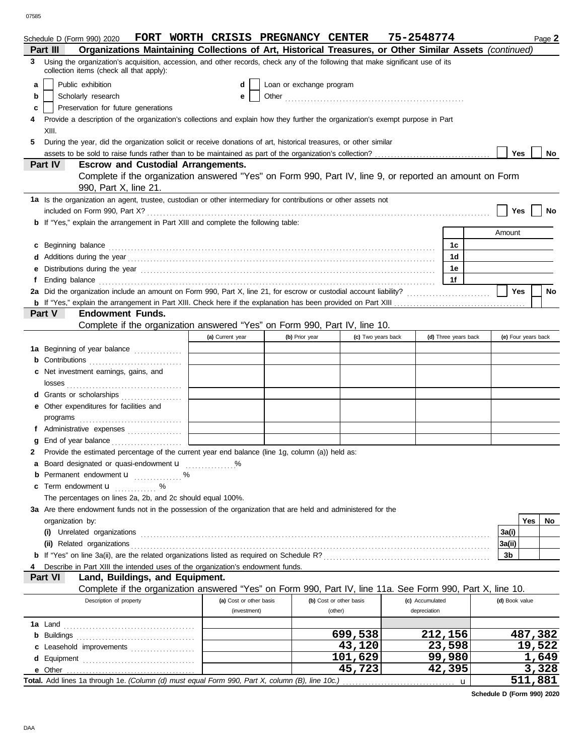Schedule D (Form 990) 2020 **FORT WORTH CRISIS PREGNANCY CENTER 75-2548774** Page **2**

**Part III — Organizations Maintaining Collections of Art, Historical Treasures, or Other Similar Assets** *(continued)*

**3** Using the organization's acquisition, accession, and other records, check any of the following that make significant use of its collection items (check all that apply):

- **a** [ ] Public exhibition
- **b** [ ] Scholarly research
- **c** [ ] Preservation for future generations
- **d** [ ] Loan or exchange program
- **e** [ ] Other ..........

**4** Provide a description of the organization's collections and explain how they further the organization's exempt purpose in Part XIII.

**5** During the year, did the organization solicit or receive donations of art, historical treasures, or other similar assets to be sold to raise funds rather than to be maintained as part of the organization's collection? [ ] Yes [ ] No

**Part IV — Escrow and Custodial Arrangements.**

Complete if the organization answered "Yes" on Form 990, Part IV, line 9, or reported an amount on Form 990, Part X, line 21.

**1a** Is the organization an agent, trustee, custodian or other intermediary for contributions or other assets not included on Form 990, Part X? [ ] Yes [ ] No

**b** If "Yes," explain the arrangement in Part XIII and complete the following table:

| | | Amount |
|---|---|---|
| **c** Beginning balance | 1c | |
| **d** Additions during the year | 1d | |
| **e** Distributions during the year | 1e | |
| **f** Ending balance | 1f | |

**2a** Did the organization include an amount on Form 990, Part X, line 21, for escrow or custodial account liability? [ ] Yes [ ] No

**b** If "Yes," explain the arrangement in Part XIII. Check here if the explanation has been provided on Part XIII [ ]

**Part V — Endowment Funds.**

Complete if the organization answered "Yes" on Form 990, Part IV, line 10.

| | (a) Current year | (b) Prior year | (c) Two years back | (d) Three years back | (e) Four years back |
|---|---|---|---|---|---|
| **1a** Beginning of year balance | | | | | |
| **b** Contributions | | | | | |
| **c** Net investment earnings, gains, and losses | | | | | |
| **d** Grants or scholarships | | | | | |
| **e** Other expenditures for facilities and programs | | | | | |
| **f** Administrative expenses | | | | | |
| **g** End of year balance | | | | | |

**2** Provide the estimated percentage of the current year end balance (line 1g, column (a)) held as:

- **a** Board designated or quasi-endowment ........ %
- **b** Permanent endowment ........ %
- **c** Term endowment ........ %

The percentages on lines 2a, 2b, and 2c should equal 100%.

**3a** Are there endowment funds not in the possession of the organization that are held and administered for the organization by:

| | | Yes | No |
|---|---|---|---|
| **(i)** Unrelated organizations | 3a(i) | | |
| **(ii)** Related organizations | 3a(ii) | | |
| **b** If "Yes" on line 3a(ii), are the related organizations listed as required on Schedule R? | 3b | | |

**4** Describe in Part XIII the intended uses of the organization's endowment funds.

**Part VI — Land, Buildings, and Equipment.**

Complete if the organization answered "Yes" on Form 990, Part IV, line 11a. See Form 990, Part X, line 10.

| Description of property | (a) Cost or other basis (investment) | (b) Cost or other basis (other) | (c) Accumulated depreciation | (d) Book value |
|---|---|---|---|---|
| **1a** Land | | | | |
| **b** Buildings | | 699,538 | 212,156 | 487,382 |
| **c** Leasehold improvements | | 43,120 | 23,598 | 19,522 |
| **d** Equipment | | 101,629 | 99,980 | 1,649 |
| **e** Other | | 45,723 | 42,395 | 3,328 |
| **Total.** Add lines 1a through 1e. *(Column (d) must equal Form 990, Part X, column (B), line 10c.)* | | | | 511,881 |

**Schedule D (Form 990) 2020**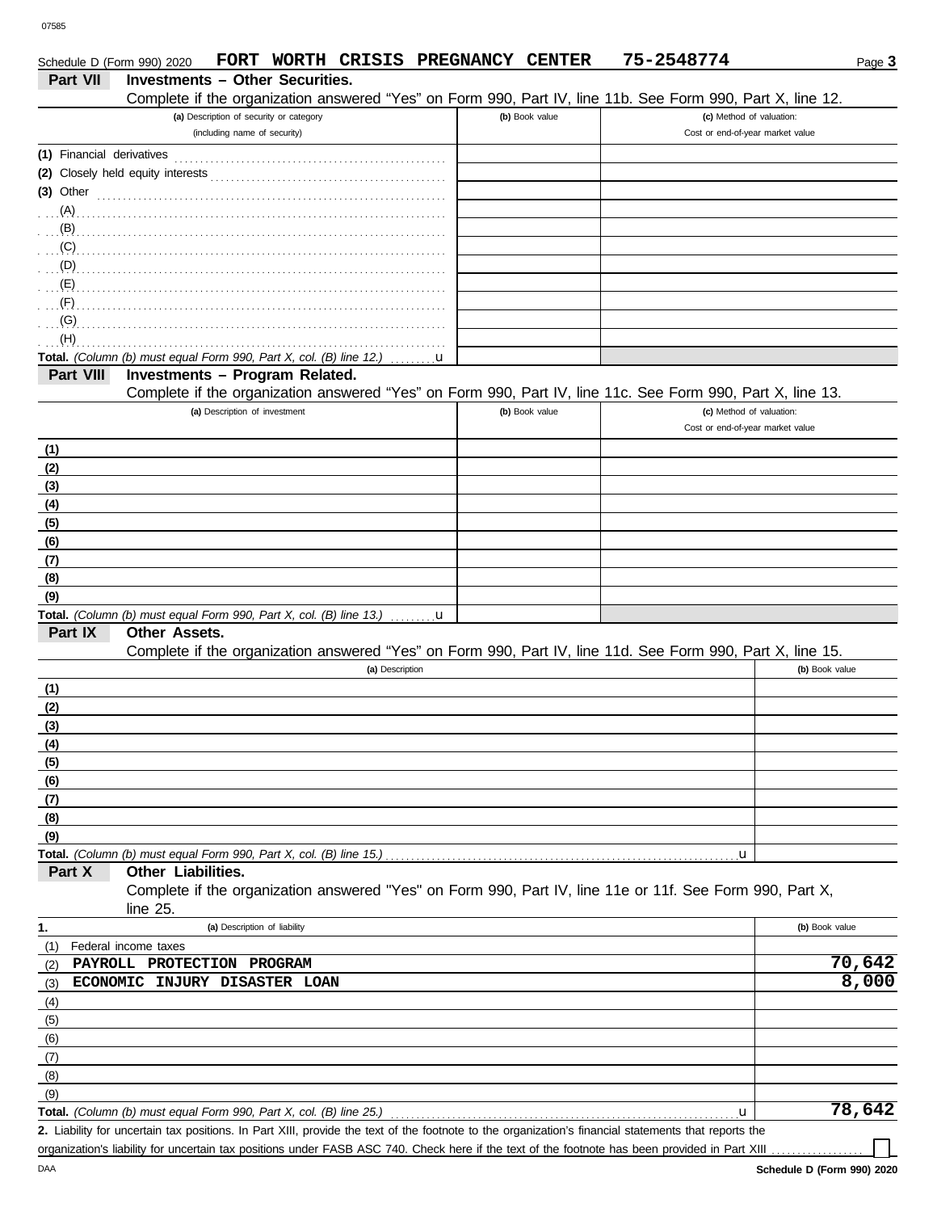Schedule D (Form 990) 2020 **FORT WORTH CRISIS PREGNANCY CENTER** **75-2548774** Page **3**

## Part VII Investments – Other Securities.

Complete if the organization answered "Yes" on Form 990, Part IV, line 11b. See Form 990, Part X, line 12.

| (a) Description of security or category (including name of security) | (b) Book value | (c) Method of valuation: Cost or end-of-year market value |
|---|---|---|
| (1) Financial derivatives | | |
| (2) Closely held equity interests | | |
| (3) Other | | |
| (A) | | |
| (B) | | |
| (C) | | |
| (D) | | |
| (E) | | |
| (F) | | |
| (G) | | |
| (H) | | |
| **Total.** *(Column (b) must equal Form 990, Part X, col. (B) line 12.)* u | | |

## Part VIII Investments – Program Related.

Complete if the organization answered "Yes" on Form 990, Part IV, line 11c. See Form 990, Part X, line 13.

| (a) Description of investment | (b) Book value | (c) Method of valuation: Cost or end-of-year market value |
|---|---|---|
| (1) | | |
| (2) | | |
| (3) | | |
| (4) | | |
| (5) | | |
| (6) | | |
| (7) | | |
| (8) | | |
| (9) | | |
| **Total.** *(Column (b) must equal Form 990, Part X, col. (B) line 13.)* u | | |

## Part IX Other Assets.

Complete if the organization answered "Yes" on Form 990, Part IV, line 11d. See Form 990, Part X, line 15.

| (a) Description | (b) Book value |
|---|---|
| (1) | |
| (2) | |
| (3) | |
| (4) | |
| (5) | |
| (6) | |
| (7) | |
| (8) | |
| (9) | |
| **Total.** *(Column (b) must equal Form 990, Part X, col. (B) line 15.)* u | |

## Part X Other Liabilities.

Complete if the organization answered "Yes" on Form 990, Part IV, line 11e or 11f. See Form 990, Part X, line 25.

| 1. (a) Description of liability | (b) Book value |
|---|---|
| (1) Federal income taxes | |
| (2) PAYROLL PROTECTION PROGRAM | 70,642 |
| (3) ECONOMIC INJURY DISASTER LOAN | 8,000 |
| (4) | |
| (5) | |
| (6) | |
| (7) | |
| (8) | |
| (9) | |
| **Total.** *(Column (b) must equal Form 990, Part X, col. (B) line 25.)* u | 78,642 |

**2.** Liability for uncertain tax positions. In Part XIII, provide the text of the footnote to the organization's financial statements that reports the organization's liability for uncertain tax positions under FASB ASC 740. Check here if the text of the footnote has been provided in Part XIII ☐

**Schedule D (Form 990) 2020**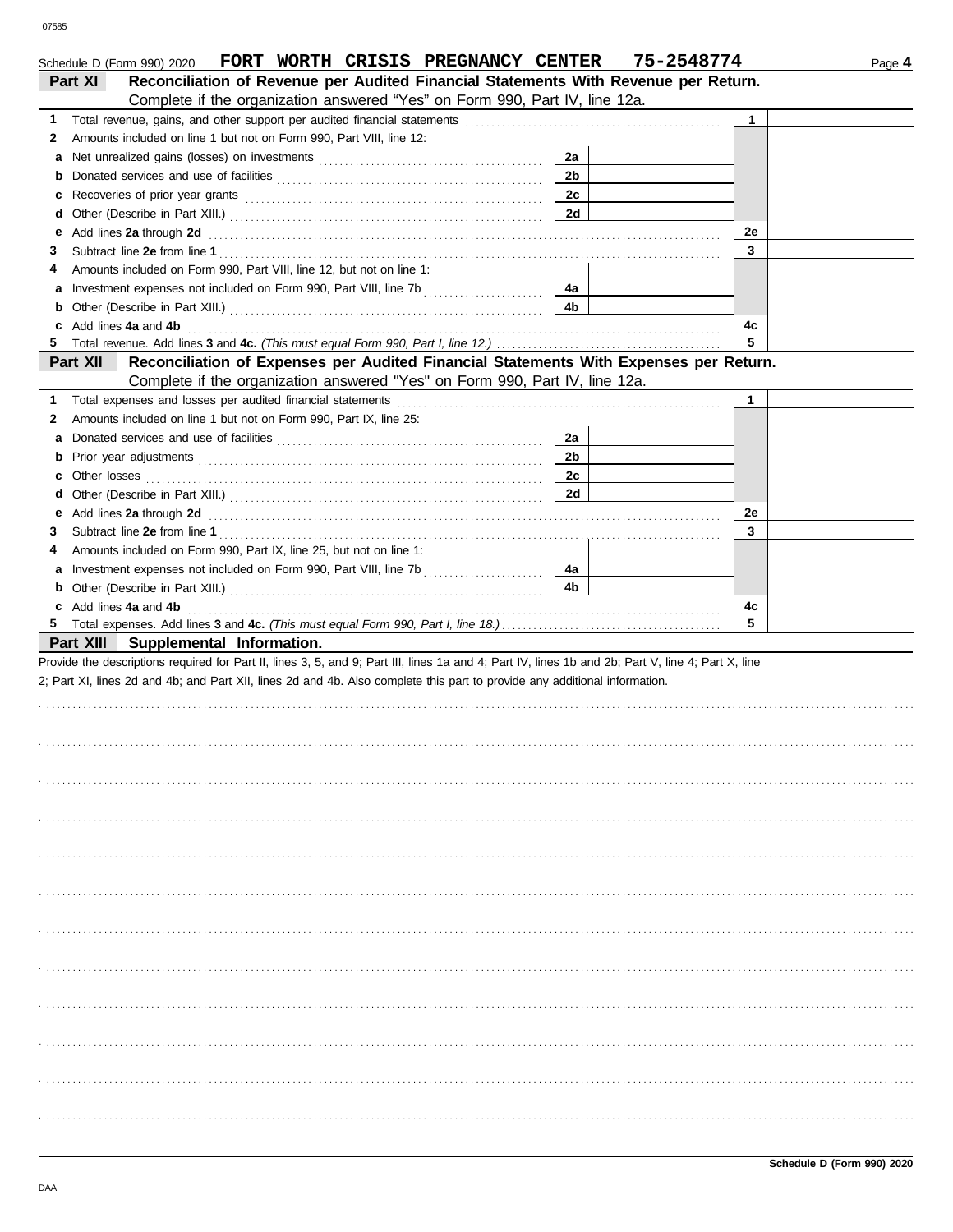Schedule D (Form 990) 2020 FORT WORTH CRISIS PREGNANCY CENTER 75-2548774 Page 4

## Part XI Reconciliation of Revenue per Audited Financial Statements With Revenue per Return.

Complete if the organization answered "Yes" on Form 990, Part IV, line 12a.

| | | | | | |
|---|---|---|---|---|---|
| 1 | Total revenue, gains, and other support per audited financial statements | | | 1 | |
| 2 | Amounts included on line 1 but not on Form 990, Part VIII, line 12: | | | | |
| a | Net unrealized gains (losses) on investments | 2a | | | |
| b | Donated services and use of facilities | 2b | | | |
| c | Recoveries of prior year grants | 2c | | | |
| d | Other (Describe in Part XIII.) | 2d | | | |
| e | Add lines **2a** through **2d** | | | 2e | |
| 3 | Subtract line **2e** from line **1** | | | 3 | |
| 4 | Amounts included on Form 990, Part VIII, line 12, but not on line 1: | | | | |
| a | Investment expenses not included on Form 990, Part VIII, line 7b | 4a | | | |
| b | Other (Describe in Part XIII.) | 4b | | | |
| c | Add lines **4a** and **4b** | | | 4c | |
| 5 | Total revenue. Add lines **3** and **4c.** *(This must equal Form 990, Part I, line 12.)* | | | 5 | |

## Part XII Reconciliation of Expenses per Audited Financial Statements With Expenses per Return.

Complete if the organization answered "Yes" on Form 990, Part IV, line 12a.

| | | | | | |
|---|---|---|---|---|---|
| 1 | Total expenses and losses per audited financial statements | | | 1 | |
| 2 | Amounts included on line 1 but not on Form 990, Part IX, line 25: | | | | |
| a | Donated services and use of facilities | 2a | | | |
| b | Prior year adjustments | 2b | | | |
| c | Other losses | 2c | | | |
| d | Other (Describe in Part XIII.) | 2d | | | |
| e | Add lines **2a** through **2d** | | | 2e | |
| 3 | Subtract line **2e** from line **1** | | | 3 | |
| 4 | Amounts included on Form 990, Part IX, line 25, but not on line 1: | | | | |
| a | Investment expenses not included on Form 990, Part VIII, line 7b | 4a | | | |
| b | Other (Describe in Part XIII.) | 4b | | | |
| c | Add lines **4a** and **4b** | | | 4c | |
| 5 | Total expenses. Add lines **3** and **4c.** *(This must equal Form 990, Part I, line 18.)* | | | 5 | |

## Part XIII Supplemental Information.

Provide the descriptions required for Part II, lines 3, 5, and 9; Part III, lines 1a and 4; Part IV, lines 1b and 2b; Part V, line 4; Part X, line 2; Part XI, lines 2d and 4b; and Part XII, lines 2d and 4b. Also complete this part to provide any additional information.

Schedule D (Form 990) 2020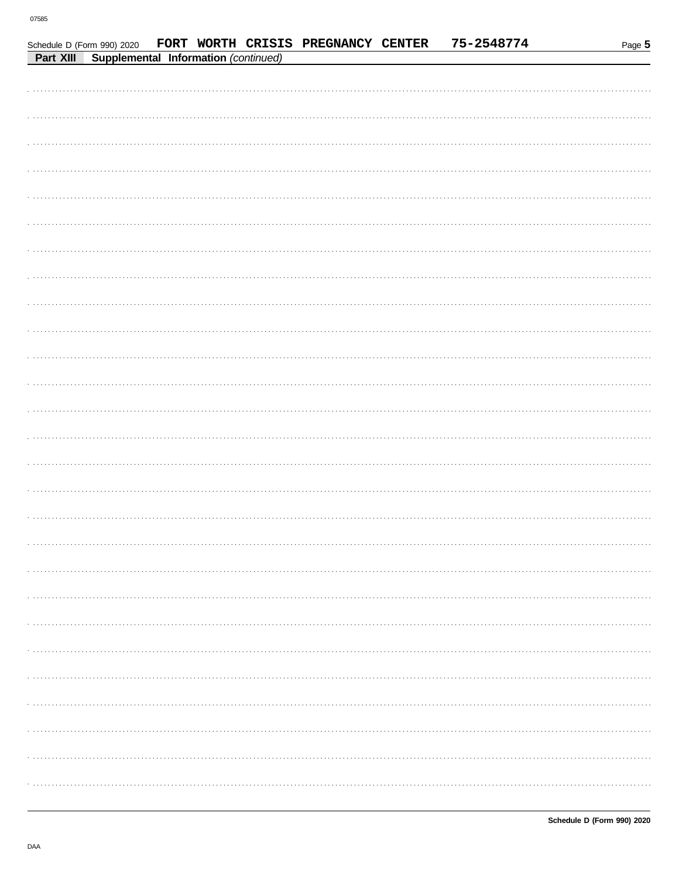Schedule D (Form 990) 2020 FORT WORTH CRISIS PREGNANCY CENTER 75-2548774 Page **5**

**Part XIII Supplemental Information** *(continued)*

**Schedule D (Form 990) 2020**

DAA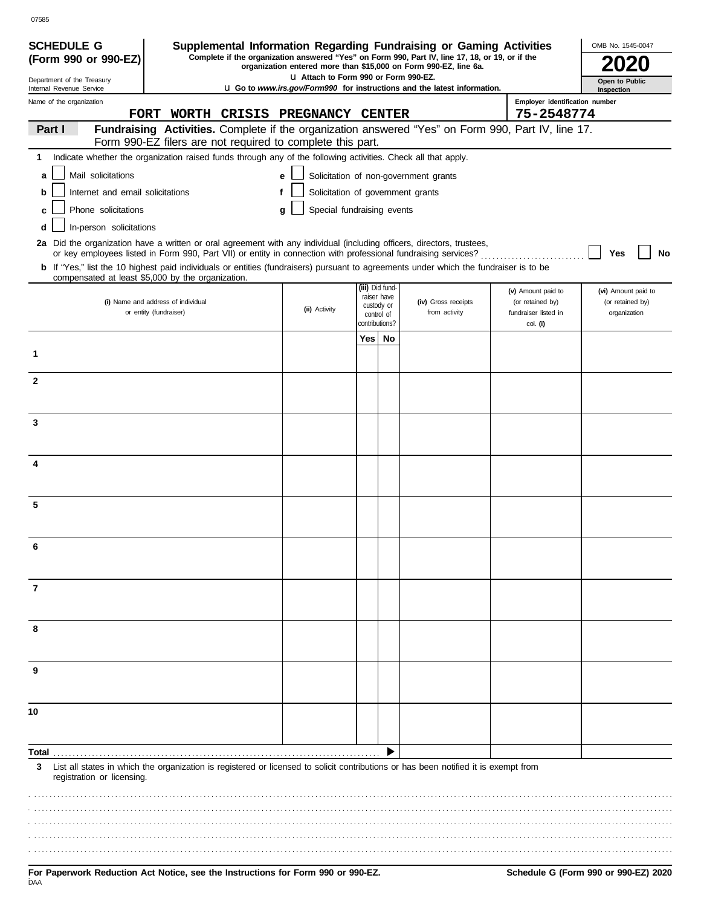07585

**SCHEDULE G (Form 990 or 990-EZ)**

Department of the Treasury
Internal Revenue Service

# Supplemental Information Regarding Fundraising or Gaming Activities

**Complete if the organization answered "Yes" on Form 990, Part IV, line 17, 18, or 19, or if the organization entered more than $15,000 on Form 990-EZ, line 6a.**

u Attach to Form 990 or Form 990-EZ.

u Go to *www.irs.gov/Form990* for instructions and the latest information.

OMB No. 1545-0047

**2020**

**Open to Public Inspection**

Name of the organization: FORT WORTH CRISIS PREGNANCY CENTER

Employer identification number: 75-2548774

**Part I** **Fundraising Activities.** Complete if the organization answered "Yes" on Form 990, Part IV, line 17. Form 990-EZ filers are not required to complete this part.

**1** Indicate whether the organization raised funds through any of the following activities. Check all that apply.

- **a** ☐ Mail solicitations
- **b** ☐ Internet and email solicitations
- **c** ☐ Phone solicitations
- **d** ☐ In-person solicitations
- **e** ☐ Solicitation of non-government grants
- **f** ☐ Solicitation of government grants
- **g** ☐ Special fundraising events

**2a** Did the organization have a written or oral agreement with any individual (including officers, directors, trustees, or key employees listed in Form 990, Part VII) or entity in connection with professional fundraising services? ☐ Yes ☐ No

**b** If "Yes," list the 10 highest paid individuals or entities (fundraisers) pursuant to agreements under which the fundraiser is to be compensated at least $5,000 by the organization.

| | (i) Name and address of individual or entity (fundraiser) | (ii) Activity | (iii) Did fundraiser have custody or control of contributions? Yes | No | (iv) Gross receipts from activity | (v) Amount paid to (or retained by) fundraiser listed in col. (i) | (vi) Amount paid to (or retained by) organization |
|---|---|---|---|---|---|---|---|
| 1 | | | | | | | |
| 2 | | | | | | | |
| 3 | | | | | | | |
| 4 | | | | | | | |
| 5 | | | | | | | |
| 6 | | | | | | | |
| 7 | | | | | | | |
| 8 | | | | | | | |
| 9 | | | | | | | |
| 10 | | | | | | | |
| **Total** | | | | ▶ | | | |

**3** List all states in which the organization is registered or licensed to solicit contributions or has been notified it is exempt from registration or licensing.

**For Paperwork Reduction Act Notice, see the Instructions for Form 990 or 990-EZ.** **Schedule G (Form 990 or 990-EZ) 2020**

DAA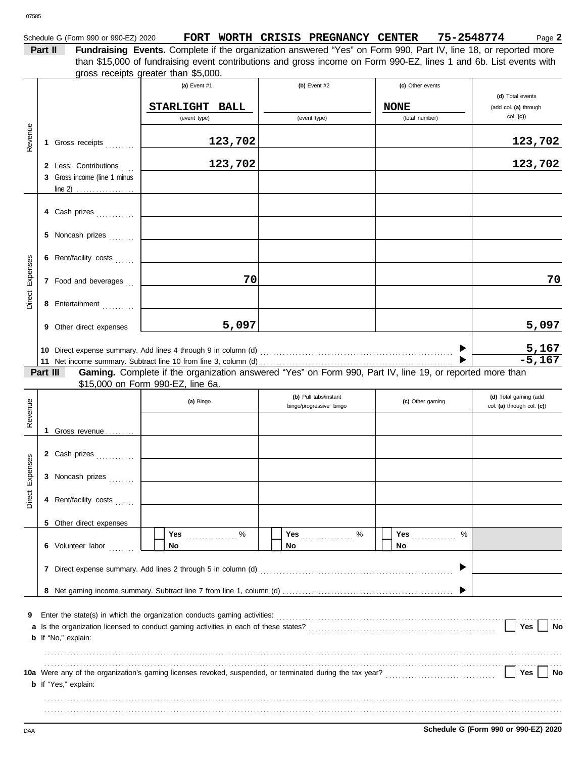Schedule G (Form 990 or 990-EZ) 2020 **FORT WORTH CRISIS PREGNANCY CENTER 75-2548774** Page **2**

**Part II** **Fundraising Events.** Complete if the organization answered "Yes" on Form 990, Part IV, line 18, or reported more than $15,000 of fundraising event contributions and gross income on Form 990-EZ, lines 1 and 6b. List events with gross receipts greater than $5,000.

| | | (a) Event #1 | (b) Event #2 | (c) Other events | (d) Total events (add col. (a) through col. (c)) |
|---|---|---|---|---|---|
| | | STARLIGHT BALL (event type) | (event type) | NONE (total number) | |
| Revenue | 1 Gross receipts | 123,702 | | | 123,702 |
| | 2 Less: Contributions | 123,702 | | | 123,702 |
| | 3 Gross income (line 1 minus line 2) | | | | |
| Direct Expenses | 4 Cash prizes | | | | |
| | 5 Noncash prizes | | | | |
| | 6 Rent/facility costs | | | | |
| | 7 Food and beverages | 70 | | | 70 |
| | 8 Entertainment | | | | |
| | 9 Other direct expenses | 5,097 | | | 5,097 |
| | 10 Direct expense summary. Add lines 4 through 9 in column (d) | | | ▶ | 5,167 |
| | 11 Net income summary. Subtract line 10 from line 3, column (d) | | | ▶ | -5,167 |

**Part III** **Gaming.** Complete if the organization answered "Yes" on Form 990, Part IV, line 19, or reported more than $15,000 on Form 990-EZ, line 6a.

| | | (a) Bingo | (b) Pull tabs/instant bingo/progressive bingo | (c) Other gaming | (d) Total gaming (add col. (a) through col. (c)) |
|---|---|---|---|---|---|
| Revenue | 1 Gross revenue | | | | |
| Direct Expenses | 2 Cash prizes | | | | |
| | 3 Noncash prizes | | | | |
| | 4 Rent/facility costs | | | | |
| | 5 Other direct expenses | | | | |
| | 6 Volunteer labor | Yes ____ % / No | Yes ____ % / No | Yes ____ % / No | |
| | 7 Direct expense summary. Add lines 2 through 5 in column (d) | | | ▶ | |
| | 8 Net gaming income summary. Subtract line 7 from line 1, column (d) | | | ▶ | |

**9** Enter the state(s) in which the organization conducts gaming activities: ................

**a** Is the organization licensed to conduct gaming activities in each of these states? ☐ Yes ☐ No

**b** If "No," explain:

**10a** Were any of the organization's gaming licenses revoked, suspended, or terminated during the tax year? ☐ Yes ☐ No

**b** If "Yes," explain:

DAA **Schedule G (Form 990 or 990-EZ) 2020**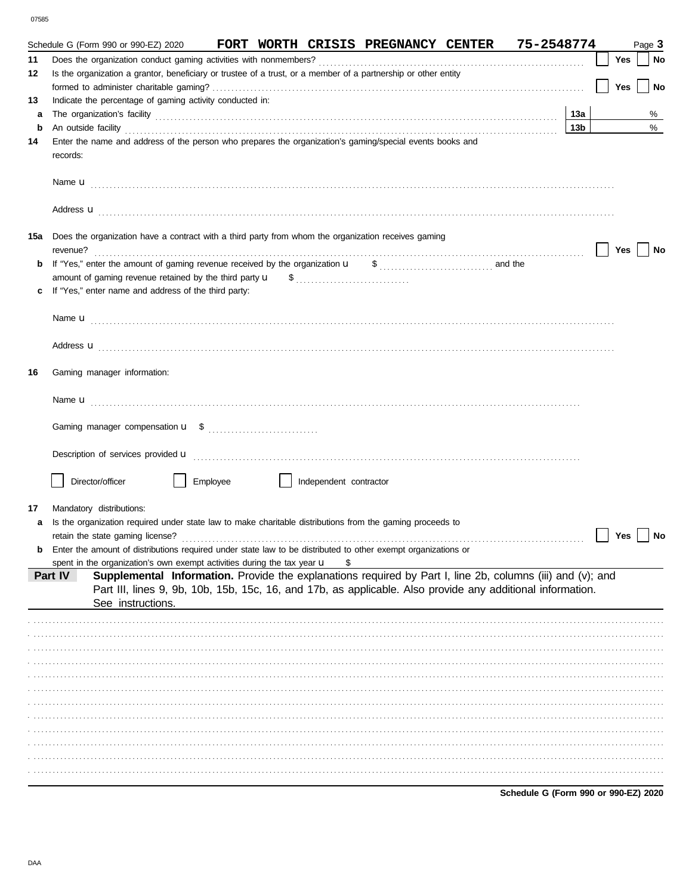Schedule G (Form 990 or 990-EZ) 2020 **FORT WORTH CRISIS PREGNANCY CENTER 75-2548774** Page **3**

**11** Does the organization conduct gaming activities with nonmembers? ☐ Yes ☐ No

**12** Is the organization a grantor, beneficiary or trustee of a trust, or a member of a partnership or other entity formed to administer charitable gaming? ☐ Yes ☐ No

**13** Indicate the percentage of gaming activity conducted in:

**a** The organization's facility **13a** %

**b** An outside facility **13b** %

**14** Enter the name and address of the person who prepares the organization's gaming/special events books and records:

Name u

Address u

**15a** Does the organization have a contract with a third party from whom the organization receives gaming revenue? ☐ Yes ☐ No

**b** If "Yes," enter the amount of gaming revenue received by the organization u $ and the amount of gaming revenue retained by the third party u $

**c** If "Yes," enter name and address of the third party:

Name u

Address u

**16** Gaming manager information:

Name u

Gaming manager compensation u $

Description of services provided u

☐ Director/officer ☐ Employee ☐ Independent contractor

**17** Mandatory distributions:

**a** Is the organization required under state law to make charitable distributions from the gaming proceeds to retain the state gaming license? ☐ Yes ☐ No

**b** Enter the amount of distributions required under state law to be distributed to other exempt organizations or spent in the organization's own exempt activities during the tax year u $

**Part IV** **Supplemental Information.** Provide the explanations required by Part I, line 2b, columns (iii) and (v); and Part III, lines 9, 9b, 10b, 15b, 15c, 16, and 17b, as applicable. Also provide any additional information. See instructions.

**Schedule G (Form 990 or 990-EZ) 2020**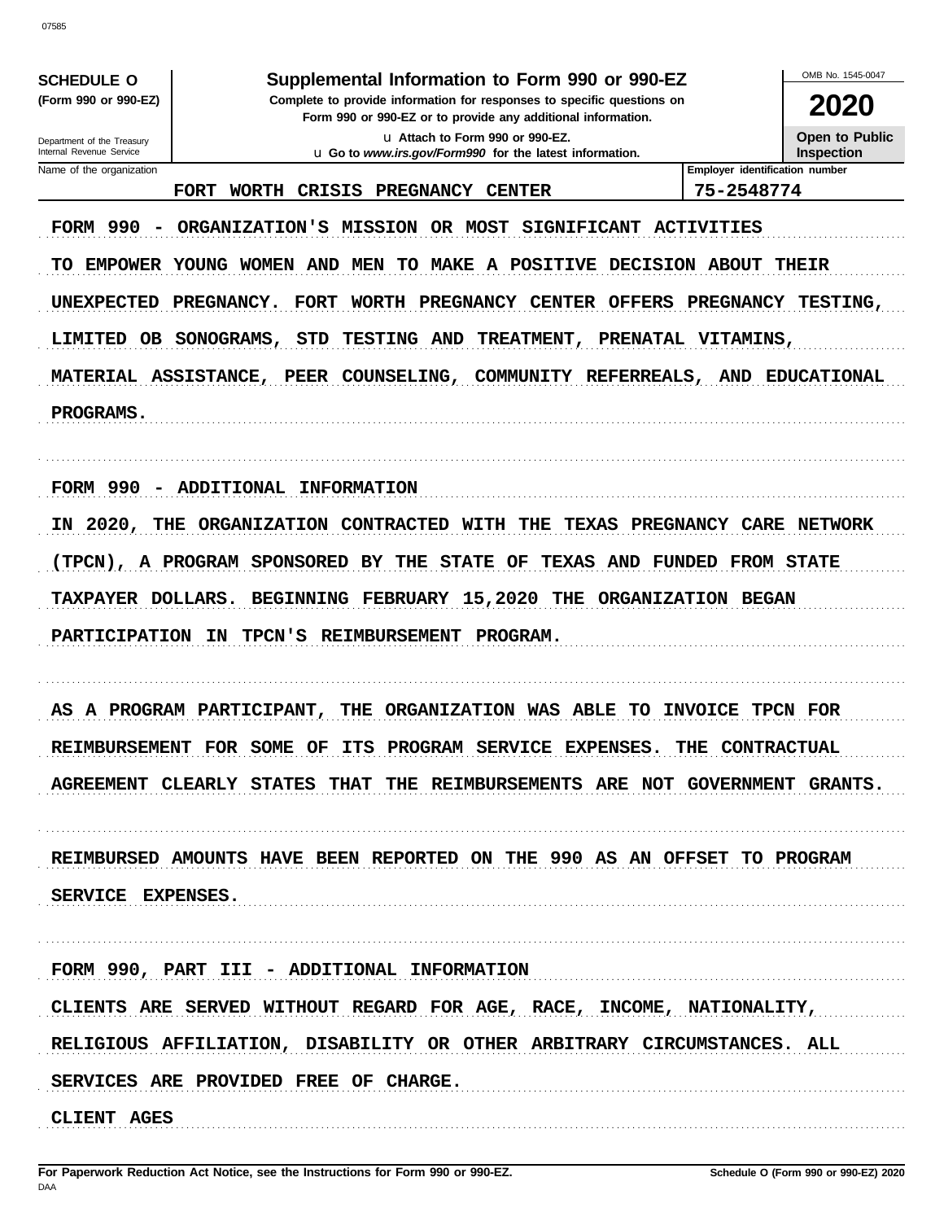**SCHEDULE O**
**(Form 990 or 990-EZ)**

Department of the Treasury
Internal Revenue Service

# Supplemental Information to Form 990 or 990-EZ

**Complete to provide information for responses to specific questions on Form 990 or 990-EZ or to provide any additional information.**

u Attach to Form 990 or 990-EZ.
u Go to *www.irs.gov/Form990* for the latest information.

OMB No. 1545-0047

**2020**

**Open to Public Inspection**

| Name of the organization | Employer identification number |
|---|---|
| FORT WORTH CRISIS PREGNANCY CENTER | 75-2548774 |

FORM 990 - ORGANIZATION'S MISSION OR MOST SIGNIFICANT ACTIVITIES

TO EMPOWER YOUNG WOMEN AND MEN TO MAKE A POSITIVE DECISION ABOUT THEIR UNEXPECTED PREGNANCY. FORT WORTH PREGNANCY CENTER OFFERS PREGNANCY TESTING, LIMITED OB SONOGRAMS, STD TESTING AND TREATMENT, PRENATAL VITAMINS, MATERIAL ASSISTANCE, PEER COUNSELING, COMMUNITY REFERREALS, AND EDUCATIONAL PROGRAMS.

FORM 990 - ADDITIONAL INFORMATION

IN 2020, THE ORGANIZATION CONTRACTED WITH THE TEXAS PREGNANCY CARE NETWORK (TPCN), A PROGRAM SPONSORED BY THE STATE OF TEXAS AND FUNDED FROM STATE TAXPAYER DOLLARS. BEGINNING FEBRUARY 15,2020 THE ORGANIZATION BEGAN PARTICIPATION IN TPCN'S REIMBURSEMENT PROGRAM.

AS A PROGRAM PARTICIPANT, THE ORGANIZATION WAS ABLE TO INVOICE TPCN FOR REIMBURSEMENT FOR SOME OF ITS PROGRAM SERVICE EXPENSES. THE CONTRACTUAL AGREEMENT CLEARLY STATES THAT THE REIMBURSEMENTS ARE NOT GOVERNMENT GRANTS.

REIMBURSED AMOUNTS HAVE BEEN REPORTED ON THE 990 AS AN OFFSET TO PROGRAM SERVICE EXPENSES.

FORM 990, PART III - ADDITIONAL INFORMATION

CLIENTS ARE SERVED WITHOUT REGARD FOR AGE, RACE, INCOME, NATIONALITY, RELIGIOUS AFFILIATION, DISABILITY OR OTHER ARBITRARY CIRCUMSTANCES. ALL SERVICES ARE PROVIDED FREE OF CHARGE.

CLIENT AGES

**For Paperwork Reduction Act Notice, see the Instructions for Form 990 or 990-EZ.** DAA **Schedule O (Form 990 or 990-EZ) 2020**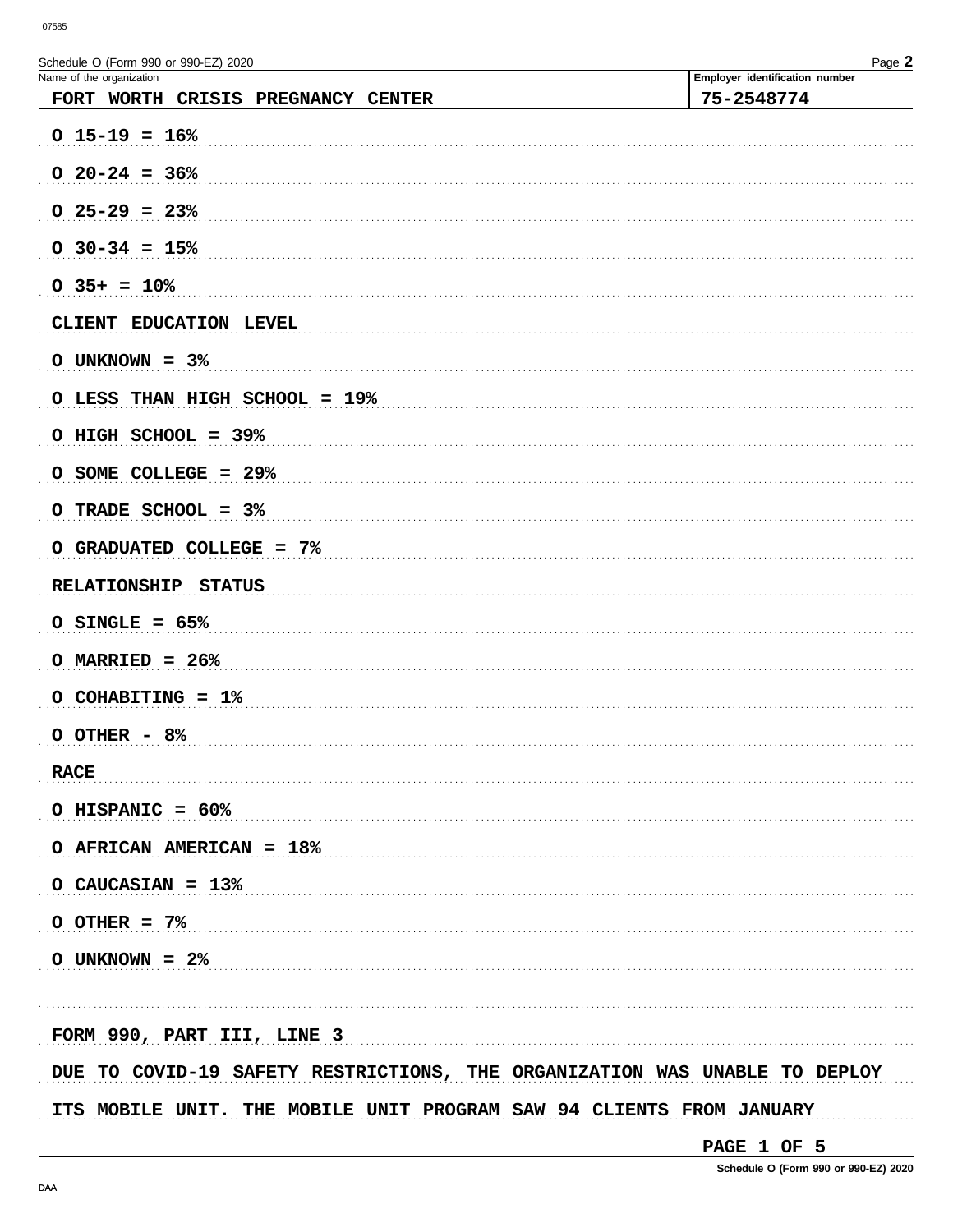Schedule O (Form 990 or 990-EZ) 2020

| Name of the organization | Employer identification number |
| --- | --- |
| FORT WORTH CRISIS PREGNANCY CENTER | 75-2548774 |

O 15-19 = 16%

O 20-24 = 36%

O 25-29 = 23%

O 30-34 = 15%

O 35+ = 10%

CLIENT EDUCATION LEVEL

O UNKNOWN = 3%

O LESS THAN HIGH SCHOOL = 19%

O HIGH SCHOOL = 39%

O SOME COLLEGE = 29%

O TRADE SCHOOL = 3%

O GRADUATED COLLEGE = 7%

RELATIONSHIP STATUS

O SINGLE = 65%

O MARRIED = 26%

O COHABITING = 1%

O OTHER - 8%

RACE

O HISPANIC = 60%

O AFRICAN AMERICAN = 18%

O CAUCASIAN = 13%

O OTHER = 7%

O UNKNOWN = 2%

FORM 990, PART III, LINE 3

DUE TO COVID-19 SAFETY RESTRICTIONS, THE ORGANIZATION WAS UNABLE TO DEPLOY ITS MOBILE UNIT. THE MOBILE UNIT PROGRAM SAW 94 CLIENTS FROM JANUARY

PAGE 1 OF 5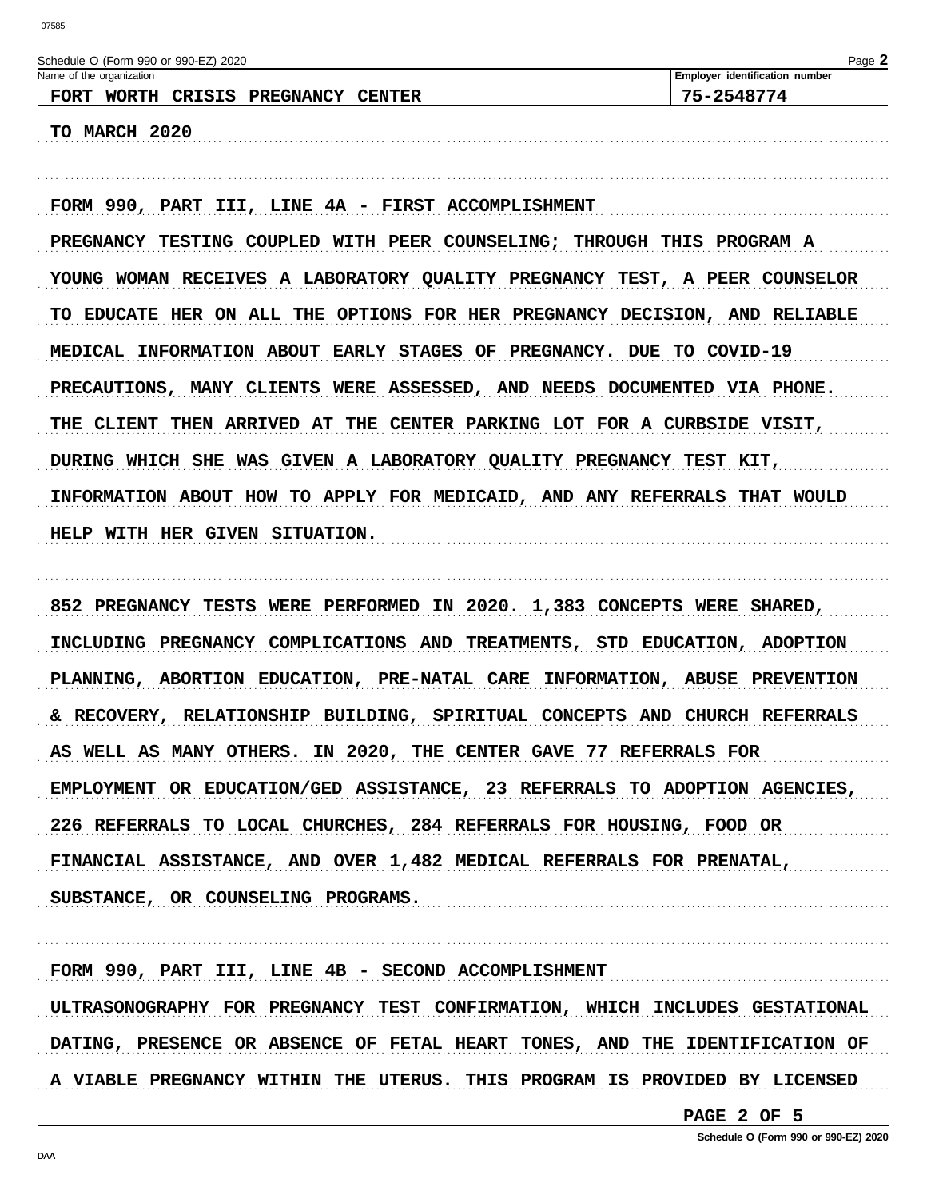Schedule O (Form 990 or 990-EZ) 2020

| Name of the organization | Employer identification number |
|---|---|
| FORT WORTH CRISIS PREGNANCY CENTER | 75-2548774 |

TO MARCH 2020

FORM 990, PART III, LINE 4A - FIRST ACCOMPLISHMENT

PREGNANCY TESTING COUPLED WITH PEER COUNSELING; THROUGH THIS PROGRAM A YOUNG WOMAN RECEIVES A LABORATORY QUALITY PREGNANCY TEST, A PEER COUNSELOR TO EDUCATE HER ON ALL THE OPTIONS FOR HER PREGNANCY DECISION, AND RELIABLE MEDICAL INFORMATION ABOUT EARLY STAGES OF PREGNANCY. DUE TO COVID-19 PRECAUTIONS, MANY CLIENTS WERE ASSESSED, AND NEEDS DOCUMENTED VIA PHONE. THE CLIENT THEN ARRIVED AT THE CENTER PARKING LOT FOR A CURBSIDE VISIT, DURING WHICH SHE WAS GIVEN A LABORATORY QUALITY PREGNANCY TEST KIT, INFORMATION ABOUT HOW TO APPLY FOR MEDICAID, AND ANY REFERRALS THAT WOULD HELP WITH HER GIVEN SITUATION.

852 PREGNANCY TESTS WERE PERFORMED IN 2020. 1,383 CONCEPTS WERE SHARED, INCLUDING PREGNANCY COMPLICATIONS AND TREATMENTS, STD EDUCATION, ADOPTION PLANNING, ABORTION EDUCATION, PRE-NATAL CARE INFORMATION, ABUSE PREVENTION & RECOVERY, RELATIONSHIP BUILDING, SPIRITUAL CONCEPTS AND CHURCH REFERRALS AS WELL AS MANY OTHERS. IN 2020, THE CENTER GAVE 77 REFERRALS FOR EMPLOYMENT OR EDUCATION/GED ASSISTANCE, 23 REFERRALS TO ADOPTION AGENCIES, 226 REFERRALS TO LOCAL CHURCHES, 284 REFERRALS FOR HOUSING, FOOD OR FINANCIAL ASSISTANCE, AND OVER 1,482 MEDICAL REFERRALS FOR PRENATAL, SUBSTANCE, OR COUNSELING PROGRAMS.

FORM 990, PART III, LINE 4B - SECOND ACCOMPLISHMENT

ULTRASONOGRAPHY FOR PREGNANCY TEST CONFIRMATION, WHICH INCLUDES GESTATIONAL DATING, PRESENCE OR ABSENCE OF FETAL HEART TONES, AND THE IDENTIFICATION OF A VIABLE PREGNANCY WITHIN THE UTERUS. THIS PROGRAM IS PROVIDED BY LICENSED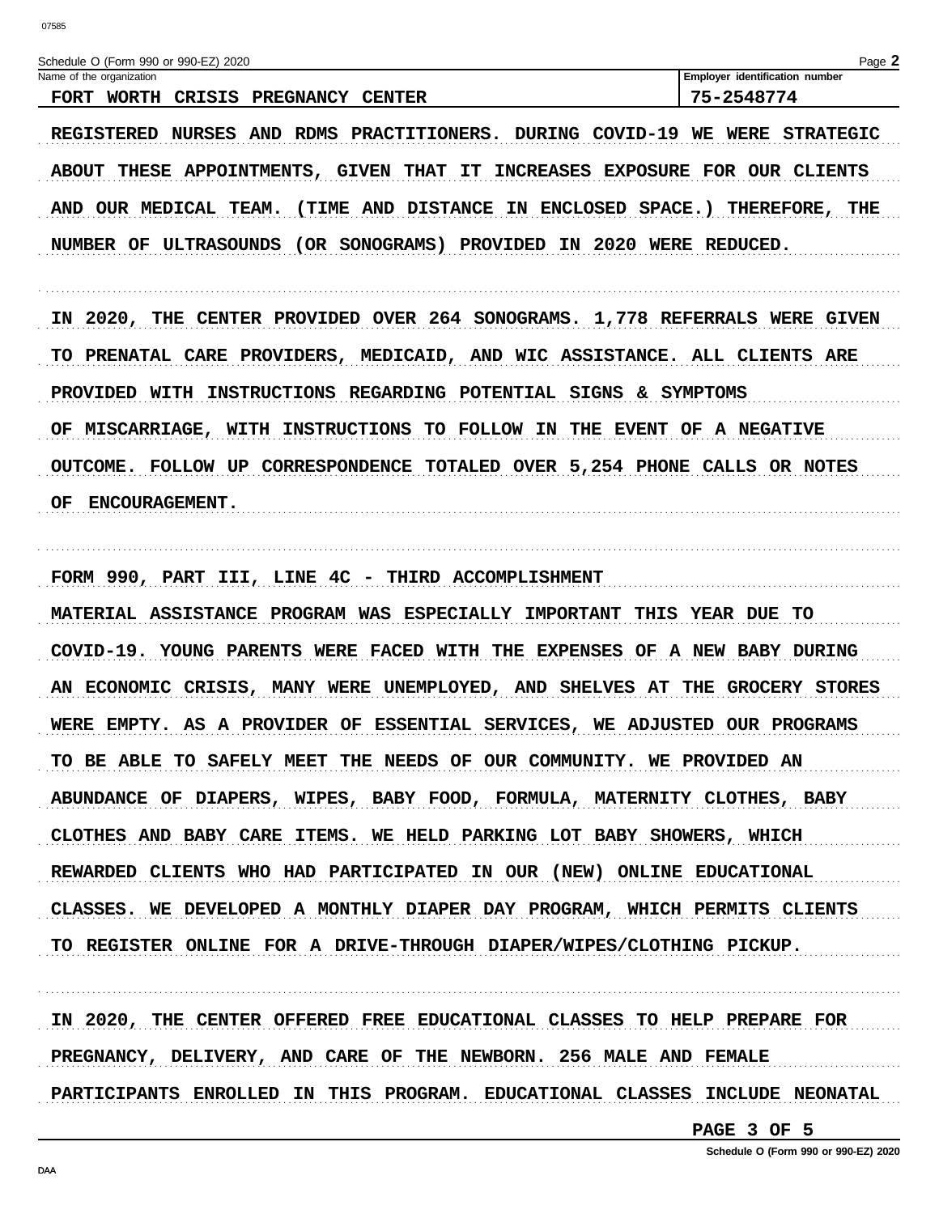Schedule O (Form 990 or 990-EZ) 2020

| Name of the organization | Employer identification number |
| --- | --- |
| FORT WORTH CRISIS PREGNANCY CENTER | 75-2548774 |

REGISTERED NURSES AND RDMS PRACTITIONERS. DURING COVID-19 WE WERE STRATEGIC ABOUT THESE APPOINTMENTS, GIVEN THAT IT INCREASES EXPOSURE FOR OUR CLIENTS AND OUR MEDICAL TEAM. (TIME AND DISTANCE IN ENCLOSED SPACE.) THEREFORE, THE NUMBER OF ULTRASOUNDS (OR SONOGRAMS) PROVIDED IN 2020 WERE REDUCED.

IN 2020, THE CENTER PROVIDED OVER 264 SONOGRAMS. 1,778 REFERRALS WERE GIVEN TO PRENATAL CARE PROVIDERS, MEDICAID, AND WIC ASSISTANCE. ALL CLIENTS ARE PROVIDED WITH INSTRUCTIONS REGARDING POTENTIAL SIGNS & SYMPTOMS OF MISCARRIAGE, WITH INSTRUCTIONS TO FOLLOW IN THE EVENT OF A NEGATIVE OUTCOME. FOLLOW UP CORRESPONDENCE TOTALED OVER 5,254 PHONE CALLS OR NOTES OF ENCOURAGEMENT.

FORM 990, PART III, LINE 4C - THIRD ACCOMPLISHMENT

MATERIAL ASSISTANCE PROGRAM WAS ESPECIALLY IMPORTANT THIS YEAR DUE TO COVID-19. YOUNG PARENTS WERE FACED WITH THE EXPENSES OF A NEW BABY DURING AN ECONOMIC CRISIS, MANY WERE UNEMPLOYED, AND SHELVES AT THE GROCERY STORES WERE EMPTY. AS A PROVIDER OF ESSENTIAL SERVICES, WE ADJUSTED OUR PROGRAMS TO BE ABLE TO SAFELY MEET THE NEEDS OF OUR COMMUNITY. WE PROVIDED AN ABUNDANCE OF DIAPERS, WIPES, BABY FOOD, FORMULA, MATERNITY CLOTHES, BABY CLOTHES AND BABY CARE ITEMS. WE HELD PARKING LOT BABY SHOWERS, WHICH REWARDED CLIENTS WHO HAD PARTICIPATED IN OUR (NEW) ONLINE EDUCATIONAL CLASSES. WE DEVELOPED A MONTHLY DIAPER DAY PROGRAM, WHICH PERMITS CLIENTS TO REGISTER ONLINE FOR A DRIVE-THROUGH DIAPER/WIPES/CLOTHING PICKUP.

IN 2020, THE CENTER OFFERED FREE EDUCATIONAL CLASSES TO HELP PREPARE FOR PREGNANCY, DELIVERY, AND CARE OF THE NEWBORN. 256 MALE AND FEMALE PARTICIPANTS ENROLLED IN THIS PROGRAM. EDUCATIONAL CLASSES INCLUDE NEONATAL

PAGE 3 OF 5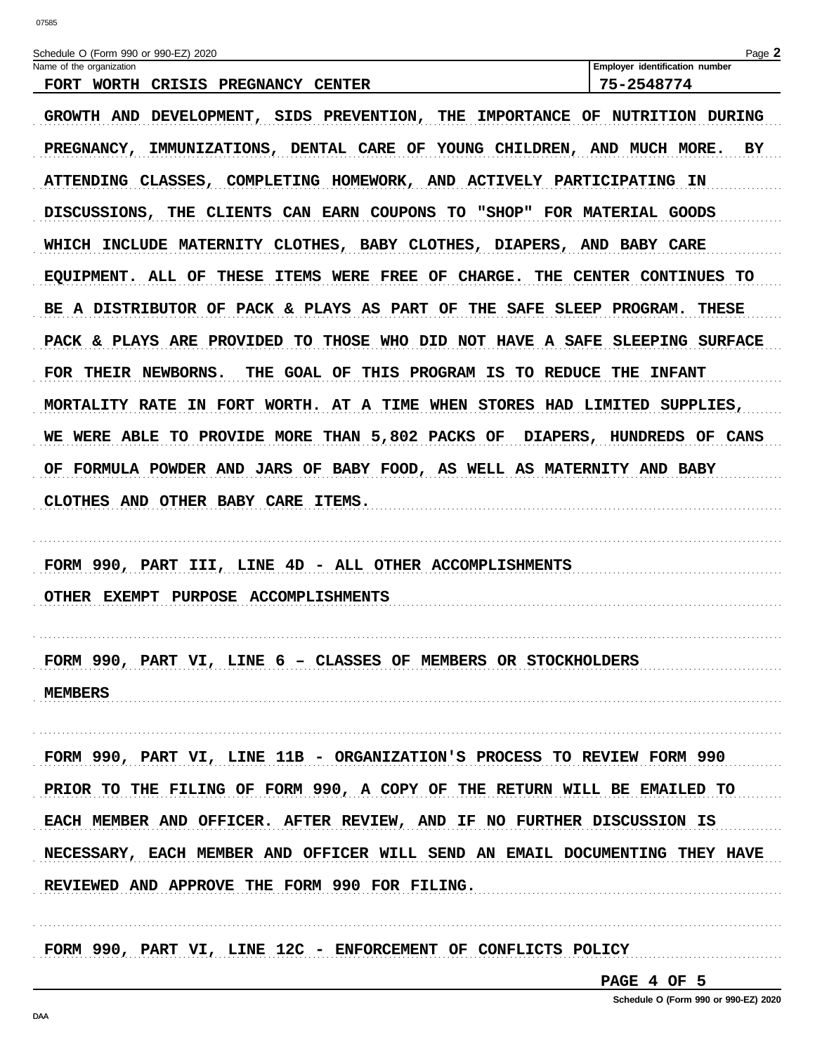Schedule O (Form 990 or 990-EZ) 2020

| Name of the organization | Employer identification number |
| --- | --- |
| FORT WORTH CRISIS PREGNANCY CENTER | 75-2548774 |

GROWTH AND DEVELOPMENT, SIDS PREVENTION, THE IMPORTANCE OF NUTRITION DURING PREGNANCY, IMMUNIZATIONS, DENTAL CARE OF YOUNG CHILDREN, AND MUCH MORE. BY ATTENDING CLASSES, COMPLETING HOMEWORK, AND ACTIVELY PARTICIPATING IN DISCUSSIONS, THE CLIENTS CAN EARN COUPONS TO "SHOP" FOR MATERIAL GOODS WHICH INCLUDE MATERNITY CLOTHES, BABY CLOTHES, DIAPERS, AND BABY CARE EQUIPMENT. ALL OF THESE ITEMS WERE FREE OF CHARGE. THE CENTER CONTINUES TO BE A DISTRIBUTOR OF PACK & PLAYS AS PART OF THE SAFE SLEEP PROGRAM. THESE PACK & PLAYS ARE PROVIDED TO THOSE WHO DID NOT HAVE A SAFE SLEEPING SURFACE FOR THEIR NEWBORNS. THE GOAL OF THIS PROGRAM IS TO REDUCE THE INFANT MORTALITY RATE IN FORT WORTH. AT A TIME WHEN STORES HAD LIMITED SUPPLIES, WE WERE ABLE TO PROVIDE MORE THAN 5,802 PACKS OF DIAPERS, HUNDREDS OF CANS OF FORMULA POWDER AND JARS OF BABY FOOD, AS WELL AS MATERNITY AND BABY CLOTHES AND OTHER BABY CARE ITEMS.

FORM 990, PART III, LINE 4D - ALL OTHER ACCOMPLISHMENTS

OTHER EXEMPT PURPOSE ACCOMPLISHMENTS

FORM 990, PART VI, LINE 6 – CLASSES OF MEMBERS OR STOCKHOLDERS

MEMBERS

FORM 990, PART VI, LINE 11B - ORGANIZATION'S PROCESS TO REVIEW FORM 990

PRIOR TO THE FILING OF FORM 990, A COPY OF THE RETURN WILL BE EMAILED TO EACH MEMBER AND OFFICER. AFTER REVIEW, AND IF NO FURTHER DISCUSSION IS NECESSARY, EACH MEMBER AND OFFICER WILL SEND AN EMAIL DOCUMENTING THEY HAVE REVIEWED AND APPROVE THE FORM 990 FOR FILING.

FORM 990, PART VI, LINE 12C - ENFORCEMENT OF CONFLICTS POLICY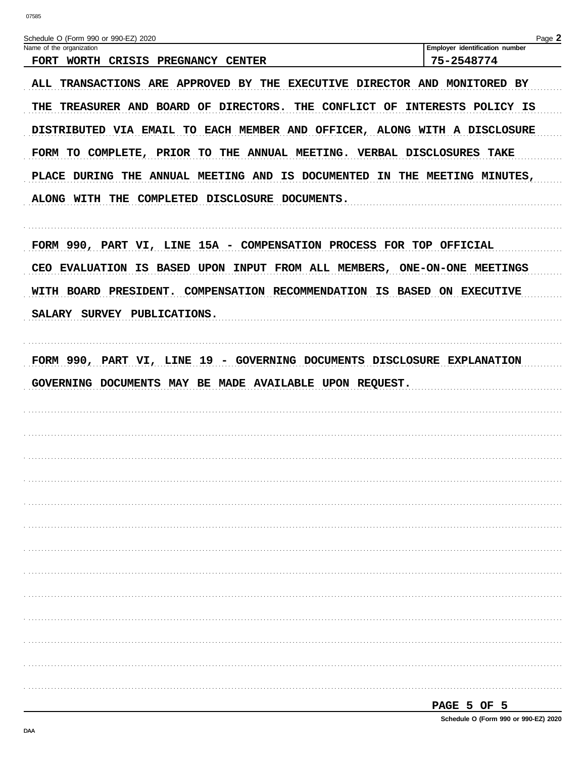Name of the organization: FORT WORTH CRISIS PREGNANCY CENTER

Employer identification number: 75-2548774

ALL TRANSACTIONS ARE APPROVED BY THE EXECUTIVE DIRECTOR AND MONITORED BY THE TREASURER AND BOARD OF DIRECTORS. THE CONFLICT OF INTERESTS POLICY IS DISTRIBUTED VIA EMAIL TO EACH MEMBER AND OFFICER, ALONG WITH A DISCLOSURE FORM TO COMPLETE, PRIOR TO THE ANNUAL MEETING. VERBAL DISCLOSURES TAKE PLACE DURING THE ANNUAL MEETING AND IS DOCUMENTED IN THE MEETING MINUTES, ALONG WITH THE COMPLETED DISCLOSURE DOCUMENTS.

FORM 990, PART VI, LINE 15A - COMPENSATION PROCESS FOR TOP OFFICIAL

CEO EVALUATION IS BASED UPON INPUT FROM ALL MEMBERS, ONE-ON-ONE MEETINGS WITH BOARD PRESIDENT. COMPENSATION RECOMMENDATION IS BASED ON EXECUTIVE SALARY SURVEY PUBLICATIONS.

FORM 990, PART VI, LINE 19 - GOVERNING DOCUMENTS DISCLOSURE EXPLANATION

GOVERNING DOCUMENTS MAY BE MADE AVAILABLE UPON REQUEST.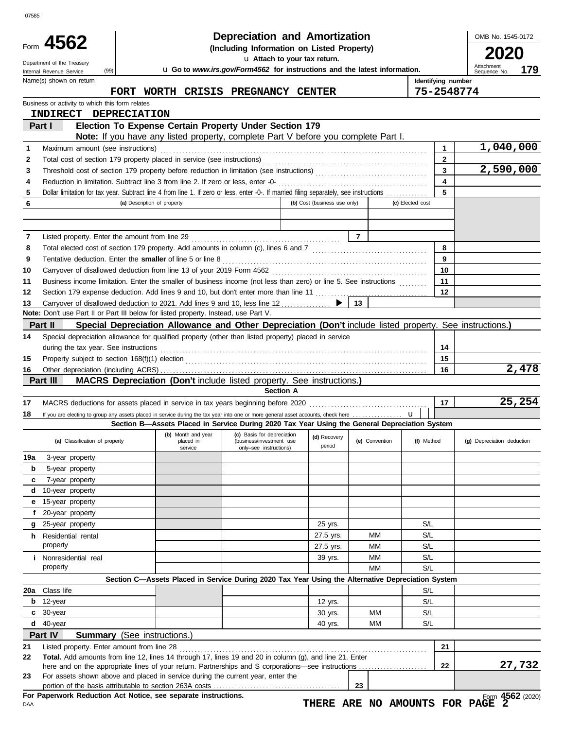07585

# Form 4562 — Depreciation and Amortization

**(Including Information on Listed Property)**

Department of the Treasury
Internal Revenue Service (99)

u Attach to your tax return.

u Go to *www.irs.gov/Form4562* for instructions and the latest information.

OMB No. 1545-0172

**2020**

Attachment Sequence No. **179**

| Name(s) shown on return | Identifying number |
|---|---|
| FORT WORTH CRISIS PREGNANCY CENTER | 75-2548774 |

Business or activity to which this form relates

INDIRECT DEPRECIATION

## Part I Election To Expense Certain Property Under Section 179

**Note:** If you have any listed property, complete Part V before you complete Part I.

| | | | |
|---|---|---|---|
| 1 | Maximum amount (see instructions) | 1 | 1,040,000 |
| 2 | Total cost of section 179 property placed in service (see instructions) | 2 | |
| 3 | Threshold cost of section 179 property before reduction in limitation (see instructions) | 3 | 2,590,000 |
| 4 | Reduction in limitation. Subtract line 3 from line 2. If zero or less, enter -0- | 4 | |
| 5 | Dollar limitation for tax year. Subtract line 4 from line 1. If zero or less, enter -0-. If married filing separately, see instructions | 5 | |

| 6 | (a) Description of property | (b) Cost (business use only) | (c) Elected cost |
|---|---|---|---|
| | | | |
| | | | |

| | | | |
|---|---|---|---|
| 7 | Listed property. Enter the amount from line 29 | 7 | |
| 8 | Total elected cost of section 179 property. Add amounts in column (c), lines 6 and 7 | 8 | |
| 9 | Tentative deduction. Enter the **smaller** of line 5 or line 8 | 9 | |
| 10 | Carryover of disallowed deduction from line 13 of your 2019 Form 4562 | 10 | |
| 11 | Business income limitation. Enter the smaller of business income (not less than zero) or line 5. See instructions | 11 | |
| 12 | Section 179 expense deduction. Add lines 9 and 10, but don't enter more than line 11 | 12 | |
| 13 | Carryover of disallowed deduction to 2021. Add lines 9 and 10, less line 12 ▶ | 13 | |

**Note:** Don't use Part II or Part III below for listed property. Instead, use Part V.

## Part II Special Depreciation Allowance and Other Depreciation (Don't include listed property. See instructions.)

| | | | |
|---|---|---|---|
| 14 | Special depreciation allowance for qualified property (other than listed property) placed in service during the tax year. See instructions | 14 | |
| 15 | Property subject to section 168(f)(1) election | 15 | |
| 16 | Other depreciation (including ACRS) | 16 | 2,478 |

## Part III MACRS Depreciation (Don't include listed property. See instructions.)

**Section A**

| | | | |
|---|---|---|---|
| 17 | MACRS deductions for assets placed in service in tax years beginning before 2020 | 17 | 25,254 |
| 18 | If you are electing to group any assets placed in service during the tax year into one or more general asset accounts, check here u | | |

**Section B—Assets Placed in Service During 2020 Tax Year Using the General Depreciation System**

| (a) Classification of property | (b) Month and year placed in service | (c) Basis for depreciation (business/investment use only–see instructions) | (d) Recovery period | (e) Convention | (f) Method | (g) Depreciation deduction |
|---|---|---|---|---|---|---|
| 19a 3-year property | | | | | | |
| b 5-year property | | | | | | |
| c 7-year property | | | | | | |
| d 10-year property | | | | | | |
| e 15-year property | | | | | | |
| f 20-year property | | | | | | |
| g 25-year property | | | 25 yrs. | | S/L | |
| h Residential rental property | | | 27.5 yrs. | MM | S/L | |
| | | | 27.5 yrs. | MM | S/L | |
| i Nonresidential real property | | | 39 yrs. | MM | S/L | |
| | | | | MM | S/L | |

**Section C—Assets Placed in Service During 2020 Tax Year Using the Alternative Depreciation System**

| | | | | | | |
|---|---|---|---|---|---|---|
| 20a Class life | | | | | S/L | |
| b 12-year | | | 12 yrs. | | S/L | |
| c 30-year | | | 30 yrs. | MM | S/L | |
| d 40-year | | | 40 yrs. | MM | S/L | |

## Part IV Summary (See instructions.)

| | | | |
|---|---|---|---|
| 21 | Listed property. Enter amount from line 28 | 21 | |
| 22 | **Total.** Add amounts from line 12, lines 14 through 17, lines 19 and 20 in column (g), and line 21. Enter here and on the appropriate lines of your return. Partnerships and S corporations—see instructions | 22 | 27,732 |
| 23 | For assets shown above and placed in service during the current year, enter the portion of the basis attributable to section 263A costs | 23 | |

**For Paperwork Reduction Act Notice, see separate instructions.**

DAA

THERE ARE NO AMOUNTS FOR PAGE 2

Form **4562** (2020)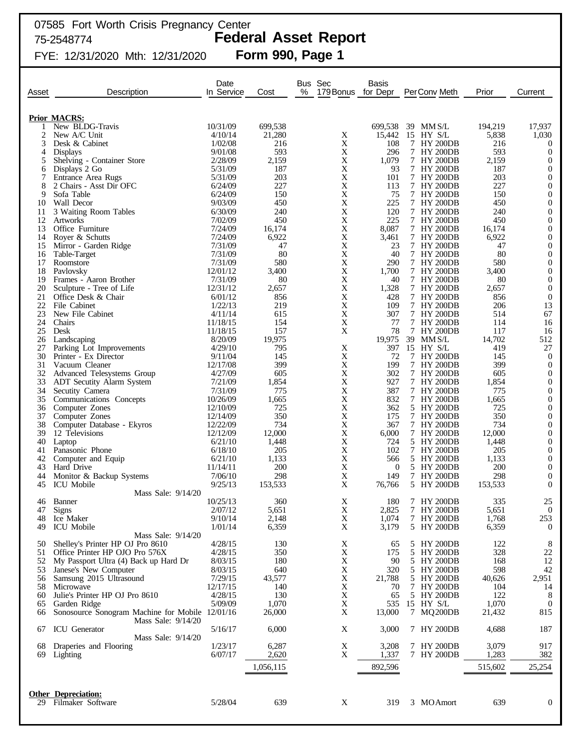07585 Fort Worth Crisis Pregnancy Center
75-2548774

# Federal Asset Report

FYE: 12/31/2020 Mth: 12/31/2020

## Form 990, Page 1

| Asset | Description | Date In Service | Cost | Bus % | Sec 179 Bonus | Basis for Depr | Per | Conv | Meth | Prior | Current |
|---|---|---|---|---|---|---|---|---|---|---|---|
| **Prior MACRS:** | | | | | | | | | | | |
| 1 | New BLDG-Travis | 10/31/09 | 699,538 | | | 699,538 | 39 | MM | S/L | 194,219 | 17,937 |
| 2 | New A/C Unit | 4/10/14 | 21,280 | | X | 15,442 | 15 | HY | S/L | 5,838 | 1,030 |
| 3 | Desk & Cabinet | 1/02/08 | 216 | | X | 108 | 7 | HY | 200DB | 216 | 0 |
| 4 | Displays | 9/01/08 | 593 | | X | 296 | 7 | HY | 200DB | 593 | 0 |
| 5 | Shelving - Container Store | 2/28/09 | 2,159 | | X | 1,079 | 7 | HY | 200DB | 2,159 | 0 |
| 6 | Displays 2 Go | 5/31/09 | 187 | | X | 93 | 7 | HY | 200DB | 187 | 0 |
| 7 | Entrance Area Rugs | 5/31/09 | 203 | | X | 101 | 7 | HY | 200DB | 203 | 0 |
| 8 | 2 Chairs - Asst Dir OFC | 6/24/09 | 227 | | X | 113 | 7 | HY | 200DB | 227 | 0 |
| 9 | Sofa Table | 6/24/09 | 150 | | X | 75 | 7 | HY | 200DB | 150 | 0 |
| 10 | Wall Decor | 9/03/09 | 450 | | X | 225 | 7 | HY | 200DB | 450 | 0 |
| 11 | 3 Waiting Room Tables | 6/30/09 | 240 | | X | 120 | 7 | HY | 200DB | 240 | 0 |
| 12 | Artworks | 7/02/09 | 450 | | X | 225 | 7 | HY | 200DB | 450 | 0 |
| 13 | Office Furniture | 7/24/09 | 16,174 | | X | 8,087 | 7 | HY | 200DB | 16,174 | 0 |
| 14 | Royer & Schutts | 7/24/09 | 6,922 | | X | 3,461 | 7 | HY | 200DB | 6,922 | 0 |
| 15 | Mirror - Garden Ridge | 7/31/09 | 47 | | X | 23 | 7 | HY | 200DB | 47 | 0 |
| 16 | Table-Target | 7/31/09 | 80 | | X | 40 | 7 | HY | 200DB | 80 | 0 |
| 17 | Roomstore | 7/31/09 | 580 | | X | 290 | 7 | HY | 200DB | 580 | 0 |
| 18 | Pavlovsky | 12/01/12 | 3,400 | | X | 1,700 | 7 | HY | 200DB | 3,400 | 0 |
| 19 | Frames - Aaron Brother | 7/31/09 | 80 | | X | 40 | 7 | HY | 200DB | 80 | 0 |
| 20 | Sculpture - Tree of Life | 12/31/12 | 2,657 | | X | 1,328 | 7 | HY | 200DB | 2,657 | 0 |
| 21 | Office Desk & Chair | 6/01/12 | 856 | | X | 428 | 7 | HY | 200DB | 856 | 0 |
| 22 | File Cabinet | 1/22/13 | 219 | | X | 109 | 7 | HY | 200DB | 206 | 13 |
| 23 | New File Cabinet | 4/11/14 | 615 | | X | 307 | 7 | HY | 200DB | 514 | 67 |
| 24 | Chairs | 11/18/15 | 154 | | X | 77 | 7 | HY | 200DB | 114 | 16 |
| 25 | Desk | 11/18/15 | 157 | | X | 78 | 7 | HY | 200DB | 117 | 16 |
| 26 | Landscaping | 8/20/09 | 19,975 | | | 19,975 | 39 | MM | S/L | 14,702 | 512 |
| 27 | Parking Lot Improvements | 4/29/10 | 795 | | X | 397 | 15 | HY | S/L | 419 | 27 |
| 30 | Printer - Ex Director | 9/11/04 | 145 | | X | 72 | 7 | HY | 200DB | 145 | 0 |
| 31 | Vacuum Cleaner | 12/17/08 | 399 | | X | 199 | 7 | HY | 200DB | 399 | 0 |
| 32 | Advanced Telesystems Group | 4/27/09 | 605 | | X | 302 | 7 | HY | 200DB | 605 | 0 |
| 33 | ADT Secutity Alarm System | 7/21/09 | 1,854 | | X | 927 | 7 | HY | 200DB | 1,854 | 0 |
| 34 | Secutity Camera | 7/31/09 | 775 | | X | 387 | 7 | HY | 200DB | 775 | 0 |
| 35 | Communications Concepts | 10/26/09 | 1,665 | | X | 832 | 7 | HY | 200DB | 1,665 | 0 |
| 36 | Computer Zones | 12/10/09 | 725 | | X | 362 | 5 | HY | 200DB | 725 | 0 |
| 37 | Computer Zones | 12/14/09 | 350 | | X | 175 | 7 | HY | 200DB | 350 | 0 |
| 38 | Computer Database - Ekyros | 12/22/09 | 734 | | X | 367 | 7 | HY | 200DB | 734 | 0 |
| 39 | 12 Televisions | 12/12/09 | 12,000 | | X | 6,000 | 7 | HY | 200DB | 12,000 | 0 |
| 40 | Laptop | 6/21/10 | 1,448 | | X | 724 | 5 | HY | 200DB | 1,448 | 0 |
| 41 | Panasonic Phone | 6/18/10 | 205 | | X | 102 | 7 | HY | 200DB | 205 | 0 |
| 42 | Computer and Equip | 6/21/10 | 1,133 | | X | 566 | 5 | HY | 200DB | 1,133 | 0 |
| 43 | Hard Drive | 11/14/11 | 200 | | X | 0 | 5 | HY | 200DB | 200 | 0 |
| 44 | Monitor & Backup Systems | 7/06/10 | 298 | | X | 149 | 7 | HY | 200DB | 298 | 0 |
| 45 | ICU Mobile<br>Mass Sale: 9/14/20 | 9/25/13 | 153,533 | | X | 76,766 | 5 | HY | 200DB | 153,533 | 0 |
| 46 | Banner | 10/25/13 | 360 | | X | 180 | 7 | HY | 200DB | 335 | 25 |
| 47 | Signs | 2/07/12 | 5,651 | | X | 2,825 | 7 | HY | 200DB | 5,651 | 0 |
| 48 | Ice Maker | 9/10/14 | 2,148 | | X | 1,074 | 7 | HY | 200DB | 1,768 | 253 |
| 49 | ICU Mobile<br>Mass Sale: 9/14/20 | 1/01/14 | 6,359 | | X | 3,179 | 5 | HY | 200DB | 6,359 | 0 |
| 50 | Shelley's Printer HP OJ Pro 8610 | 4/28/15 | 130 | | X | 65 | 5 | HY | 200DB | 122 | 8 |
| 51 | Office Printer HP OJO Pro 576X | 4/28/15 | 350 | | X | 175 | 5 | HY | 200DB | 328 | 22 |
| 52 | My Passport Ultra (4) Back up Hard Dr | 8/03/15 | 180 | | X | 90 | 5 | HY | 200DB | 168 | 12 |
| 53 | Janese's New Computer | 8/03/15 | 640 | | X | 320 | 5 | HY | 200DB | 598 | 42 |
| 56 | Samsung 2015 Ultrasound | 7/29/15 | 43,577 | | X | 21,788 | 5 | HY | 200DB | 40,626 | 2,951 |
| 58 | Microwave | 12/17/15 | 140 | | X | 70 | 7 | HY | 200DB | 104 | 14 |
| 60 | Julie's Printer HP OJ Pro 8610 | 4/28/15 | 130 | | X | 65 | 5 | HY | 200DB | 122 | 8 |
| 65 | Garden Ridge | 5/09/09 | 1,070 | | X | 535 | 15 | HY | S/L | 1,070 | 0 |
| 66 | Sonosource Sonogram Machine for Mobile<br>Mass Sale: 9/14/20 | 12/01/16 | 26,000 | | X | 13,000 | 7 | MQ | 200DB | 21,432 | 815 |
| 67 | ICU Generator<br>Mass Sale: 9/14/20 | 5/16/17 | 6,000 | | X | 3,000 | 7 | HY | 200DB | 4,688 | 187 |
| 68 | Draperies and Flooring | 1/23/17 | 6,287 | | X | 3,208 | 7 | HY | 200DB | 3,079 | 917 |
| 69 | Lighting | 6/07/17 | 2,620 | | X | 1,337 | 7 | HY | 200DB | 1,283 | 382 |
| | | | 1,056,115 | | | 892,596 | | | | 515,602 | 25,254 |
| **Other Depreciation:** | | | | | | | | | | | |
| 29 | Filmaker Software | 5/28/04 | 639 | | X | 319 | 3 | MO | Amort | 639 | 0 |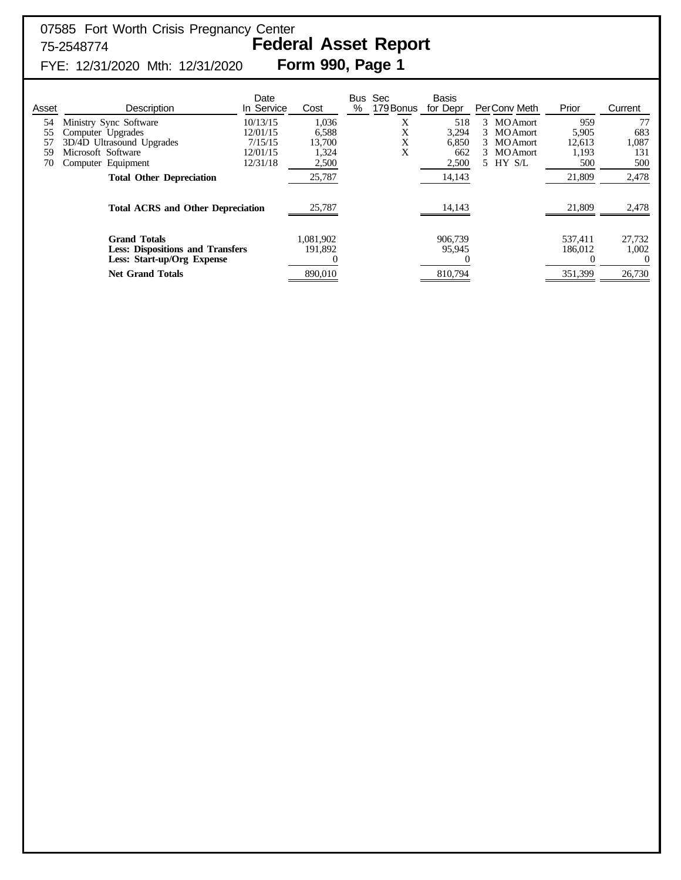07585 Fort Worth Crisis Pregnancy Center
75-2548774
FYE: 12/31/2020 Mth: 12/31/2020

# Federal Asset Report
## Form 990, Page 1

| Asset | Description | Date In Service | Cost | Bus % | Sec 179 Bonus | Basis for Depr | Per | Conv | Meth | Prior | Current |
|---|---|---|---|---|---|---|---|---|---|---|---|
| 54 | Ministry Sync Software | 10/13/15 | 1,036 | | X | 518 | 3 | MO | Amort | 959 | 77 |
| 55 | Computer Upgrades | 12/01/15 | 6,588 | | X | 3,294 | 3 | MO | Amort | 5,905 | 683 |
| 57 | 3D/4D Ultrasound Upgrades | 7/15/15 | 13,700 | | X | 6,850 | 3 | MO | Amort | 12,613 | 1,087 |
| 59 | Microsoft Software | 12/01/15 | 1,324 | | X | 662 | 3 | MO | Amort | 1,193 | 131 |
| 70 | Computer Equipment | 12/31/18 | 2,500 | | | 2,500 | 5 | HY | S/L | 500 | 500 |
| | **Total Other Depreciation** | | 25,787 | | | 14,143 | | | | 21,809 | 2,478 |
| | **Total ACRS and Other Depreciation** | | 25,787 | | | 14,143 | | | | 21,809 | 2,478 |
| | **Grand Totals** | | 1,081,902 | | | 906,739 | | | | 537,411 | 27,732 |
| | **Less: Dispositions and Transfers** | | 191,892 | | | 95,945 | | | | 186,012 | 1,002 |
| | **Less: Start-up/Org Expense** | | 0 | | | 0 | | | | 0 | 0 |
| | **Net Grand Totals** | | 890,010 | | | 810,794 | | | | 351,399 | 26,730 |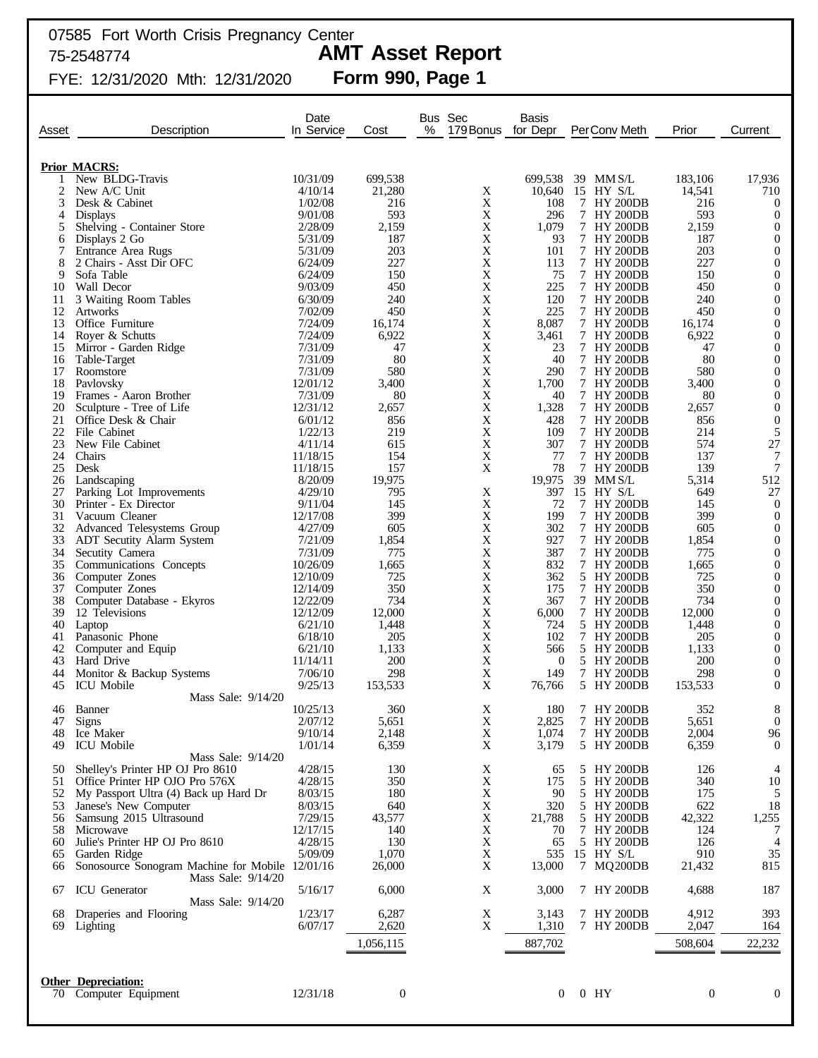07585 Fort Worth Crisis Pregnancy Center
75-2548774
FYE: 12/31/2020 Mth: 12/31/2020

# AMT Asset Report
## Form 990, Page 1

| Asset | Description | Date In Service | Cost | Bus % | Sec 179 Bonus | Basis for Depr | Per | Conv | Meth | Prior | Current |
|---|---|---|---|---|---|---|---|---|---|---|---|
| **Prior MACRS:** | | | | | | | | | | | |
| 1 | New BLDG-Travis | 10/31/09 | 699,538 | | | 699,538 | 39 | MM | S/L | 183,106 | 17,936 |
| 2 | New A/C Unit | 4/10/14 | 21,280 | | X | 10,640 | 15 | HY | S/L | 14,541 | 710 |
| 3 | Desk & Cabinet | 1/02/08 | 216 | | X | 108 | 7 | HY | 200DB | 216 | 0 |
| 4 | Displays | 9/01/08 | 593 | | X | 296 | 7 | HY | 200DB | 593 | 0 |
| 5 | Shelving - Container Store | 2/28/09 | 2,159 | | X | 1,079 | 7 | HY | 200DB | 2,159 | 0 |
| 6 | Displays 2 Go | 5/31/09 | 187 | | X | 93 | 7 | HY | 200DB | 187 | 0 |
| 7 | Entrance Area Rugs | 5/31/09 | 203 | | X | 101 | 7 | HY | 200DB | 203 | 0 |
| 8 | 2 Chairs - Asst Dir OFC | 6/24/09 | 227 | | X | 113 | 7 | HY | 200DB | 227 | 0 |
| 9 | Sofa Table | 6/24/09 | 150 | | X | 75 | 7 | HY | 200DB | 150 | 0 |
| 10 | Wall Decor | 9/03/09 | 450 | | X | 225 | 7 | HY | 200DB | 450 | 0 |
| 11 | 3 Waiting Room Tables | 6/30/09 | 240 | | X | 120 | 7 | HY | 200DB | 240 | 0 |
| 12 | Artworks | 7/02/09 | 450 | | X | 225 | 7 | HY | 200DB | 450 | 0 |
| 13 | Office Furniture | 7/24/09 | 16,174 | | X | 8,087 | 7 | HY | 200DB | 16,174 | 0 |
| 14 | Royer & Schutts | 7/24/09 | 6,922 | | X | 3,461 | 7 | HY | 200DB | 6,922 | 0 |
| 15 | Mirror - Garden Ridge | 7/31/09 | 47 | | X | 23 | 7 | HY | 200DB | 47 | 0 |
| 16 | Table-Target | 7/31/09 | 80 | | X | 40 | 7 | HY | 200DB | 80 | 0 |
| 17 | Roomstore | 7/31/09 | 580 | | X | 290 | 7 | HY | 200DB | 580 | 0 |
| 18 | Pavlovsky | 12/01/12 | 3,400 | | X | 1,700 | 7 | HY | 200DB | 3,400 | 0 |
| 19 | Frames - Aaron Brother | 7/31/09 | 80 | | X | 40 | 7 | HY | 200DB | 80 | 0 |
| 20 | Sculpture - Tree of Life | 12/31/12 | 2,657 | | X | 1,328 | 7 | HY | 200DB | 2,657 | 0 |
| 21 | Office Desk & Chair | 6/01/12 | 856 | | X | 428 | 7 | HY | 200DB | 856 | 0 |
| 22 | File Cabinet | 1/22/13 | 219 | | X | 109 | 7 | HY | 200DB | 214 | 5 |
| 23 | New File Cabinet | 4/11/14 | 615 | | X | 307 | 7 | HY | 200DB | 574 | 27 |
| 24 | Chairs | 11/18/15 | 154 | | X | 77 | 7 | HY | 200DB | 137 | 7 |
| 25 | Desk | 11/18/15 | 157 | | X | 78 | 7 | HY | 200DB | 139 | 7 |
| 26 | Landscaping | 8/20/09 | 19,975 | | | 19,975 | 39 | MM | S/L | 5,314 | 512 |
| 27 | Parking Lot Improvements | 4/29/10 | 795 | | X | 397 | 15 | HY | S/L | 649 | 27 |
| 30 | Printer - Ex Director | 9/11/04 | 145 | | X | 72 | 7 | HY | 200DB | 145 | 0 |
| 31 | Vacuum Cleaner | 12/17/08 | 399 | | X | 199 | 7 | HY | 200DB | 399 | 0 |
| 32 | Advanced Telesystems Group | 4/27/09 | 605 | | X | 302 | 7 | HY | 200DB | 605 | 0 |
| 33 | ADT Secutity Alarm System | 7/21/09 | 1,854 | | X | 927 | 7 | HY | 200DB | 1,854 | 0 |
| 34 | Secutity Camera | 7/31/09 | 775 | | X | 387 | 7 | HY | 200DB | 775 | 0 |
| 35 | Communications Concepts | 10/26/09 | 1,665 | | X | 832 | 7 | HY | 200DB | 1,665 | 0 |
| 36 | Computer Zones | 12/10/09 | 725 | | X | 362 | 5 | HY | 200DB | 725 | 0 |
| 37 | Computer Zones | 12/14/09 | 350 | | X | 175 | 7 | HY | 200DB | 350 | 0 |
| 38 | Computer Database - Ekyros | 12/22/09 | 734 | | X | 367 | 7 | HY | 200DB | 734 | 0 |
| 39 | 12 Televisions | 12/12/09 | 12,000 | | X | 6,000 | 7 | HY | 200DB | 12,000 | 0 |
| 40 | Laptop | 6/21/10 | 1,448 | | X | 724 | 5 | HY | 200DB | 1,448 | 0 |
| 41 | Panasonic Phone | 6/18/10 | 205 | | X | 102 | 7 | HY | 200DB | 205 | 0 |
| 42 | Computer and Equip | 6/21/10 | 1,133 | | X | 566 | 5 | HY | 200DB | 1,133 | 0 |
| 43 | Hard Drive | 11/14/11 | 200 | | X | 0 | 5 | HY | 200DB | 200 | 0 |
| 44 | Monitor & Backup Systems | 7/06/10 | 298 | | X | 149 | 7 | HY | 200DB | 298 | 0 |
| 45 | ICU Mobile<br>Mass Sale: 9/14/20 | 9/25/13 | 153,533 | | X | 76,766 | 5 | HY | 200DB | 153,533 | 0 |
| 46 | Banner | 10/25/13 | 360 | | X | 180 | 7 | HY | 200DB | 352 | 8 |
| 47 | Signs | 2/07/12 | 5,651 | | X | 2,825 | 7 | HY | 200DB | 5,651 | 0 |
| 48 | Ice Maker | 9/10/14 | 2,148 | | X | 1,074 | 7 | HY | 200DB | 2,004 | 96 |
| 49 | ICU Mobile<br>Mass Sale: 9/14/20 | 1/01/14 | 6,359 | | X | 3,179 | 5 | HY | 200DB | 6,359 | 0 |
| 50 | Shelley's Printer HP OJ Pro 8610 | 4/28/15 | 130 | | X | 65 | 5 | HY | 200DB | 126 | 4 |
| 51 | Office Printer HP OJO Pro 576X | 4/28/15 | 350 | | X | 175 | 5 | HY | 200DB | 340 | 10 |
| 52 | My Passport Ultra (4) Back up Hard Dr | 8/03/15 | 180 | | X | 90 | 5 | HY | 200DB | 175 | 5 |
| 53 | Janese's New Computer | 8/03/15 | 640 | | X | 320 | 5 | HY | 200DB | 622 | 18 |
| 56 | Samsung 2015 Ultrasound | 7/29/15 | 43,577 | | X | 21,788 | 5 | HY | 200DB | 42,322 | 1,255 |
| 58 | Microwave | 12/17/15 | 140 | | X | 70 | 7 | HY | 200DB | 124 | 7 |
| 60 | Julie's Printer HP OJ Pro 8610 | 4/28/15 | 130 | | X | 65 | 5 | HY | 200DB | 126 | 4 |
| 65 | Garden Ridge | 5/09/09 | 1,070 | | X | 535 | 15 | HY | S/L | 910 | 35 |
| 66 | Sonosource Sonogram Machine for Mobile<br>Mass Sale: 9/14/20 | 12/01/16 | 26,000 | | X | 13,000 | 7 | MQ | 200DB | 21,432 | 815 |
| 67 | ICU Generator<br>Mass Sale: 9/14/20 | 5/16/17 | 6,000 | | X | 3,000 | 7 | HY | 200DB | 4,688 | 187 |
| 68 | Draperies and Flooring | 1/23/17 | 6,287 | | X | 3,143 | 7 | HY | 200DB | 4,912 | 393 |
| 69 | Lighting | 6/07/17 | 2,620 | | X | 1,310 | 7 | HY | 200DB | 2,047 | 164 |
| | | | 1,056,115 | | | 887,702 | | | | 508,604 | 22,232 |
| **Other Depreciation:** | | | | | | | | | | | |
| 70 | Computer Equipment | 12/31/18 | 0 | | | 0 | 0 | HY | | 0 | 0 |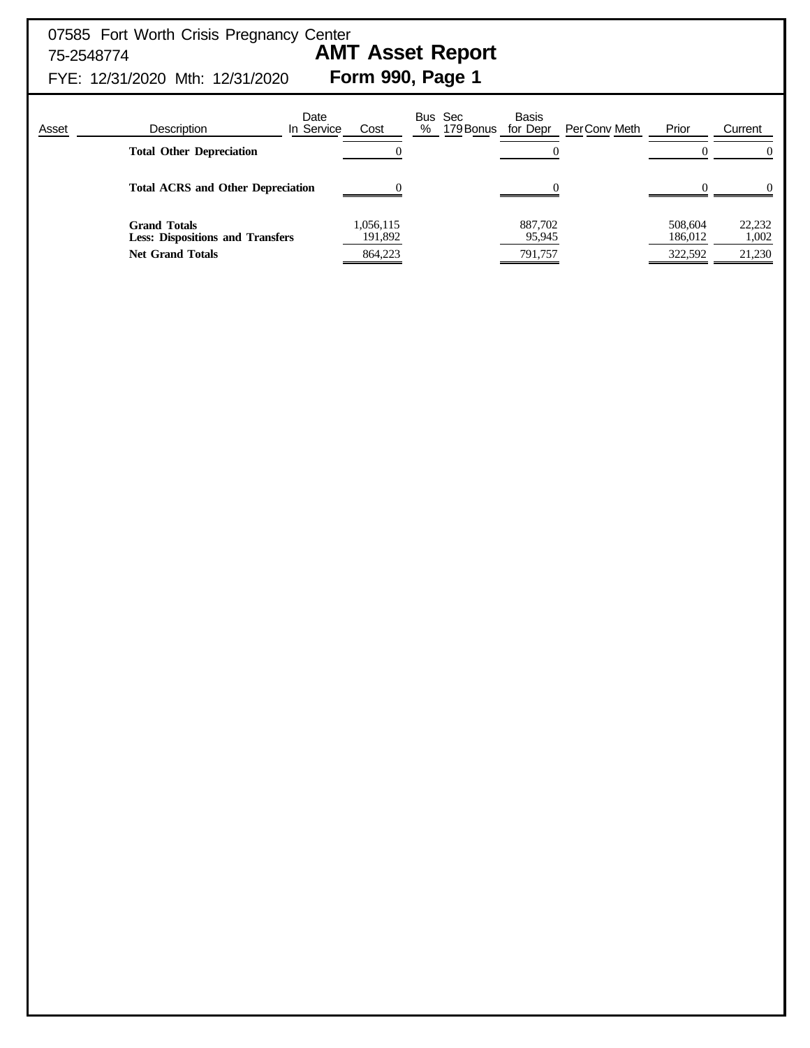07585 Fort Worth Crisis Pregnancy Center
75-2548774
FYE: 12/31/2020 Mth: 12/31/2020

# AMT Asset Report
## Form 990, Page 1

| Asset | Description | Date In Service | Cost | Bus % | Sec 179 | Bonus | Basis for Depr | Per | Conv | Meth | Prior | Current |
|---|---|---|---|---|---|---|---|---|---|---|---|---|
| | **Total Other Depreciation** | | 0 | | | | 0 | | | | 0 | 0 |
| | **Total ACRS and Other Depreciation** | | 0 | | | | 0 | | | | 0 | 0 |
| | **Grand Totals** | | 1,056,115 | | | | 887,702 | | | | 508,604 | 22,232 |
| | **Less: Dispositions and Transfers** | | 191,892 | | | | 95,945 | | | | 186,012 | 1,002 |
| | **Net Grand Totals** | | 864,223 | | | | 791,757 | | | | 322,592 | 21,230 |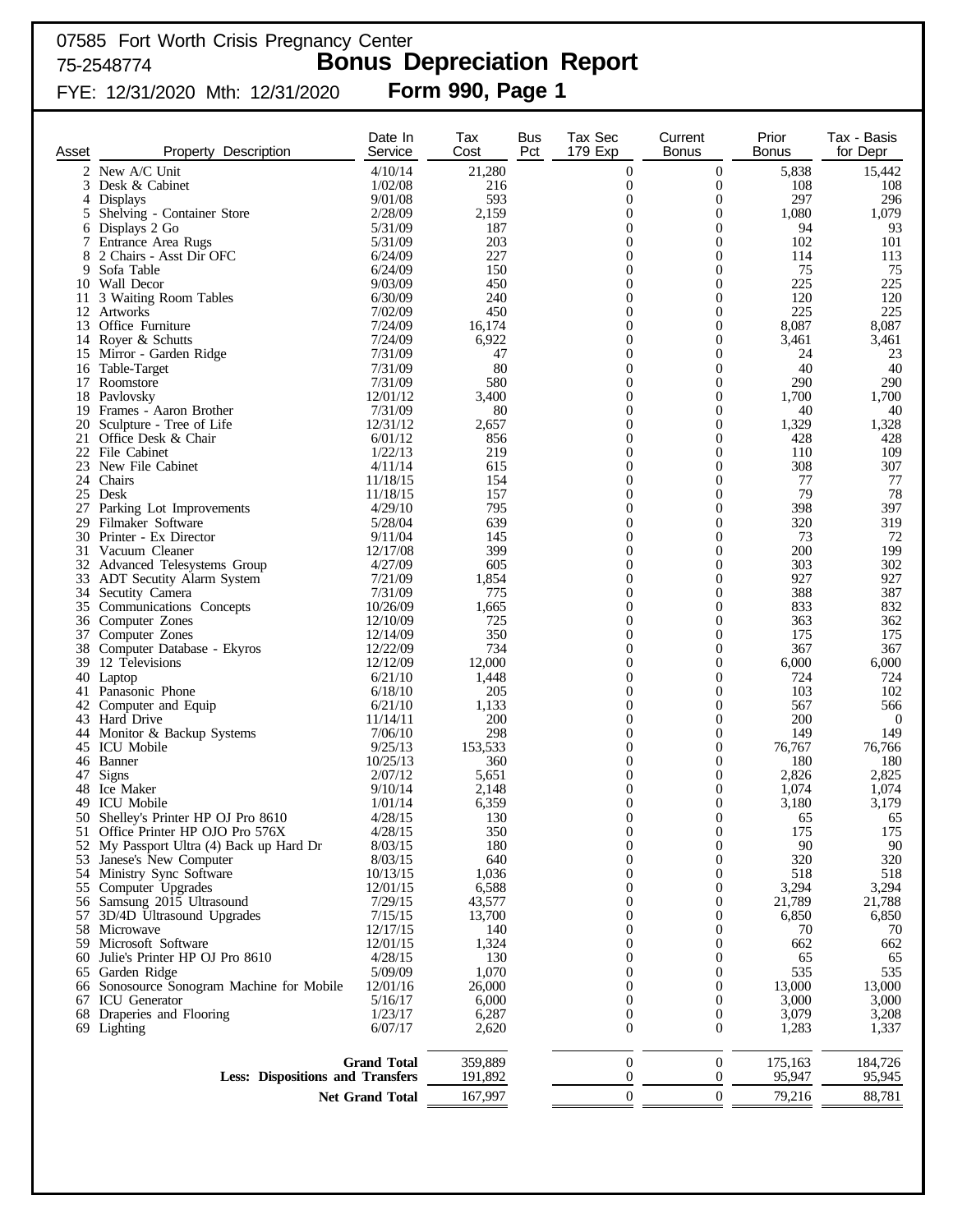07585 Fort Worth Crisis Pregnancy Center
75-2548774

# Bonus Depreciation Report

FYE: 12/31/2020 Mth: 12/31/2020

## Form 990, Page 1

| Asset | Property Description | Date In Service | Tax Cost | Bus Pct | Tax Sec 179 Exp | Current Bonus | Prior Bonus | Tax - Basis for Depr |
|---|---|---|---|---|---|---|---|---|
| 2 | New A/C Unit | 4/10/14 | 21,280 | | 0 | 0 | 5,838 | 15,442 |
| 3 | Desk & Cabinet | 1/02/08 | 216 | | 0 | 0 | 108 | 108 |
| 4 | Displays | 9/01/08 | 593 | | 0 | 0 | 297 | 296 |
| 5 | Shelving - Container Store | 2/28/09 | 2,159 | | 0 | 0 | 1,080 | 1,079 |
| 6 | Displays 2 Go | 5/31/09 | 187 | | 0 | 0 | 94 | 93 |
| 7 | Entrance Area Rugs | 5/31/09 | 203 | | 0 | 0 | 102 | 101 |
| 8 | 2 Chairs - Asst Dir OFC | 6/24/09 | 227 | | 0 | 0 | 114 | 113 |
| 9 | Sofa Table | 6/24/09 | 150 | | 0 | 0 | 75 | 75 |
| 10 | Wall Decor | 9/03/09 | 450 | | 0 | 0 | 225 | 225 |
| 11 | 3 Waiting Room Tables | 6/30/09 | 240 | | 0 | 0 | 120 | 120 |
| 12 | Artworks | 7/02/09 | 450 | | 0 | 0 | 225 | 225 |
| 13 | Office Furniture | 7/24/09 | 16,174 | | 0 | 0 | 8,087 | 8,087 |
| 14 | Royer & Schutts | 7/24/09 | 6,922 | | 0 | 0 | 3,461 | 3,461 |
| 15 | Mirror - Garden Ridge | 7/31/09 | 47 | | 0 | 0 | 24 | 23 |
| 16 | Table-Target | 7/31/09 | 80 | | 0 | 0 | 40 | 40 |
| 17 | Roomstore | 7/31/09 | 580 | | 0 | 0 | 290 | 290 |
| 18 | Pavlovsky | 12/01/12 | 3,400 | | 0 | 0 | 1,700 | 1,700 |
| 19 | Frames - Aaron Brother | 7/31/09 | 80 | | 0 | 0 | 40 | 40 |
| 20 | Sculpture - Tree of Life | 12/31/12 | 2,657 | | 0 | 0 | 1,329 | 1,328 |
| 21 | Office Desk & Chair | 6/01/12 | 856 | | 0 | 0 | 428 | 428 |
| 22 | File Cabinet | 1/22/13 | 219 | | 0 | 0 | 110 | 109 |
| 23 | New File Cabinet | 4/11/14 | 615 | | 0 | 0 | 308 | 307 |
| 24 | Chairs | 11/18/15 | 154 | | 0 | 0 | 77 | 77 |
| 25 | Desk | 11/18/15 | 157 | | 0 | 0 | 79 | 78 |
| 27 | Parking Lot Improvements | 4/29/10 | 795 | | 0 | 0 | 398 | 397 |
| 29 | Filmaker Software | 5/28/04 | 639 | | 0 | 0 | 320 | 319 |
| 30 | Printer - Ex Director | 9/11/04 | 145 | | 0 | 0 | 73 | 72 |
| 31 | Vacuum Cleaner | 12/17/08 | 399 | | 0 | 0 | 200 | 199 |
| 32 | Advanced Telesystems Group | 4/27/09 | 605 | | 0 | 0 | 303 | 302 |
| 33 | ADT Secutity Alarm System | 7/21/09 | 1,854 | | 0 | 0 | 927 | 927 |
| 34 | Secutity Camera | 7/31/09 | 775 | | 0 | 0 | 388 | 387 |
| 35 | Communications Concepts | 10/26/09 | 1,665 | | 0 | 0 | 833 | 832 |
| 36 | Computer Zones | 12/10/09 | 725 | | 0 | 0 | 363 | 362 |
| 37 | Computer Zones | 12/14/09 | 350 | | 0 | 0 | 175 | 175 |
| 38 | Computer Database - Ekyros | 12/22/09 | 734 | | 0 | 0 | 367 | 367 |
| 39 | 12 Televisions | 12/12/09 | 12,000 | | 0 | 0 | 6,000 | 6,000 |
| 40 | Laptop | 6/21/10 | 1,448 | | 0 | 0 | 724 | 724 |
| 41 | Panasonic Phone | 6/18/10 | 205 | | 0 | 0 | 103 | 102 |
| 42 | Computer and Equip | 6/21/10 | 1,133 | | 0 | 0 | 567 | 566 |
| 43 | Hard Drive | 11/14/11 | 200 | | 0 | 0 | 200 | 0 |
| 44 | Monitor & Backup Systems | 7/06/10 | 298 | | 0 | 0 | 149 | 149 |
| 45 | ICU Mobile | 9/25/13 | 153,533 | | 0 | 0 | 76,767 | 76,766 |
| 46 | Banner | 10/25/13 | 360 | | 0 | 0 | 180 | 180 |
| 47 | Signs | 2/07/12 | 5,651 | | 0 | 0 | 2,826 | 2,825 |
| 48 | Ice Maker | 9/10/14 | 2,148 | | 0 | 0 | 1,074 | 1,074 |
| 49 | ICU Mobile | 1/01/14 | 6,359 | | 0 | 0 | 3,180 | 3,179 |
| 50 | Shelley's Printer HP OJ Pro 8610 | 4/28/15 | 130 | | 0 | 0 | 65 | 65 |
| 51 | Office Printer HP OJO Pro 576X | 4/28/15 | 350 | | 0 | 0 | 175 | 175 |
| 52 | My Passport Ultra (4) Back up Hard Dr | 8/03/15 | 180 | | 0 | 0 | 90 | 90 |
| 53 | Janese's New Computer | 8/03/15 | 640 | | 0 | 0 | 320 | 320 |
| 54 | Ministry Sync Software | 10/13/15 | 1,036 | | 0 | 0 | 518 | 518 |
| 55 | Computer Upgrades | 12/01/15 | 6,588 | | 0 | 0 | 3,294 | 3,294 |
| 56 | Samsung 2015 Ultrasound | 7/29/15 | 43,577 | | 0 | 0 | 21,789 | 21,788 |
| 57 | 3D/4D Ultrasound Upgrades | 7/15/15 | 13,700 | | 0 | 0 | 6,850 | 6,850 |
| 58 | Microwave | 12/17/15 | 140 | | 0 | 0 | 70 | 70 |
| 59 | Microsoft Software | 12/01/15 | 1,324 | | 0 | 0 | 662 | 662 |
| 60 | Julie's Printer HP OJ Pro 8610 | 4/28/15 | 130 | | 0 | 0 | 65 | 65 |
| 65 | Garden Ridge | 5/09/09 | 1,070 | | 0 | 0 | 535 | 535 |
| 66 | Sonosource Sonogram Machine for Mobile | 12/01/16 | 26,000 | | 0 | 0 | 13,000 | 13,000 |
| 67 | ICU Generator | 5/16/17 | 6,000 | | 0 | 0 | 3,000 | 3,000 |
| 68 | Draperies and Flooring | 1/23/17 | 6,287 | | 0 | 0 | 3,079 | 3,208 |
| 69 | Lighting | 6/07/17 | 2,620 | | 0 | 0 | 1,283 | 1,337 |
| | **Grand Total** | | 359,889 | | 0 | 0 | 175,163 | 184,726 |
| | **Less: Dispositions and Transfers** | | 191,892 | | 0 | 0 | 95,947 | 95,945 |
| | **Net Grand Total** | | 167,997 | | 0 | 0 | 79,216 | 88,781 |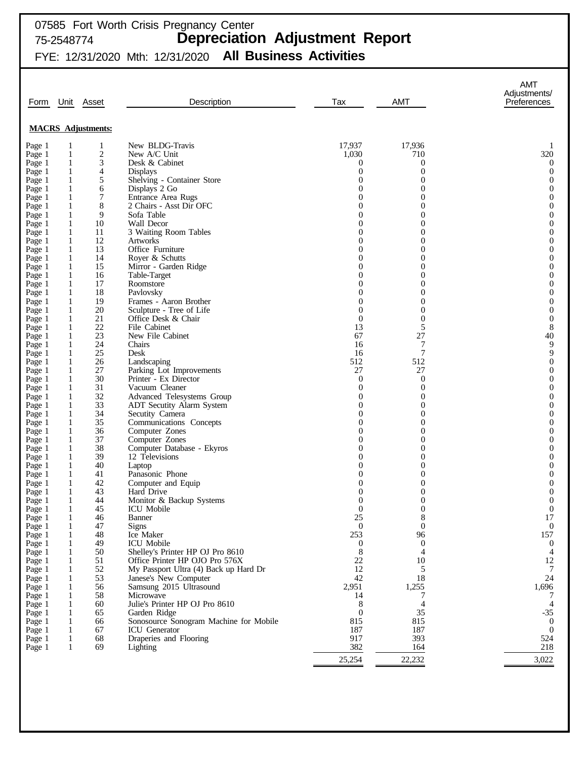07585 Fort Worth Crisis Pregnancy Center
75-2548774

# Depreciation Adjustment Report

FYE: 12/31/2020 Mth: 12/31/2020 **All Business Activities**

**MACRS Adjustments:**

| Form | Unit | Asset | Description | Tax | AMT | AMT Adjustments/ Preferences |
|---|---|---|---|---|---|---|
| Page 1 | 1 | 1 | New BLDG-Travis | 17,937 | 17,936 | 1 |
| Page 1 | 1 | 2 | New A/C Unit | 1,030 | 710 | 320 |
| Page 1 | 1 | 3 | Desk & Cabinet | 0 | 0 | 0 |
| Page 1 | 1 | 4 | Displays | 0 | 0 | 0 |
| Page 1 | 1 | 5 | Shelving - Container Store | 0 | 0 | 0 |
| Page 1 | 1 | 6 | Displays 2 Go | 0 | 0 | 0 |
| Page 1 | 1 | 7 | Entrance Area Rugs | 0 | 0 | 0 |
| Page 1 | 1 | 8 | 2 Chairs - Asst Dir OFC | 0 | 0 | 0 |
| Page 1 | 1 | 9 | Sofa Table | 0 | 0 | 0 |
| Page 1 | 1 | 10 | Wall Decor | 0 | 0 | 0 |
| Page 1 | 1 | 11 | 3 Waiting Room Tables | 0 | 0 | 0 |
| Page 1 | 1 | 12 | Artworks | 0 | 0 | 0 |
| Page 1 | 1 | 13 | Office Furniture | 0 | 0 | 0 |
| Page 1 | 1 | 14 | Royer & Schutts | 0 | 0 | 0 |
| Page 1 | 1 | 15 | Mirror - Garden Ridge | 0 | 0 | 0 |
| Page 1 | 1 | 16 | Table-Target | 0 | 0 | 0 |
| Page 1 | 1 | 17 | Roomstore | 0 | 0 | 0 |
| Page 1 | 1 | 18 | Pavlovsky | 0 | 0 | 0 |
| Page 1 | 1 | 19 | Frames - Aaron Brother | 0 | 0 | 0 |
| Page 1 | 1 | 20 | Sculpture - Tree of Life | 0 | 0 | 0 |
| Page 1 | 1 | 21 | Office Desk & Chair | 0 | 0 | 0 |
| Page 1 | 1 | 22 | File Cabinet | 13 | 5 | 8 |
| Page 1 | 1 | 23 | New File Cabinet | 67 | 27 | 40 |
| Page 1 | 1 | 24 | Chairs | 16 | 7 | 9 |
| Page 1 | 1 | 25 | Desk | 16 | 7 | 9 |
| Page 1 | 1 | 26 | Landscaping | 512 | 512 | 0 |
| Page 1 | 1 | 27 | Parking Lot Improvements | 27 | 27 | 0 |
| Page 1 | 1 | 30 | Printer - Ex Director | 0 | 0 | 0 |
| Page 1 | 1 | 31 | Vacuum Cleaner | 0 | 0 | 0 |
| Page 1 | 1 | 32 | Advanced Telesystems Group | 0 | 0 | 0 |
| Page 1 | 1 | 33 | ADT Secutity Alarm System | 0 | 0 | 0 |
| Page 1 | 1 | 34 | Secutity Camera | 0 | 0 | 0 |
| Page 1 | 1 | 35 | Communications Concepts | 0 | 0 | 0 |
| Page 1 | 1 | 36 | Computer Zones | 0 | 0 | 0 |
| Page 1 | 1 | 37 | Computer Zones | 0 | 0 | 0 |
| Page 1 | 1 | 38 | Computer Database - Ekyros | 0 | 0 | 0 |
| Page 1 | 1 | 39 | 12 Televisions | 0 | 0 | 0 |
| Page 1 | 1 | 40 | Laptop | 0 | 0 | 0 |
| Page 1 | 1 | 41 | Panasonic Phone | 0 | 0 | 0 |
| Page 1 | 1 | 42 | Computer and Equip | 0 | 0 | 0 |
| Page 1 | 1 | 43 | Hard Drive | 0 | 0 | 0 |
| Page 1 | 1 | 44 | Monitor & Backup Systems | 0 | 0 | 0 |
| Page 1 | 1 | 45 | ICU Mobile | 0 | 0 | 0 |
| Page 1 | 1 | 46 | Banner | 25 | 8 | 17 |
| Page 1 | 1 | 47 | Signs | 0 | 0 | 0 |
| Page 1 | 1 | 48 | Ice Maker | 253 | 96 | 157 |
| Page 1 | 1 | 49 | ICU Mobile | 0 | 0 | 0 |
| Page 1 | 1 | 50 | Shelley's Printer HP OJ Pro 8610 | 8 | 4 | 4 |
| Page 1 | 1 | 51 | Office Printer HP OJO Pro 576X | 22 | 10 | 12 |
| Page 1 | 1 | 52 | My Passport Ultra (4) Back up Hard Dr | 12 | 5 | 7 |
| Page 1 | 1 | 53 | Janese's New Computer | 42 | 18 | 24 |
| Page 1 | 1 | 56 | Samsung 2015 Ultrasound | 2,951 | 1,255 | 1,696 |
| Page 1 | 1 | 58 | Microwave | 14 | 7 | 7 |
| Page 1 | 1 | 60 | Julie's Printer HP OJ Pro 8610 | 8 | 4 | 4 |
| Page 1 | 1 | 65 | Garden Ridge | 0 | 35 | -35 |
| Page 1 | 1 | 66 | Sonosource Sonogram Machine for Mobile | 815 | 815 | 0 |
| Page 1 | 1 | 67 | ICU Generator | 187 | 187 | 0 |
| Page 1 | 1 | 68 | Draperies and Flooring | 917 | 393 | 524 |
| Page 1 | 1 | 69 | Lighting | 382 | 164 | 218 |
| | | | | 25,254 | 22,232 | 3,022 |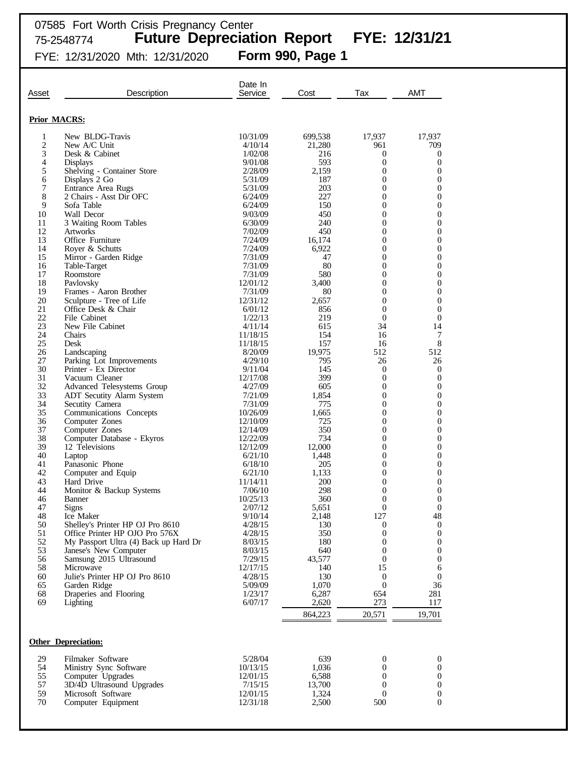07585 Fort Worth Crisis Pregnancy Center
75-2548774 **Future Depreciation Report FYE: 12/31/21**
FYE: 12/31/2020 Mth: 12/31/2020 **Form 990, Page 1**

| Asset | Description | Date In Service | Cost | Tax | AMT |
|---|---|---|---|---|---|
| **Prior MACRS:** | | | | | |
| 1 | New BLDG-Travis | 10/31/09 | 699,538 | 17,937 | 17,937 |
| 2 | New A/C Unit | 4/10/14 | 21,280 | 961 | 709 |
| 3 | Desk & Cabinet | 1/02/08 | 216 | 0 | 0 |
| 4 | Displays | 9/01/08 | 593 | 0 | 0 |
| 5 | Shelving - Container Store | 2/28/09 | 2,159 | 0 | 0 |
| 6 | Displays 2 Go | 5/31/09 | 187 | 0 | 0 |
| 7 | Entrance Area Rugs | 5/31/09 | 203 | 0 | 0 |
| 8 | 2 Chairs - Asst Dir OFC | 6/24/09 | 227 | 0 | 0 |
| 9 | Sofa Table | 6/24/09 | 150 | 0 | 0 |
| 10 | Wall Decor | 9/03/09 | 450 | 0 | 0 |
| 11 | 3 Waiting Room Tables | 6/30/09 | 240 | 0 | 0 |
| 12 | Artworks | 7/02/09 | 450 | 0 | 0 |
| 13 | Office Furniture | 7/24/09 | 16,174 | 0 | 0 |
| 14 | Royer & Schutts | 7/24/09 | 6,922 | 0 | 0 |
| 15 | Mirror - Garden Ridge | 7/31/09 | 47 | 0 | 0 |
| 16 | Table-Target | 7/31/09 | 80 | 0 | 0 |
| 17 | Roomstore | 7/31/09 | 580 | 0 | 0 |
| 18 | Pavlovsky | 12/01/12 | 3,400 | 0 | 0 |
| 19 | Frames - Aaron Brother | 7/31/09 | 80 | 0 | 0 |
| 20 | Sculpture - Tree of Life | 12/31/12 | 2,657 | 0 | 0 |
| 21 | Office Desk & Chair | 6/01/12 | 856 | 0 | 0 |
| 22 | File Cabinet | 1/22/13 | 219 | 0 | 0 |
| 23 | New File Cabinet | 4/11/14 | 615 | 34 | 14 |
| 24 | Chairs | 11/18/15 | 154 | 16 | 7 |
| 25 | Desk | 11/18/15 | 157 | 16 | 8 |
| 26 | Landscaping | 8/20/09 | 19,975 | 512 | 512 |
| 27 | Parking Lot Improvements | 4/29/10 | 795 | 26 | 26 |
| 30 | Printer - Ex Director | 9/11/04 | 145 | 0 | 0 |
| 31 | Vacuum Cleaner | 12/17/08 | 399 | 0 | 0 |
| 32 | Advanced Telesystems Group | 4/27/09 | 605 | 0 | 0 |
| 33 | ADT Secutity Alarm System | 7/21/09 | 1,854 | 0 | 0 |
| 34 | Secutity Camera | 7/31/09 | 775 | 0 | 0 |
| 35 | Communications Concepts | 10/26/09 | 1,665 | 0 | 0 |
| 36 | Computer Zones | 12/10/09 | 725 | 0 | 0 |
| 37 | Computer Zones | 12/14/09 | 350 | 0 | 0 |
| 38 | Computer Database - Ekyros | 12/22/09 | 734 | 0 | 0 |
| 39 | 12 Televisions | 12/12/09 | 12,000 | 0 | 0 |
| 40 | Laptop | 6/21/10 | 1,448 | 0 | 0 |
| 41 | Panasonic Phone | 6/18/10 | 205 | 0 | 0 |
| 42 | Computer and Equip | 6/21/10 | 1,133 | 0 | 0 |
| 43 | Hard Drive | 11/14/11 | 200 | 0 | 0 |
| 44 | Monitor & Backup Systems | 7/06/10 | 298 | 0 | 0 |
| 46 | Banner | 10/25/13 | 360 | 0 | 0 |
| 47 | Signs | 2/07/12 | 5,651 | 0 | 0 |
| 48 | Ice Maker | 9/10/14 | 2,148 | 127 | 48 |
| 50 | Shelley's Printer HP OJ Pro 8610 | 4/28/15 | 130 | 0 | 0 |
| 51 | Office Printer HP OJO Pro 576X | 4/28/15 | 350 | 0 | 0 |
| 52 | My Passport Ultra (4) Back up Hard Dr | 8/03/15 | 180 | 0 | 0 |
| 53 | Janese's New Computer | 8/03/15 | 640 | 0 | 0 |
| 56 | Samsung 2015 Ultrasound | 7/29/15 | 43,577 | 0 | 0 |
| 58 | Microwave | 12/17/15 | 140 | 15 | 6 |
| 60 | Julie's Printer HP OJ Pro 8610 | 4/28/15 | 130 | 0 | 0 |
| 65 | Garden Ridge | 5/09/09 | 1,070 | 0 | 36 |
| 68 | Draperies and Flooring | 1/23/17 | 6,287 | 654 | 281 |
| 69 | Lighting | 6/07/17 | 2,620 | 273 | 117 |
| | | | 864,223 | 20,571 | 19,701 |
| **Other Depreciation:** | | | | | |
| 29 | Filmaker Software | 5/28/04 | 639 | 0 | 0 |
| 54 | Ministry Sync Software | 10/13/15 | 1,036 | 0 | 0 |
| 55 | Computer Upgrades | 12/01/15 | 6,588 | 0 | 0 |
| 57 | 3D/4D Ultrasound Upgrades | 7/15/15 | 13,700 | 0 | 0 |
| 59 | Microsoft Software | 12/01/15 | 1,324 | 0 | 0 |
| 70 | Computer Equipment | 12/31/18 | 2,500 | 500 | 0 |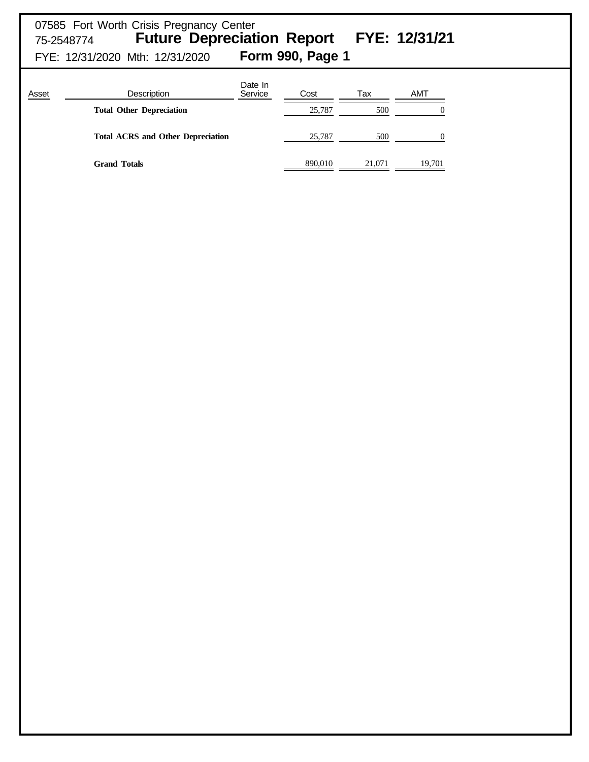07585 Fort Worth Crisis Pregnancy Center
75-2548774 **Future Depreciation Report FYE: 12/31/21**
FYE: 12/31/2020 Mth: 12/31/2020 **Form 990, Page 1**

| Asset | Description | Date In Service | Cost | Tax | AMT |
|---|---|---|---|---|---|
| | **Total Other Depreciation** | | 25,787 | 500 | 0 |
| | **Total ACRS and Other Depreciation** | | 25,787 | 500 | 0 |
| | **Grand Totals** | | 890,010 | 21,071 | 19,701 |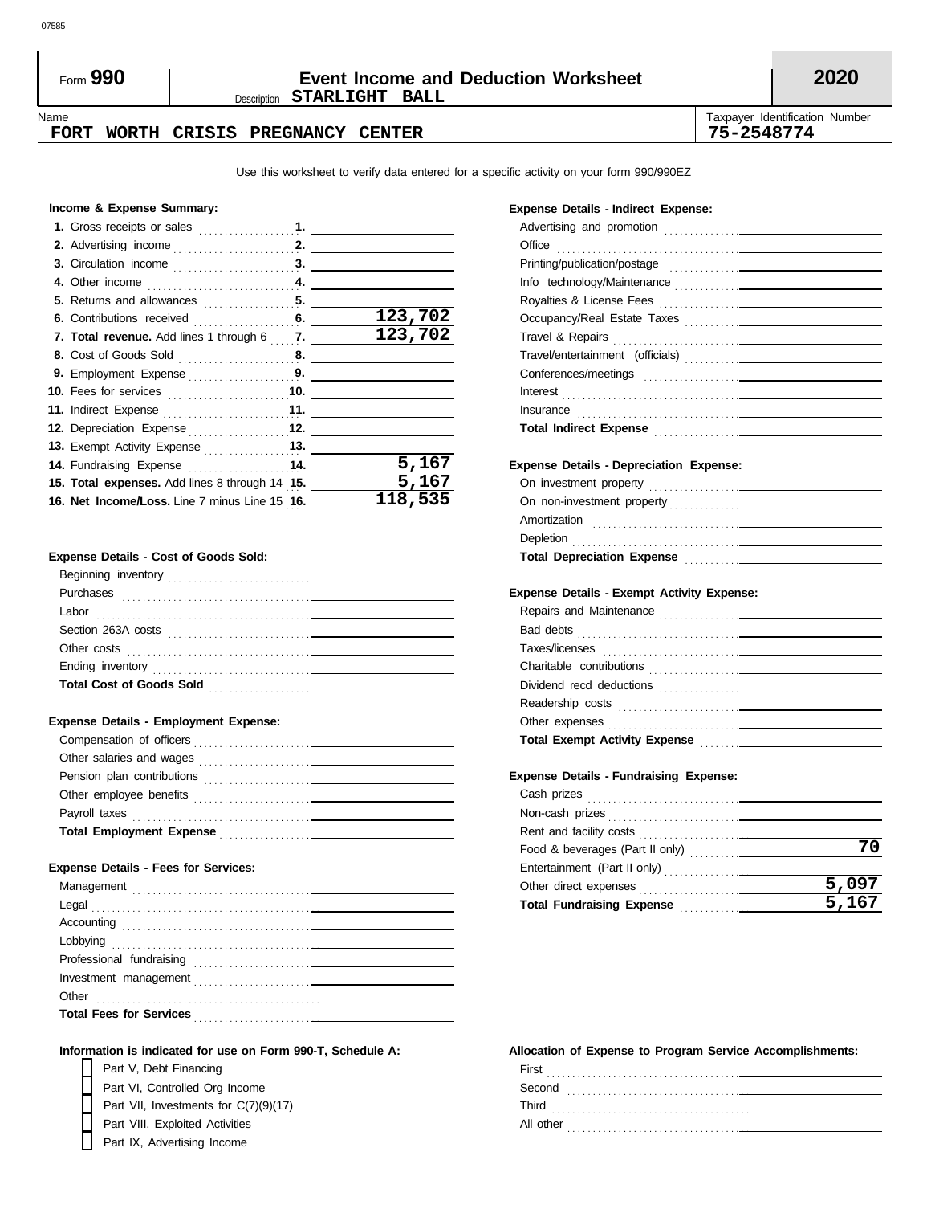07585

# Form 990 — Event Income and Deduction Worksheet — 2020

Description **STARLIGHT BALL**

| Name | Taxpayer Identification Number |
|---|---|
| FORT WORTH CRISIS PREGNANCY CENTER | 75-2548774 |

Use this worksheet to verify data entered for a specific activity on your form 990/990EZ

### Income & Expense Summary:

| Line | Description | Amount |
|---|---|---|
| 1. | Gross receipts or sales | |
| 2. | Advertising income | |
| 3. | Circulation income | |
| 4. | Other income | |
| 5. | Returns and allowances | |
| 6. | Contributions received | 123,702 |
| 7. | **Total revenue.** Add lines 1 through 6 | 123,702 |
| 8. | Cost of Goods Sold | |
| 9. | Employment Expense | |
| 10. | Fees for services | |
| 11. | Indirect Expense | |
| 12. | Depreciation Expense | |
| 13. | Exempt Activity Expense | |
| 14. | Fundraising Expense | 5,167 |
| 15. | **Total expenses.** Add lines 8 through 14 | 5,167 |
| 16. | **Net Income/Loss.** Line 7 minus Line 15 | 118,535 |

### Expense Details - Cost of Goods Sold:

| Item | Amount |
|---|---|
| Beginning inventory | |
| Purchases | |
| Labor | |
| Section 263A costs | |
| Other costs | |
| Ending inventory | |
| **Total Cost of Goods Sold** | |

### Expense Details - Employment Expense:

| Item | Amount |
|---|---|
| Compensation of officers | |
| Other salaries and wages | |
| Pension plan contributions | |
| Other employee benefits | |
| Payroll taxes | |
| **Total Employment Expense** | |

### Expense Details - Fees for Services:

| Item | Amount |
|---|---|
| Management | |
| Legal | |
| Accounting | |
| Lobbying | |
| Professional fundraising | |
| Investment management | |
| Other | |
| **Total Fees for Services** | |

### Expense Details - Indirect Expense:

| Item | Amount |
|---|---|
| Advertising and promotion | |
| Office | |
| Printing/publication/postage | |
| Info technology/Maintenance | |
| Royalties & License Fees | |
| Occupancy/Real Estate Taxes | |
| Travel & Repairs | |
| Travel/entertainment (officials) | |
| Conferences/meetings | |
| Interest | |
| Insurance | |
| **Total Indirect Expense** | |

### Expense Details - Depreciation Expense:

| Item | Amount |
|---|---|
| On investment property | |
| On non-investment property | |
| Amortization | |
| Depletion | |
| **Total Depreciation Expense** | |

### Expense Details - Exempt Activity Expense:

| Item | Amount |
|---|---|
| Repairs and Maintenance | |
| Bad debts | |
| Taxes/licenses | |
| Charitable contributions | |
| Dividend recd deductions | |
| Readership costs | |
| Other expenses | |
| **Total Exempt Activity Expense** | |

### Expense Details - Fundraising Expense:

| Item | Amount |
|---|---|
| Cash prizes | |
| Non-cash prizes | |
| Rent and facility costs | |
| Food & beverages (Part II only) | 70 |
| Entertainment (Part II only) | |
| Other direct expenses | 5,097 |
| **Total Fundraising Expense** | 5,167 |

### Information is indicated for use on Form 990-T, Schedule A:

- [ ] Part V, Debt Financing
- [ ] Part VI, Controlled Org Income
- [ ] Part VII, Investments for C(7)(9)(17)
- [ ] Part VIII, Exploited Activities
- [ ] Part IX, Advertising Income

### Allocation of Expense to Program Service Accomplishments:

| Item | Amount |
|---|---|
| First | |
| Second | |
| Third | |
| All other | |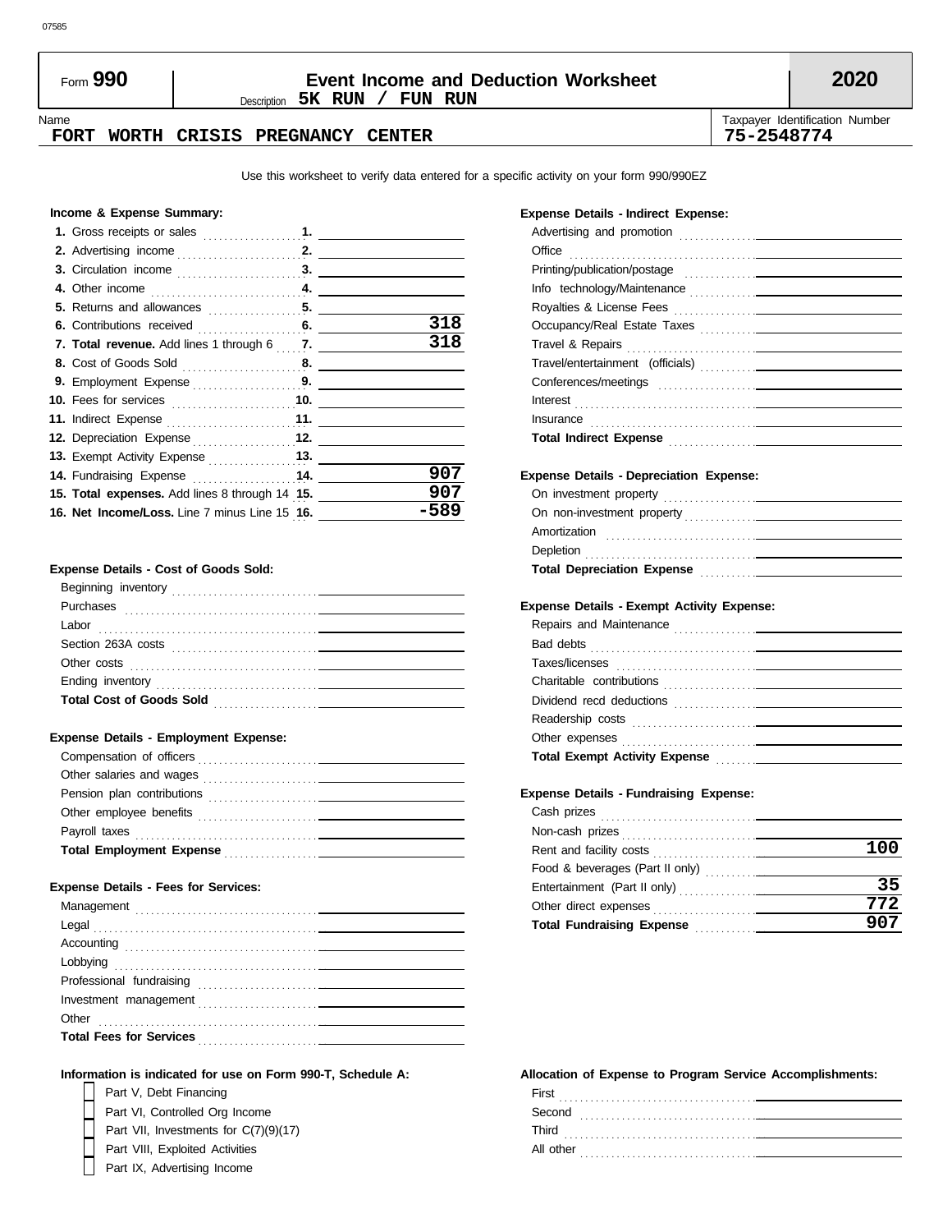07585

# Form 990 — Event Income and Deduction Worksheet — 2020

Description **5K RUN / FUN RUN**

| Name | Taxpayer Identification Number |
|---|---|
| **FORT WORTH CRISIS PREGNANCY CENTER** | **75-2548774** |

Use this worksheet to verify data entered for a specific activity on your form 990/990EZ

### Income & Expense Summary:

| Line | Description | Amount |
|---|---|---|
| 1. | Gross receipts or sales | |
| 2. | Advertising income | |
| 3. | Circulation income | |
| 4. | Other income | |
| 5. | Returns and allowances | |
| 6. | Contributions received | 318 |
| 7. | **Total revenue.** Add lines 1 through 6 | 318 |
| 8. | Cost of Goods Sold | |
| 9. | Employment Expense | |
| 10. | Fees for services | |
| 11. | Indirect Expense | |
| 12. | Depreciation Expense | |
| 13. | Exempt Activity Expense | |
| 14. | Fundraising Expense | 907 |
| 15. | **Total expenses.** Add lines 8 through 14 | 907 |
| 16. | **Net Income/Loss.** Line 7 minus Line 15 | -589 |

### Expense Details - Cost of Goods Sold:

| Item | Amount |
|---|---|
| Beginning inventory | |
| Purchases | |
| Labor | |
| Section 263A costs | |
| Other costs | |
| Ending inventory | |
| **Total Cost of Goods Sold** | |

### Expense Details - Employment Expense:

| Item | Amount |
|---|---|
| Compensation of officers | |
| Other salaries and wages | |
| Pension plan contributions | |
| Other employee benefits | |
| Payroll taxes | |
| **Total Employment Expense** | |

### Expense Details - Fees for Services:

| Item | Amount |
|---|---|
| Management | |
| Legal | |
| Accounting | |
| Lobbying | |
| Professional fundraising | |
| Investment management | |
| Other | |
| **Total Fees for Services** | |

### Expense Details - Indirect Expense:

| Item | Amount |
|---|---|
| Advertising and promotion | |
| Office | |
| Printing/publication/postage | |
| Info technology/Maintenance | |
| Royalties & License Fees | |
| Occupancy/Real Estate Taxes | |
| Travel & Repairs | |
| Travel/entertainment (officials) | |
| Conferences/meetings | |
| Interest | |
| Insurance | |
| **Total Indirect Expense** | |

### Expense Details - Depreciation Expense:

| Item | Amount |
|---|---|
| On investment property | |
| On non-investment property | |
| Amortization | |
| Depletion | |
| **Total Depreciation Expense** | |

### Expense Details - Exempt Activity Expense:

| Item | Amount |
|---|---|
| Repairs and Maintenance | |
| Bad debts | |
| Taxes/licenses | |
| Charitable contributions | |
| Dividend recd deductions | |
| Readership costs | |
| Other expenses | |
| **Total Exempt Activity Expense** | |

### Expense Details - Fundraising Expense:

| Item | Amount |
|---|---|
| Cash prizes | |
| Non-cash prizes | |
| Rent and facility costs | 100 |
| Food & beverages (Part II only) | |
| Entertainment (Part II only) | 35 |
| Other direct expenses | 772 |
| **Total Fundraising Expense** | 907 |

### Information is indicated for use on Form 990-T, Schedule A:

- [ ] Part V, Debt Financing
- [ ] Part VI, Controlled Org Income
- [ ] Part VII, Investments for C(7)(9)(17)
- [ ] Part VIII, Exploited Activities
- [ ] Part IX, Advertising Income

### Allocation of Expense to Program Service Accomplishments:

| Item | Amount |
|---|---|
| First | |
| Second | |
| Third | |
| All other | |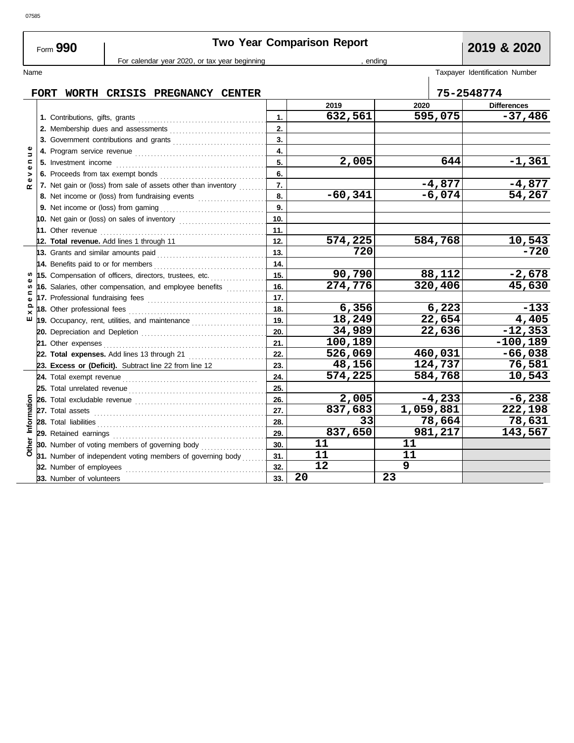07585

# Form 990 — Two Year Comparison Report — 2019 & 2020

For calendar year 2020, or tax year beginning , ending

Name: FORT WORTH CRISIS PREGNANCY CENTER

Taxpayer Identification Number: 75-2548774

| Section | Line | No. | 2019 | 2020 | Differences |
|---|---|---|---|---|---|
| Revenue | 1. Contributions, gifts, grants | 1. | 632,561 | 595,075 | -37,486 |
| | 2. Membership dues and assessments | 2. | | | |
| | 3. Government contributions and grants | 3. | | | |
| | 4. Program service revenue | 4. | | | |
| | 5. Investment income | 5. | 2,005 | 644 | -1,361 |
| | 6. Proceeds from tax exempt bonds | 6. | | | |
| | 7. Net gain or (loss) from sale of assets other than inventory | 7. | | -4,877 | -4,877 |
| | 8. Net income or (loss) from fundraising events | 8. | -60,341 | -6,074 | 54,267 |
| | 9. Net income or (loss) from gaming | 9. | | | |
| | 10. Net gain or (loss) on sales of inventory | 10. | | | |
| | 11. Other revenue | 11. | | | |
| | 12. **Total revenue.** Add lines 1 through 11 | 12. | 574,225 | 584,768 | 10,543 |
| Expenses | 13. Grants and similar amounts paid | 13. | 720 | | -720 |
| | 14. Benefits paid to or for members | 14. | | | |
| | 15. Compensation of officers, directors, trustees, etc. | 15. | 90,790 | 88,112 | -2,678 |
| | 16. Salaries, other compensation, and employee benefits | 16. | 274,776 | 320,406 | 45,630 |
| | 17. Professional fundraising fees | 17. | | | |
| | 18. Other professional fees | 18. | 6,356 | 6,223 | -133 |
| | 19. Occupancy, rent, utilities, and maintenance | 19. | 18,249 | 22,654 | 4,405 |
| | 20. Depreciation and Depletion | 20. | 34,989 | 22,636 | -12,353 |
| | 21. Other expenses | 21. | 100,189 | | -100,189 |
| | 22. **Total expenses.** Add lines 13 through 21 | 22. | 526,069 | 460,031 | -66,038 |
| | 23. **Excess or (Deficit).** Subtract line 22 from line 12 | 23. | 48,156 | 124,737 | 76,581 |
| Other Information | 24. Total exempt revenue | 24. | 574,225 | 584,768 | 10,543 |
| | 25. Total unrelated revenue | 25. | | | |
| | 26. Total excludable revenue | 26. | 2,005 | -4,233 | -6,238 |
| | 27. Total assets | 27. | 837,683 | 1,059,881 | 222,198 |
| | 28. Total liabilities | 28. | 33 | 78,664 | 78,631 |
| | 29. Retained earnings | 29. | 837,650 | 981,217 | 143,567 |
| | 30. Number of voting members of governing body | 30. | 11 | 11 | |
| | 31. Number of independent voting members of governing body | 31. | 11 | 11 | |
| | 32. Number of employees | 32. | 12 | 9 | |
| | 33. Number of volunteers | 33. | 20 | 23 | |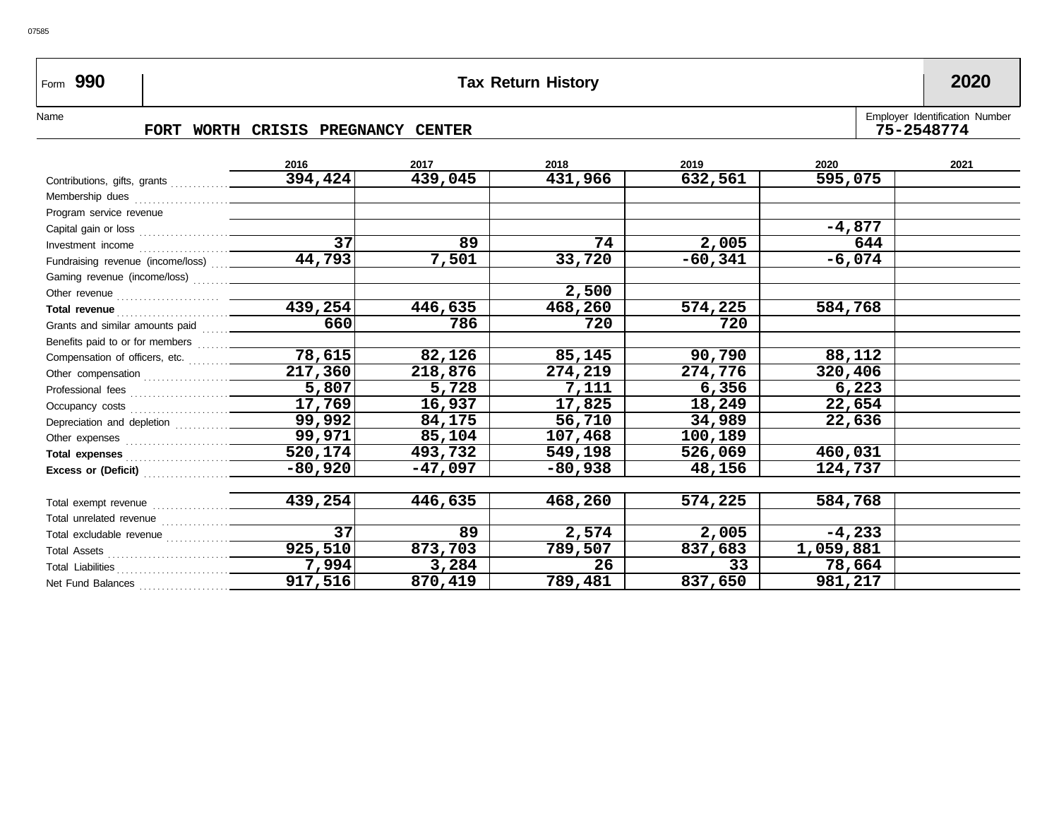Form **990** | **Tax Return History** | **2020**

Name: FORT WORTH CRISIS PREGNANCY CENTER

Employer Identification Number: 75-2548774

| | 2016 | 2017 | 2018 | 2019 | 2020 | 2021 |
|---|---|---|---|---|---|---|
| Contributions, gifts, grants | 394,424 | 439,045 | 431,966 | 632,561 | 595,075 | |
| Membership dues | | | | | | |
| Program service revenue | | | | | | |
| Capital gain or loss | | | | | -4,877 | |
| Investment income | 37 | 89 | 74 | 2,005 | 644 | |
| Fundraising revenue (income/loss) | 44,793 | 7,501 | 33,720 | -60,341 | -6,074 | |
| Gaming revenue (income/loss) | | | | | | |
| Other revenue | | | 2,500 | | | |
| **Total revenue** | 439,254 | 446,635 | 468,260 | 574,225 | 584,768 | |
| Grants and similar amounts paid | 660 | 786 | 720 | 720 | | |
| Benefits paid to or for members | | | | | | |
| Compensation of officers, etc. | 78,615 | 82,126 | 85,145 | 90,790 | 88,112 | |
| Other compensation | 217,360 | 218,876 | 274,219 | 274,776 | 320,406 | |
| Professional fees | 5,807 | 5,728 | 7,111 | 6,356 | 6,223 | |
| Occupancy costs | 17,769 | 16,937 | 17,825 | 18,249 | 22,654 | |
| Depreciation and depletion | 99,992 | 84,175 | 56,710 | 34,989 | 22,636 | |
| Other expenses | 99,971 | 85,104 | 107,468 | 100,189 | | |
| **Total expenses** | 520,174 | 493,732 | 549,198 | 526,069 | 460,031 | |
| **Excess or (Deficit)** | -80,920 | -47,097 | -80,938 | 48,156 | 124,737 | |
| | | | | | | |
| Total exempt revenue | 439,254 | 446,635 | 468,260 | 574,225 | 584,768 | |
| Total unrelated revenue | | | | | | |
| Total excludable revenue | 37 | 89 | 2,574 | 2,005 | -4,233 | |
| Total Assets | 925,510 | 873,703 | 789,507 | 837,683 | 1,059,881 | |
| Total Liabilities | 7,994 | 3,284 | 26 | 33 | 78,664 | |
| Net Fund Balances | 917,516 | 870,419 | 789,481 | 837,650 | 981,217 | |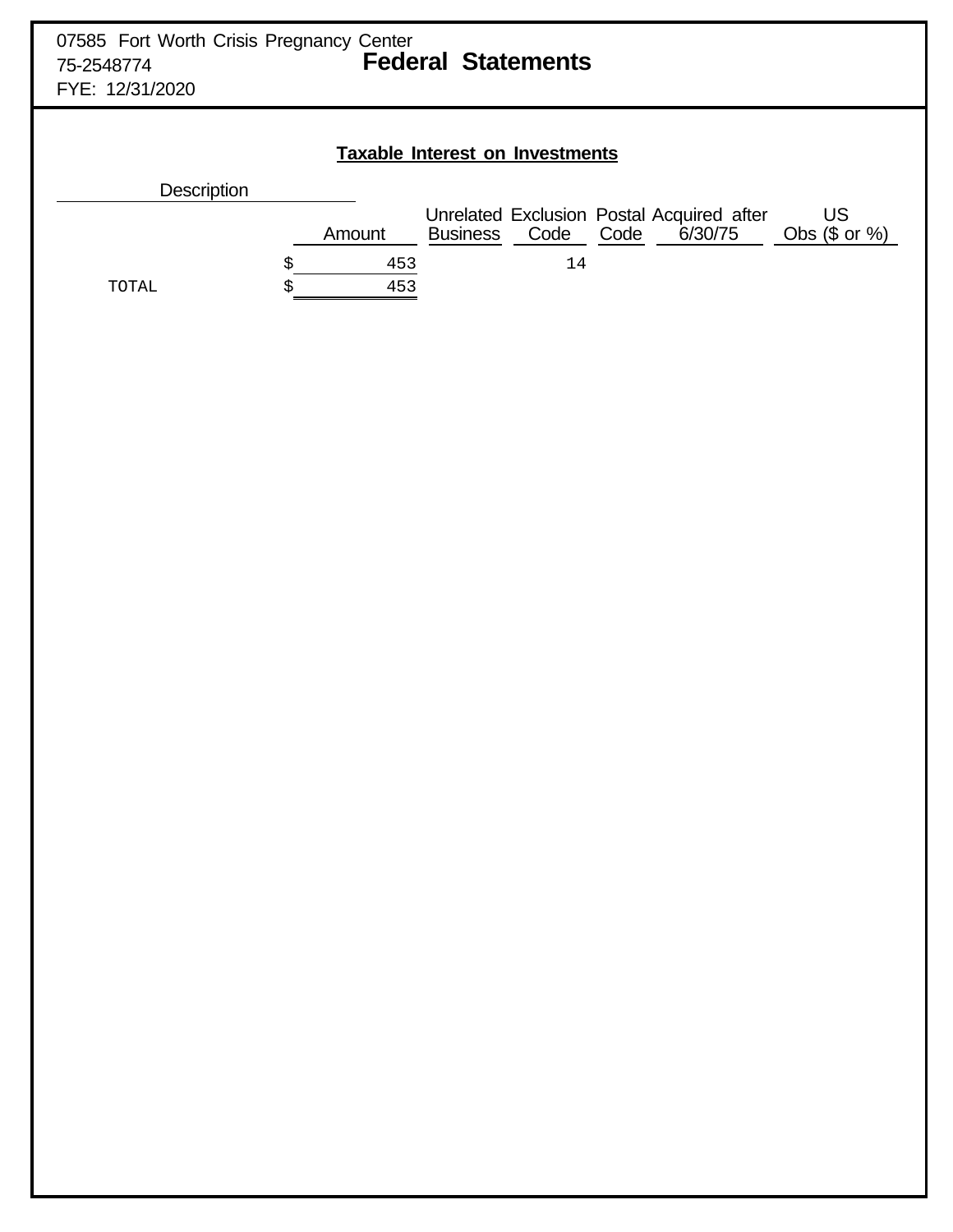07585 Fort Worth Crisis Pregnancy Center
75-2548774
FYE: 12/31/2020

# Federal Statements

## Taxable Interest on Investments

| Description | Amount | Unrelated Business | Exclusion Code | Postal Code | Acquired after 6/30/75 | US Obs ($ or %) |
|---|---|---|---|---|---|---|
| | $ 453 | | 14 | | | |
| TOTAL | $ 453 | | | | | |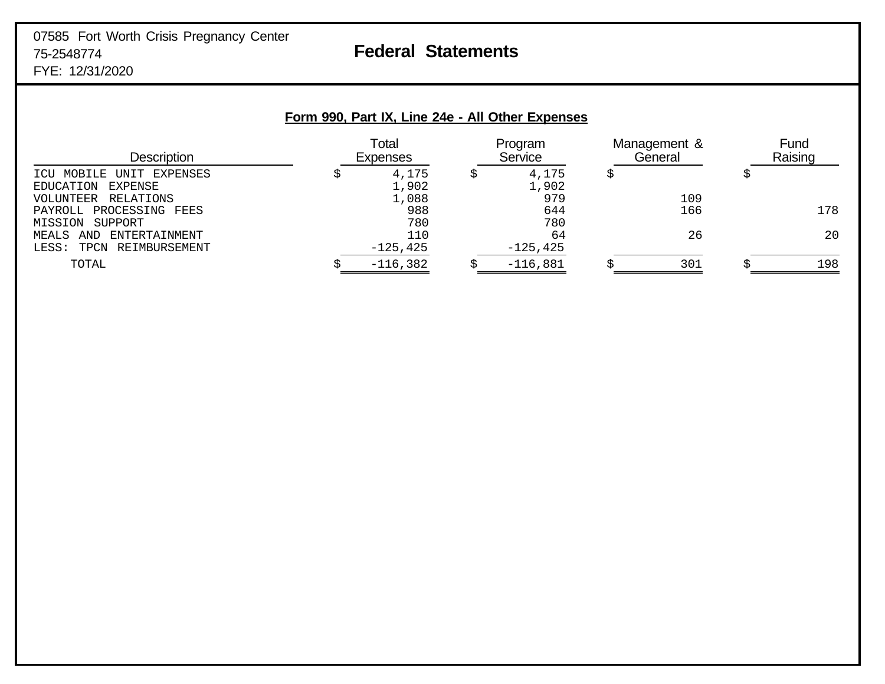07585 Fort Worth Crisis Pregnancy Center
75-2548774
FYE: 12/31/2020

# Federal Statements

## Form 990, Part IX, Line 24e - All Other Expenses

| Description | Total Expenses | Program Service | Management & General | Fund Raising |
|---|---|---|---|---|
| ICU MOBILE UNIT EXPENSES | $ 4,175 | $ 4,175 | $ | $ |
| EDUCATION EXPENSE | 1,902 | 1,902 | | |
| VOLUNTEER RELATIONS | 1,088 | 979 | 109 | |
| PAYROLL PROCESSING FEES | 988 | 644 | 166 | 178 |
| MISSION SUPPORT | 780 | 780 | | |
| MEALS AND ENTERTAINMENT | 110 | 64 | 26 | 20 |
| LESS: TPCN REIMBURSEMENT | -125,425 | -125,425 | | |
| TOTAL | $ -116,382 | $ -116,881 | $ 301 | $ 198 |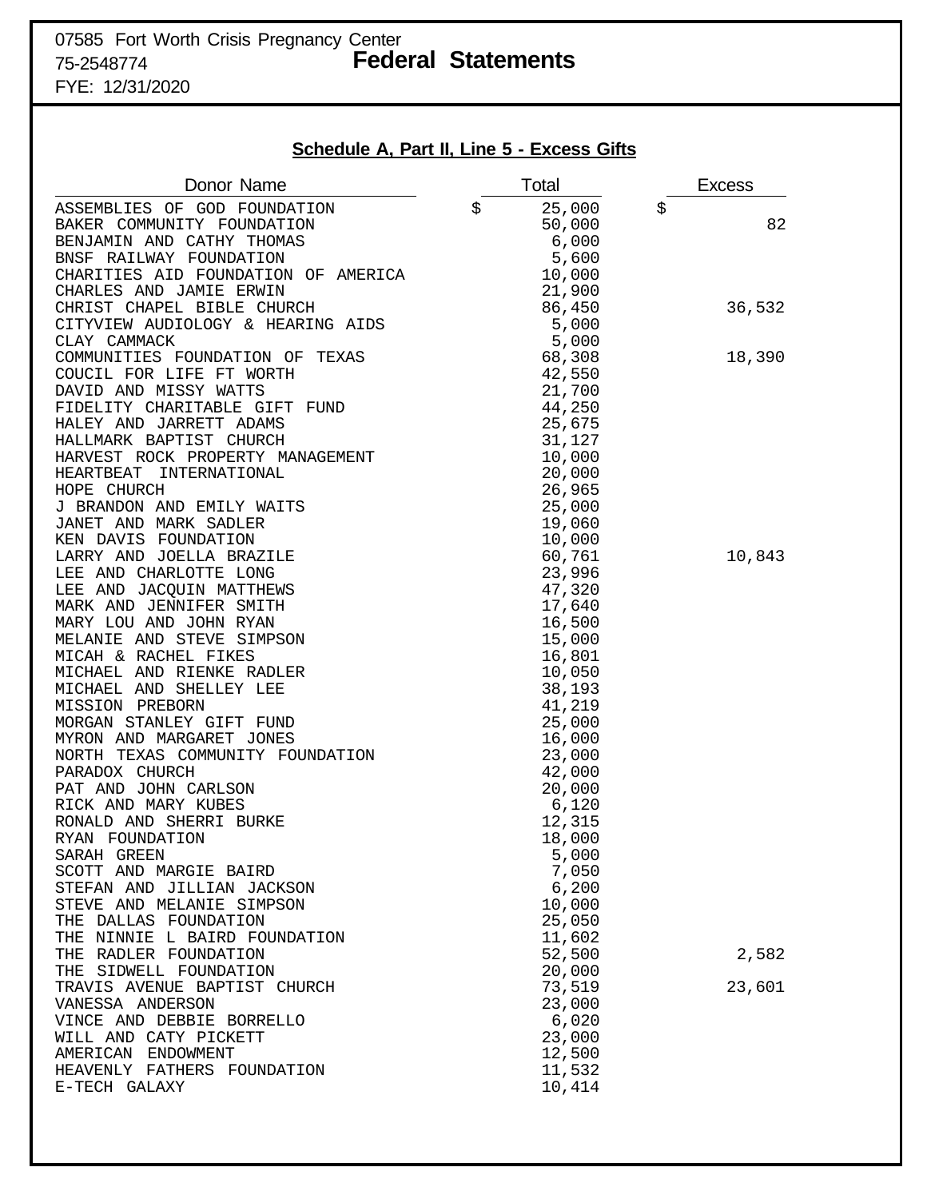07585 Fort Worth Crisis Pregnancy Center
75-2548774
FYE: 12/31/2020

# Federal Statements

## Schedule A, Part II, Line 5 - Excess Gifts

| Donor Name | Total | Excess |
|---|---|---|
| ASSEMBLIES OF GOD FOUNDATION | $ 25,000 | $ |
| BAKER COMMUNITY FOUNDATION | 50,000 | 82 |
| BENJAMIN AND CATHY THOMAS | 6,000 | |
| BNSF RAILWAY FOUNDATION | 5,600 | |
| CHARITIES AID FOUNDATION OF AMERICA | 10,000 | |
| CHARLES AND JAMIE ERWIN | 21,900 | |
| CHRIST CHAPEL BIBLE CHURCH | 86,450 | 36,532 |
| CITYVIEW AUDIOLOGY & HEARING AIDS | 5,000 | |
| CLAY CAMMACK | 5,000 | |
| COMMUNITIES FOUNDATION OF TEXAS | 68,308 | 18,390 |
| COUCIL FOR LIFE FT WORTH | 42,550 | |
| DAVID AND MISSY WATTS | 21,700 | |
| FIDELITY CHARITABLE GIFT FUND | 44,250 | |
| HALEY AND JARRETT ADAMS | 25,675 | |
| HALLMARK BAPTIST CHURCH | 31,127 | |
| HARVEST ROCK PROPERTY MANAGEMENT | 10,000 | |
| HEARTBEAT INTERNATIONAL | 20,000 | |
| HOPE CHURCH | 26,965 | |
| J BRANDON AND EMILY WAITS | 25,000 | |
| JANET AND MARK SADLER | 19,060 | |
| KEN DAVIS FOUNDATION | 10,000 | |
| LARRY AND JOELLA BRAZILE | 60,761 | 10,843 |
| LEE AND CHARLOTTE LONG | 23,996 | |
| LEE AND JACQUIN MATTHEWS | 47,320 | |
| MARK AND JENNIFER SMITH | 17,640 | |
| MARY LOU AND JOHN RYAN | 16,500 | |
| MELANIE AND STEVE SIMPSON | 15,000 | |
| MICAH & RACHEL FIKES | 16,801 | |
| MICHAEL AND RIENKE RADLER | 10,050 | |
| MICHAEL AND SHELLEY LEE | 38,193 | |
| MISSION PREBORN | 41,219 | |
| MORGAN STANLEY GIFT FUND | 25,000 | |
| MYRON AND MARGARET JONES | 16,000 | |
| NORTH TEXAS COMMUNITY FOUNDATION | 23,000 | |
| PARADOX CHURCH | 42,000 | |
| PAT AND JOHN CARLSON | 20,000 | |
| RICK AND MARY KUBES | 6,120 | |
| RONALD AND SHERRI BURKE | 12,315 | |
| RYAN FOUNDATION | 18,000 | |
| SARAH GREEN | 5,000 | |
| SCOTT AND MARGIE BAIRD | 7,050 | |
| STEFAN AND JILLIAN JACKSON | 6,200 | |
| STEVE AND MELANIE SIMPSON | 10,000 | |
| THE DALLAS FOUNDATION | 25,050 | |
| THE NINNIE L BAIRD FOUNDATION | 11,602 | |
| THE RADLER FOUNDATION | 52,500 | 2,582 |
| THE SIDWELL FOUNDATION | 20,000 | |
| TRAVIS AVENUE BAPTIST CHURCH | 73,519 | 23,601 |
| VANESSA ANDERSON | 23,000 | |
| VINCE AND DEBBIE BORRELLO | 6,020 | |
| WILL AND CATY PICKETT | 23,000 | |
| AMERICAN ENDOWMENT | 12,500 | |
| HEAVENLY FATHERS FOUNDATION | 11,532 | |
| E-TECH GALAXY | 10,414 | |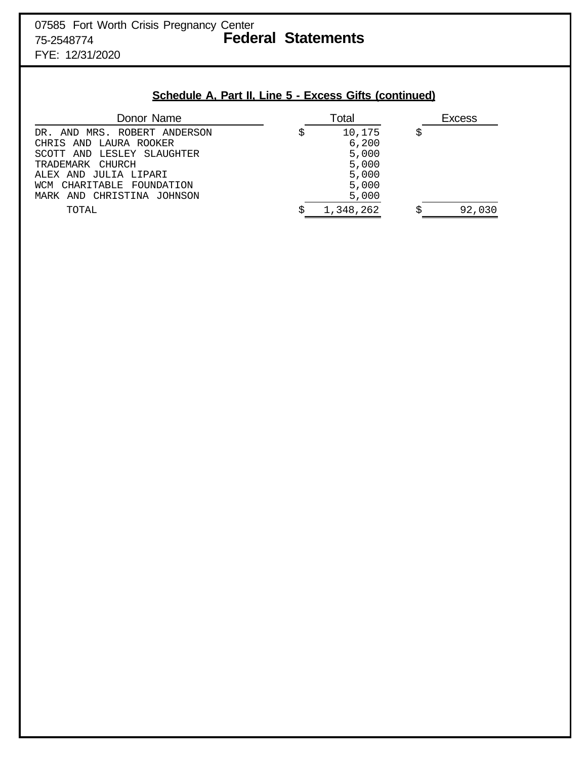07585 Fort Worth Crisis Pregnancy Center
75-2548774
FYE: 12/31/2020

# Federal Statements

## Schedule A, Part II, Line 5 - Excess Gifts (continued)

| Donor Name | Total | Excess |
|---|---|---|
| DR. AND MRS. ROBERT ANDERSON | $ 10,175 | $ |
| CHRIS AND LAURA ROOKER | 6,200 | |
| SCOTT AND LESLEY SLAUGHTER | 5,000 | |
| TRADEMARK CHURCH | 5,000 | |
| ALEX AND JULIA LIPARI | 5,000 | |
| WCM CHARITABLE FOUNDATION | 5,000 | |
| MARK AND CHRISTINA JOHNSON | 5,000 | |
| TOTAL | $ 1,348,262 | $ 92,030 |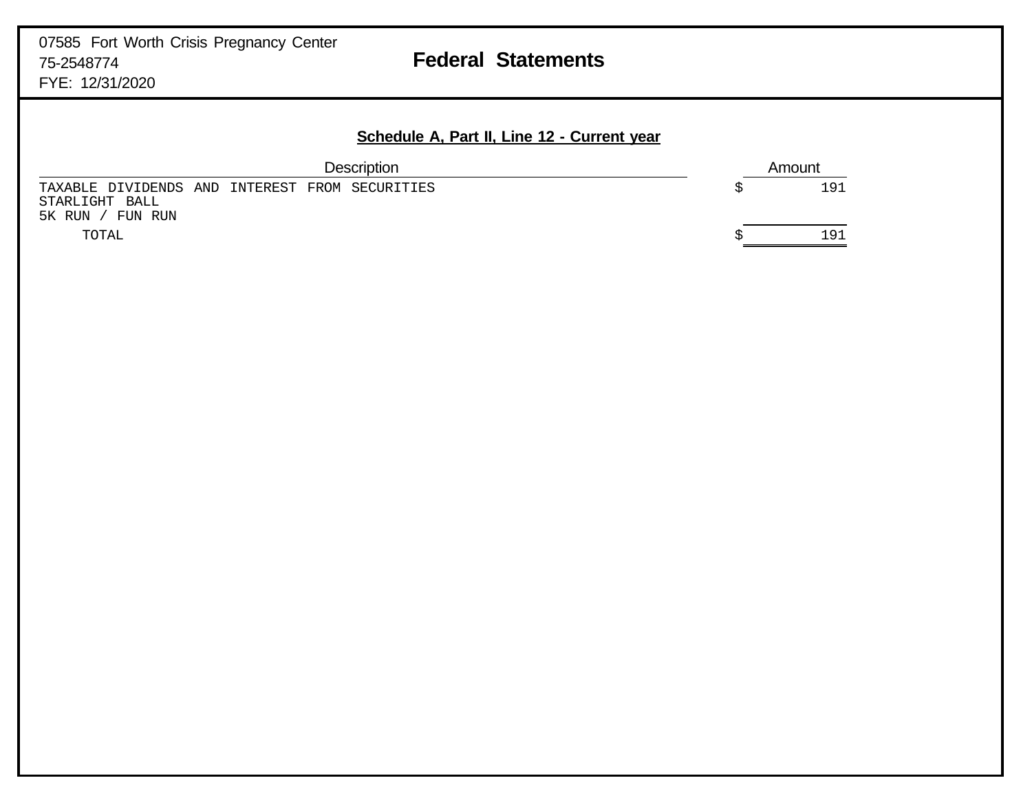07585 Fort Worth Crisis Pregnancy Center
75-2548774
FYE: 12/31/2020

# Federal Statements

## Schedule A, Part II, Line 12 - Current year

| Description | Amount |
|---|---|
| TAXABLE DIVIDENDS AND INTEREST FROM SECURITIES | $ 191 |
| STARLIGHT BALL | |
| 5K RUN / FUN RUN | |
| TOTAL | $ 191 |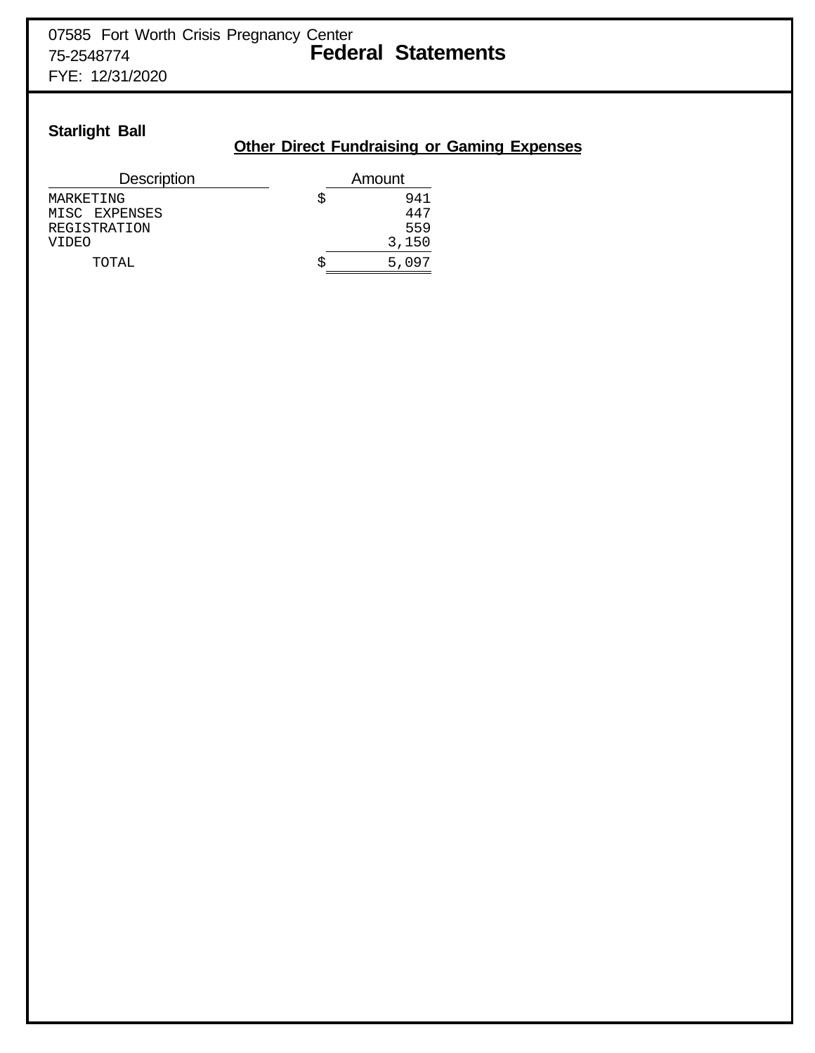07585 Fort Worth Crisis Pregnancy Center
75-2548774
FYE: 12/31/2020

# Federal Statements

**Starlight Ball**

## Other Direct Fundraising or Gaming Expenses

| Description | Amount |
|---|---|
| MARKETING | $ 941 |
| MISC EXPENSES | 447 |
| REGISTRATION | 559 |
| VIDEO | 3,150 |
| TOTAL | $ 5,097 |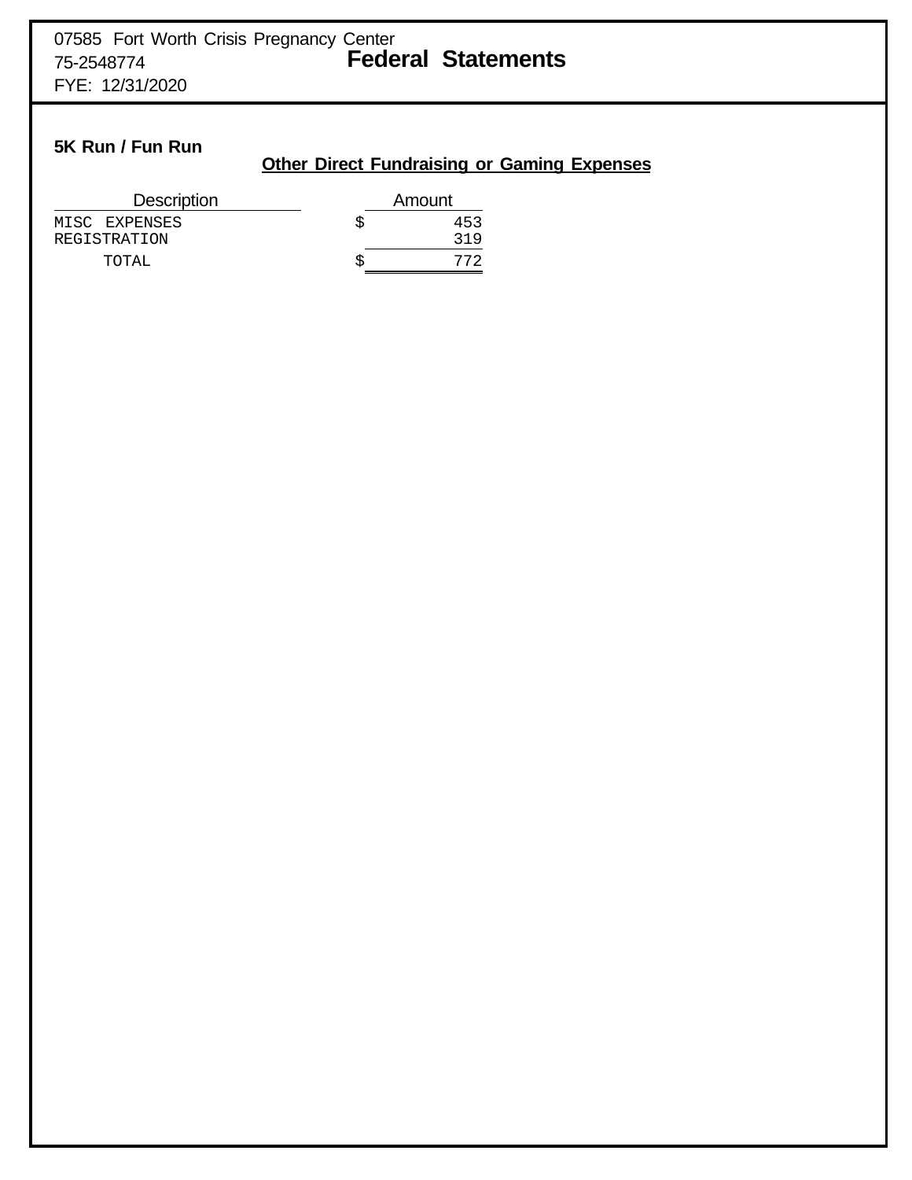07585 Fort Worth Crisis Pregnancy Center
75-2548774
FYE: 12/31/2020

# Federal Statements

**5K Run / Fun Run**

## Other Direct Fundraising or Gaming Expenses

| Description | Amount |
|---|---|
| MISC EXPENSES | $ 453 |
| REGISTRATION | 319 |
| TOTAL | $ 772 |